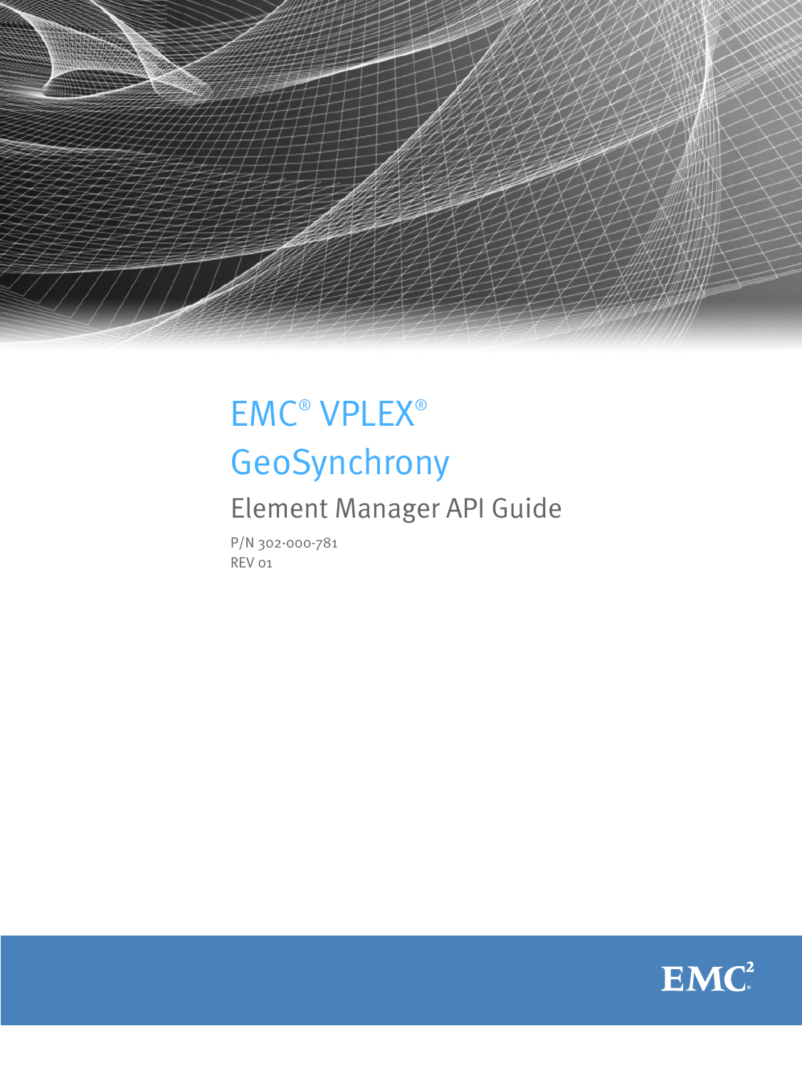# EMC® VPLEX®

# GeoSynchrony

## Element Manager API Guide

P/N 302-000-781
REV 01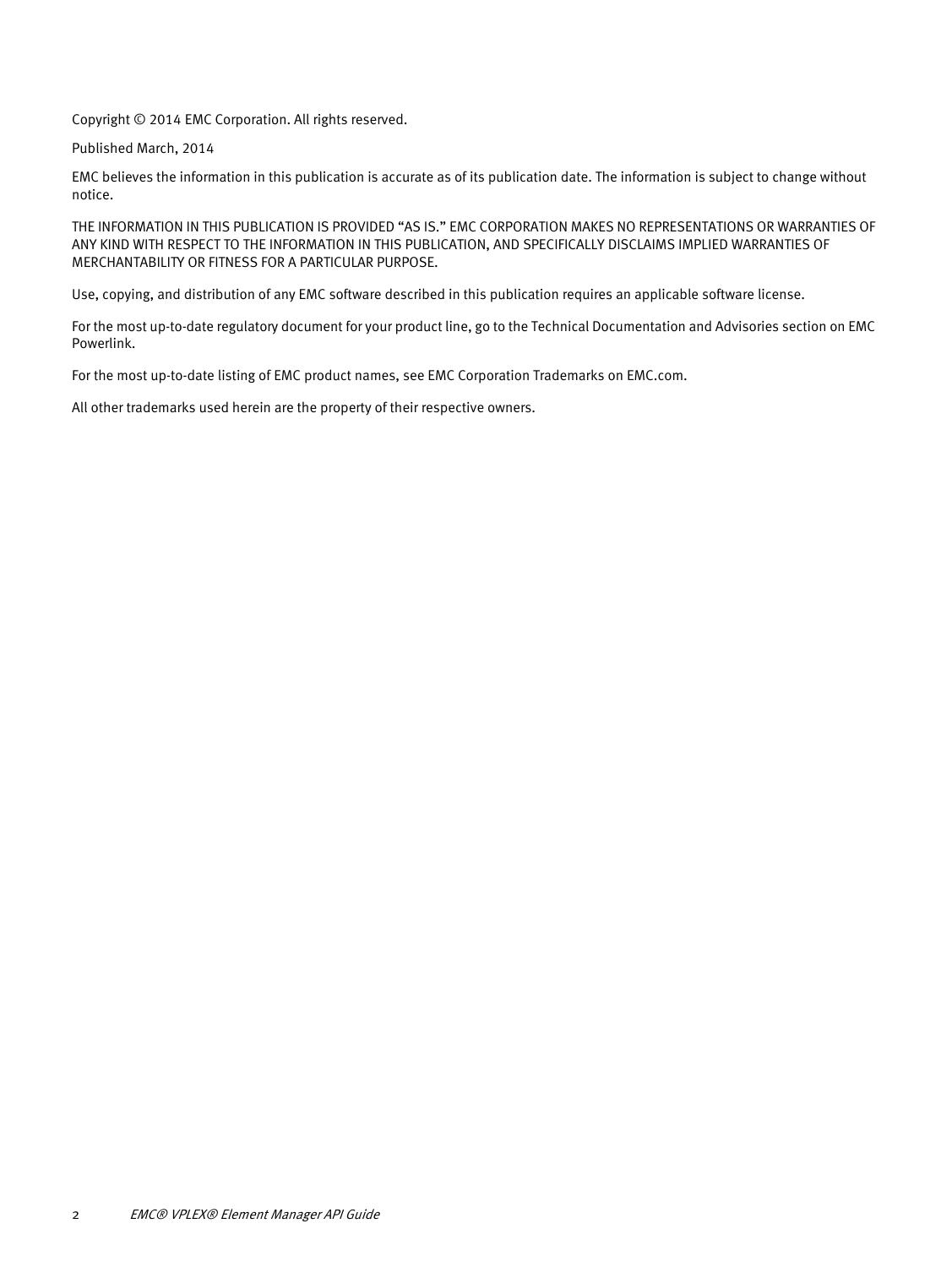Copyright © 2014 EMC Corporation. All rights reserved.

Published March, 2014

EMC believes the information in this publication is accurate as of its publication date. The information is subject to change without notice.

THE INFORMATION IN THIS PUBLICATION IS PROVIDED "AS IS." EMC CORPORATION MAKES NO REPRESENTATIONS OR WARRANTIES OF ANY KIND WITH RESPECT TO THE INFORMATION IN THIS PUBLICATION, AND SPECIFICALLY DISCLAIMS IMPLIED WARRANTIES OF MERCHANTABILITY OR FITNESS FOR A PARTICULAR PURPOSE.

Use, copying, and distribution of any EMC software described in this publication requires an applicable software license.

For the most up-to-date regulatory document for your product line, go to the Technical Documentation and Advisories section on EMC Powerlink.

For the most up-to-date listing of EMC product names, see EMC Corporation Trademarks on EMC.com.

All other trademarks used herein are the property of their respective owners.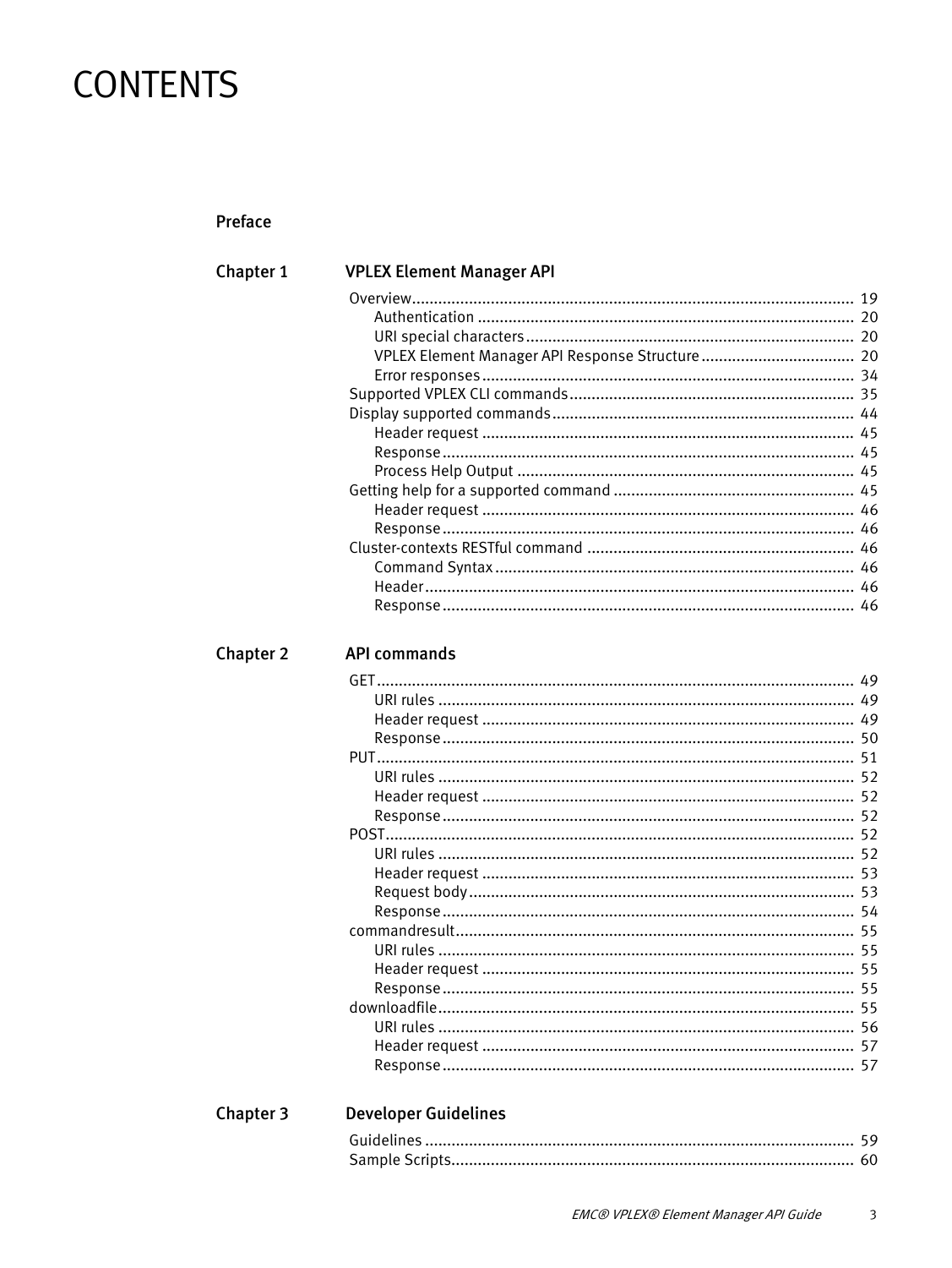# CONTENTS

**Preface**

**Chapter 1 VPLEX Element Manager API**

Overview ........ 19
- Authentication ........ 20
- URI special characters ........ 20
- VPLEX Element Manager API Response Structure ........ 20
- Error responses ........ 34

Supported VPLEX CLI commands ........ 35

Display supported commands ........ 44
- Header request ........ 45
- Response ........ 45
- Process Help Output ........ 45

Getting help for a supported command ........ 45
- Header request ........ 46
- Response ........ 46

Cluster-contexts RESTful command ........ 46
- Command Syntax ........ 46
- Header ........ 46
- Response ........ 46

**Chapter 2 API commands**

GET ........ 49
- URI rules ........ 49
- Header request ........ 49
- Response ........ 50

PUT ........ 51
- URI rules ........ 52
- Header request ........ 52
- Response ........ 52

POST ........ 52
- URI rules ........ 52
- Header request ........ 53
- Request body ........ 53
- Response ........ 54

commandresult ........ 55
- URI rules ........ 55
- Header request ........ 55
- Response ........ 55

downloadfile ........ 55
- URI rules ........ 56
- Header request ........ 57
- Response ........ 57

**Chapter 3 Developer Guidelines**

Guidelines ........ 59

Sample Scripts ........ 60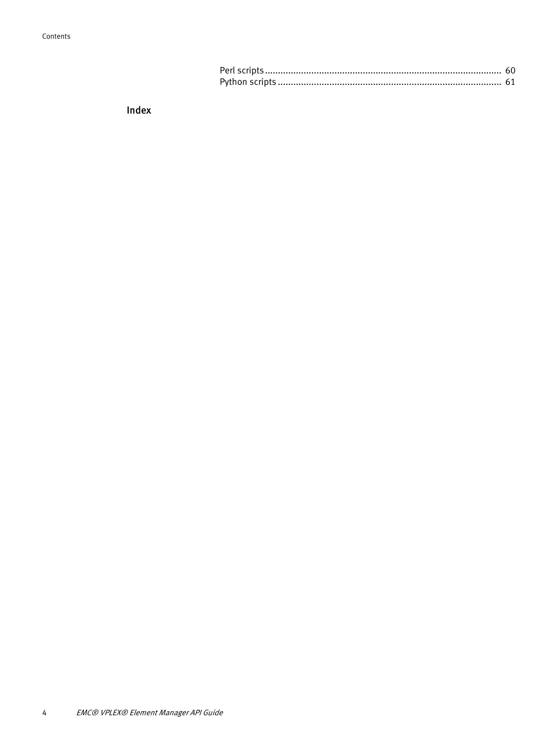Perl scripts........................................................................................ 60
Python scripts .................................................................................... 61

## Index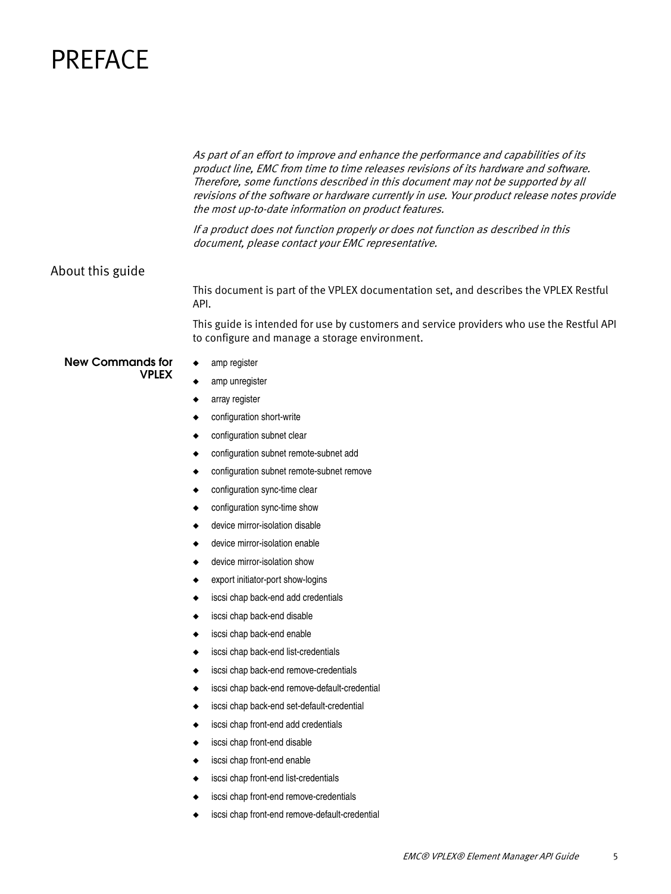# PREFACE

*As part of an effort to improve and enhance the performance and capabilities of its product line, EMC from time to time releases revisions of its hardware and software. Therefore, some functions described in this document may not be supported by all revisions of the software or hardware currently in use. Your product release notes provide the most up-to-date information on product features.*

*If a product does not function properly or does not function as described in this document, please contact your EMC representative.*

## About this guide

This document is part of the VPLEX documentation set, and describes the VPLEX Restful API.

This guide is intended for use by customers and service providers who use the Restful API to configure and manage a storage environment.

### New Commands for VPLEX

- amp register
- amp unregister
- array register
- configuration short-write
- configuration subnet clear
- configuration subnet remote-subnet add
- configuration subnet remote-subnet remove
- configuration sync-time clear
- configuration sync-time show
- device mirror-isolation disable
- device mirror-isolation enable
- device mirror-isolation show
- export initiator-port show-logins
- iscsi chap back-end add credentials
- iscsi chap back-end disable
- iscsi chap back-end enable
- iscsi chap back-end list-credentials
- iscsi chap back-end remove-credentials
- iscsi chap back-end remove-default-credential
- iscsi chap back-end set-default-credential
- iscsi chap front-end add credentials
- iscsi chap front-end disable
- iscsi chap front-end enable
- iscsi chap front-end list-credentials
- iscsi chap front-end remove-credentials
- iscsi chap front-end remove-default-credential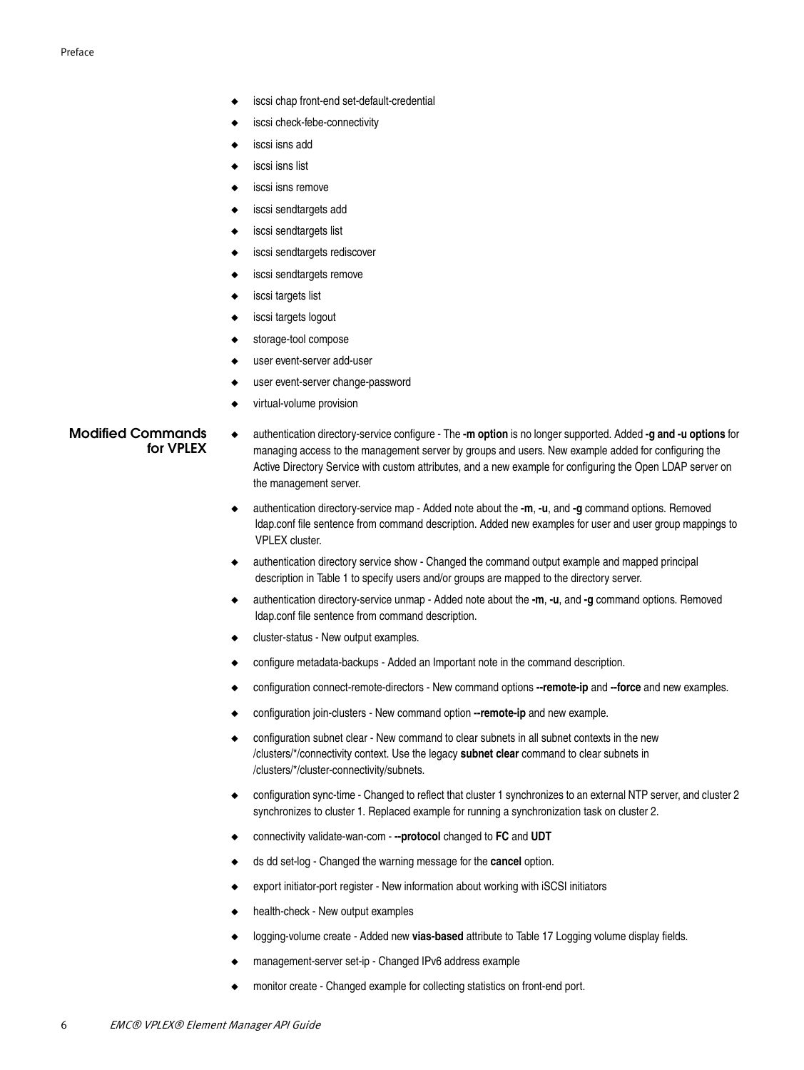- iscsi chap front-end set-default-credential
- iscsi check-febe-connectivity
- iscsi isns add
- iscsi isns list
- iscsi isns remove
- iscsi sendtargets add
- iscsi sendtargets list
- iscsi sendtargets rediscover
- iscsi sendtargets remove
- iscsi targets list
- iscsi targets logout
- storage-tool compose
- user event-server add-user
- user event-server change-password
- virtual-volume provision

## Modified Commands for VPLEX

- authentication directory-service configure - The **-m option** is no longer supported. Added **-g and -u options** for managing access to the management server by groups and users. New example added for configuring the Active Directory Service with custom attributes, and a new example for configuring the Open LDAP server on the management server.
- authentication directory-service map - Added note about the **-m**, **-u**, and **-g** command options. Removed ldap.conf file sentence from command description. Added new examples for user and user group mappings to VPLEX cluster.
- authentication directory service show - Changed the command output example and mapped principal description in Table 1 to specify users and/or groups are mapped to the directory server.
- authentication directory-service unmap - Added note about the **-m**, **-u**, and **-g** command options. Removed ldap.conf file sentence from command description.
- cluster-status - New output examples.
- configure metadata-backups - Added an Important note in the command description.
- configuration connect-remote-directors - New command options **--remote-ip** and **--force** and new examples.
- configuration join-clusters - New command option **--remote-ip** and new example.
- configuration subnet clear - New command to clear subnets in all subnet contexts in the new /clusters/*/connectivity context. Use the legacy **subnet clear** command to clear subnets in /clusters/*/cluster-connectivity/subnets.
- configuration sync-time - Changed to reflect that cluster 1 synchronizes to an external NTP server, and cluster 2 synchronizes to cluster 1. Replaced example for running a synchronization task on cluster 2.
- connectivity validate-wan-com - **--protocol** changed to **FC** and **UDT**
- ds dd set-log - Changed the warning message for the **cancel** option.
- export initiator-port register - New information about working with iSCSI initiators
- health-check - New output examples
- logging-volume create - Added new **vias-based** attribute to Table 17 Logging volume display fields.
- management-server set-ip - Changed IPv6 address example
- monitor create - Changed example for collecting statistics on front-end port.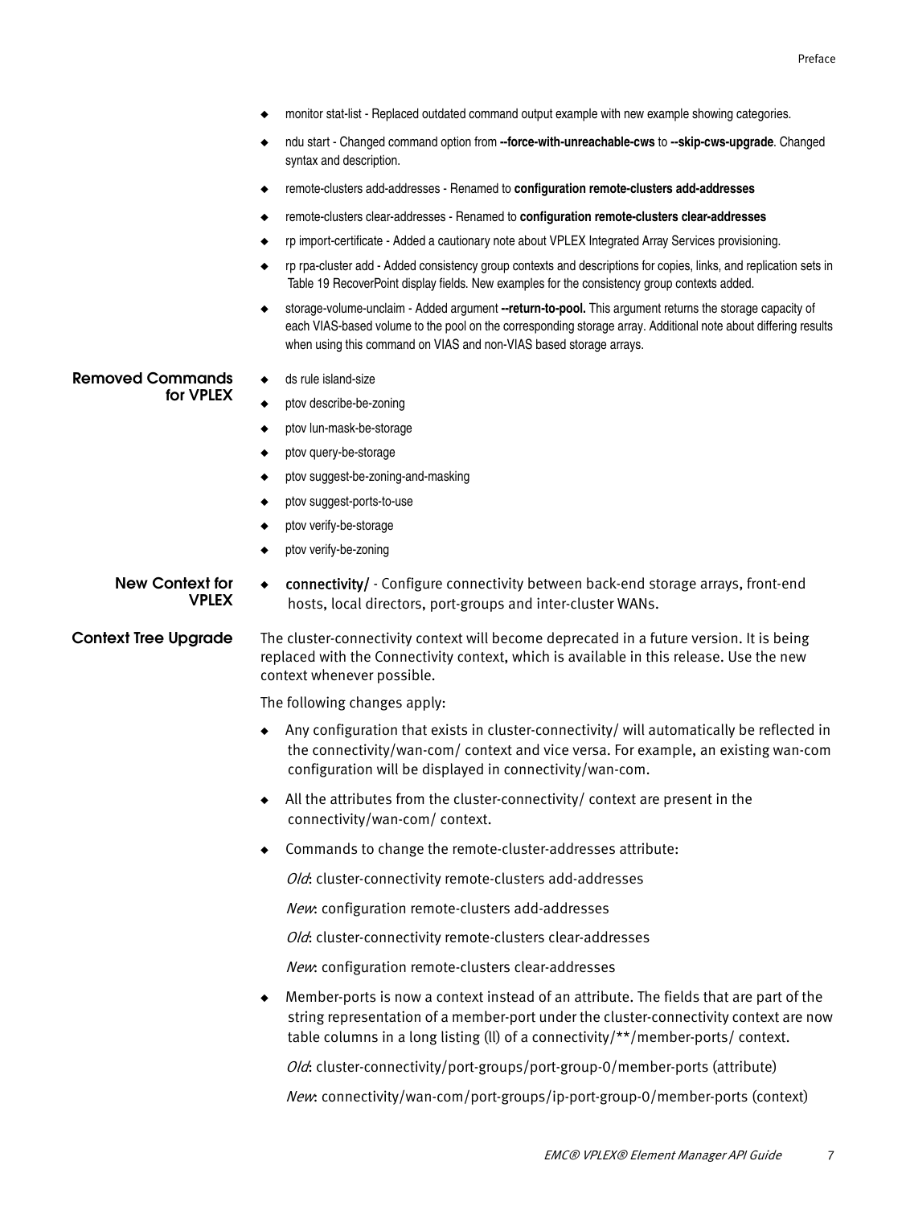- monitor stat-list - Replaced outdated command output example with new example showing categories.
- ndu start - Changed command option from **--force-with-unreachable-cws** to **--skip-cws-upgrade**. Changed syntax and description.
- remote-clusters add-addresses - Renamed to **configuration remote-clusters add-addresses**
- remote-clusters clear-addresses - Renamed to **configuration remote-clusters clear-addresses**
- rp import-certificate - Added a cautionary note about VPLEX Integrated Array Services provisioning.
- rp rpa-cluster add - Added consistency group contexts and descriptions for copies, links, and replication sets in Table 19 RecoverPoint display fields. New examples for the consistency group contexts added.
- storage-volume-unclaim - Added argument **--return-to-pool.** This argument returns the storage capacity of each VIAS-based volume to the pool on the corresponding storage array. Additional note about differing results when using this command on VIAS and non-VIAS based storage arrays.

## Removed Commands for VPLEX

- ds rule island-size
- ptov describe-be-zoning
- ptov lun-mask-be-storage
- ptov query-be-storage
- ptov suggest-be-zoning-and-masking
- ptov suggest-ports-to-use
- ptov verify-be-storage
- ptov verify-be-zoning

## New Context for VPLEX

- **connectivity/** - Configure connectivity between back-end storage arrays, front-end hosts, local directors, port-groups and inter-cluster WANs.

## Context Tree Upgrade

The cluster-connectivity context will become deprecated in a future version. It is being replaced with the Connectivity context, which is available in this release. Use the new context whenever possible.

The following changes apply:

- Any configuration that exists in cluster-connectivity/ will automatically be reflected in the connectivity/wan-com/ context and vice versa. For example, an existing wan-com configuration will be displayed in connectivity/wan-com.
- All the attributes from the cluster-connectivity/ context are present in the connectivity/wan-com/ context.
- Commands to change the remote-cluster-addresses attribute:

  *Old*: cluster-connectivity remote-clusters add-addresses

  *New*: configuration remote-clusters add-addresses

  *Old*: cluster-connectivity remote-clusters clear-addresses

  *New*: configuration remote-clusters clear-addresses

- Member-ports is now a context instead of an attribute. The fields that are part of the string representation of a member-port under the cluster-connectivity context are now table columns in a long listing (ll) of a connectivity/**/member-ports/ context.

  *Old*: cluster-connectivity/port-groups/port-group-0/member-ports (attribute)

  *New*: connectivity/wan-com/port-groups/ip-port-group-0/member-ports (context)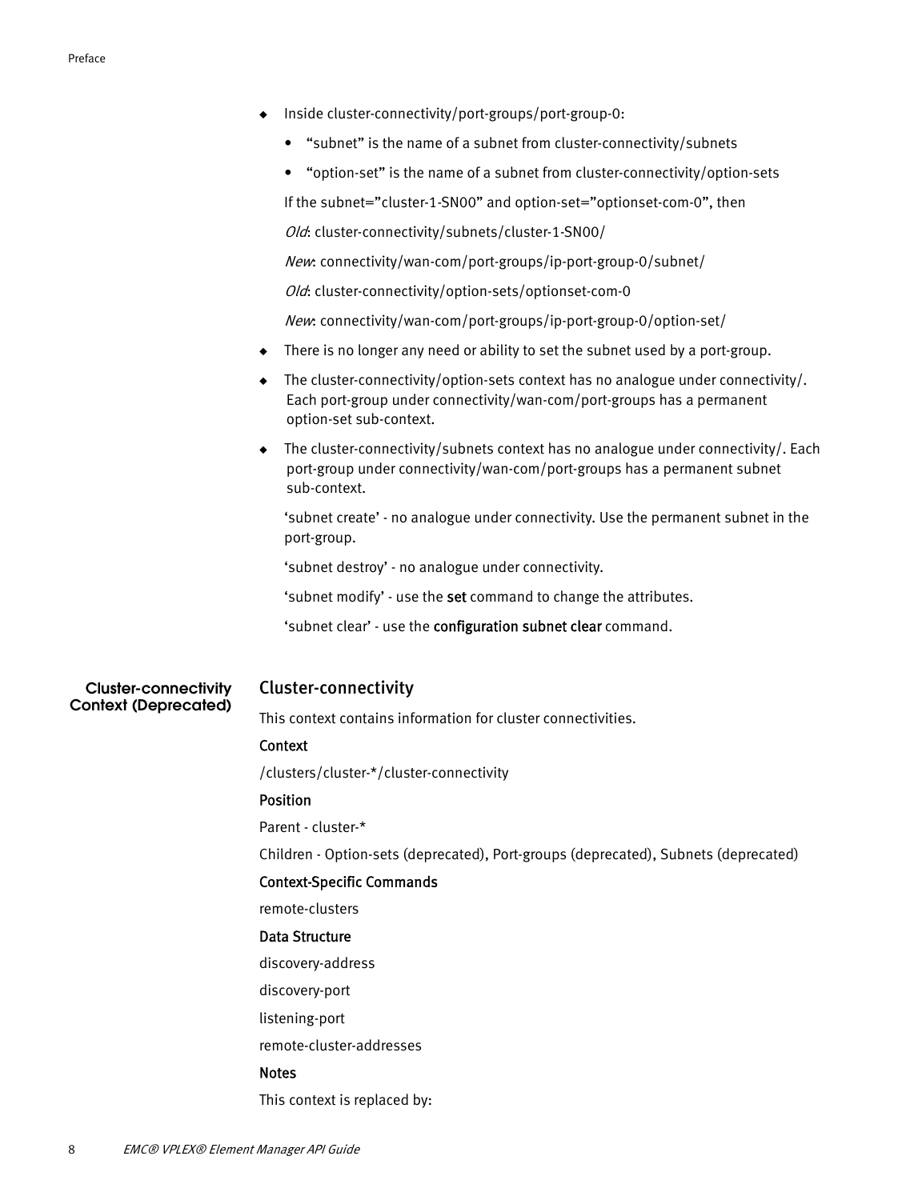- Inside cluster-connectivity/port-groups/port-group-0:
  - "subnet" is the name of a subnet from cluster-connectivity/subnets
  - "option-set" is the name of a subnet from cluster-connectivity/option-sets

  If the subnet="cluster-1-SN00" and option-set="optionset-com-0", then

  *Old*: cluster-connectivity/subnets/cluster-1-SN00/

  *New*: connectivity/wan-com/port-groups/ip-port-group-0/subnet/

  *Old*: cluster-connectivity/option-sets/optionset-com-0

  *New*: connectivity/wan-com/port-groups/ip-port-group-0/option-set/
- There is no longer any need or ability to set the subnet used by a port-group.
- The cluster-connectivity/option-sets context has no analogue under connectivity/. Each port-group under connectivity/wan-com/port-groups has a permanent option-set sub-context.
- The cluster-connectivity/subnets context has no analogue under connectivity/. Each port-group under connectivity/wan-com/port-groups has a permanent subnet sub-context.

  'subnet create' - no analogue under connectivity. Use the permanent subnet in the port-group.

  'subnet destroy' - no analogue under connectivity.

  'subnet modify' - use the **set** command to change the attributes.

  'subnet clear' - use the **configuration subnet clear** command.

## Cluster-connectivity Context (Deprecated)

### Cluster-connectivity

This context contains information for cluster connectivities.

**Context**

/clusters/cluster-*/cluster-connectivity

**Position**

Parent - cluster-*

Children - Option-sets (deprecated), Port-groups (deprecated), Subnets (deprecated)

**Context-Specific Commands**

remote-clusters

**Data Structure**

discovery-address

discovery-port

listening-port

remote-cluster-addresses

**Notes**

This context is replaced by: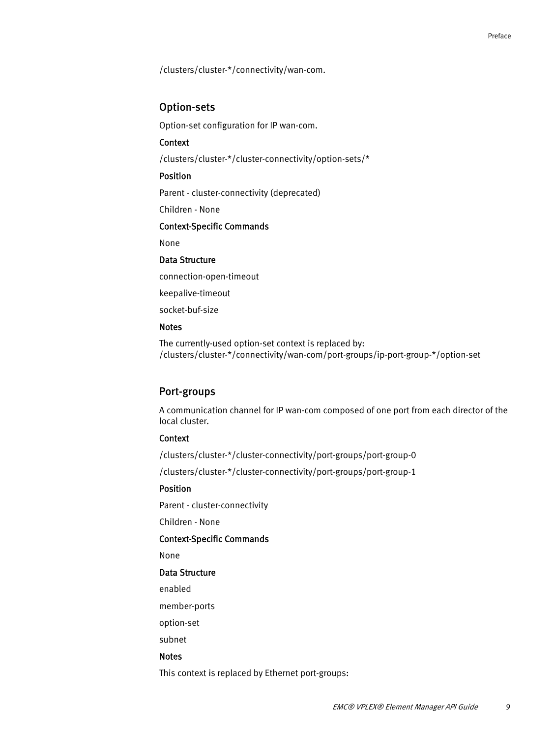/clusters/cluster-*/connectivity/wan-com.

## Option-sets

Option-set configuration for IP wan-com.

### Context

/clusters/cluster-*/cluster-connectivity/option-sets/*

### Position

Parent - cluster-connectivity (deprecated)

Children - None

### Context-Specific Commands

None

### Data Structure

connection-open-timeout

keepalive-timeout

socket-buf-size

### Notes

The currently-used option-set context is replaced by:
/clusters/cluster-*/connectivity/wan-com/port-groups/ip-port-group-*/option-set

## Port-groups

A communication channel for IP wan-com composed of one port from each director of the local cluster.

### Context

/clusters/cluster-*/cluster-connectivity/port-groups/port-group-0

/clusters/cluster-*/cluster-connectivity/port-groups/port-group-1

### Position

Parent - cluster-connectivity

Children - None

### Context-Specific Commands

None

### Data Structure

enabled

member-ports

option-set

subnet

### Notes

This context is replaced by Ethernet port-groups: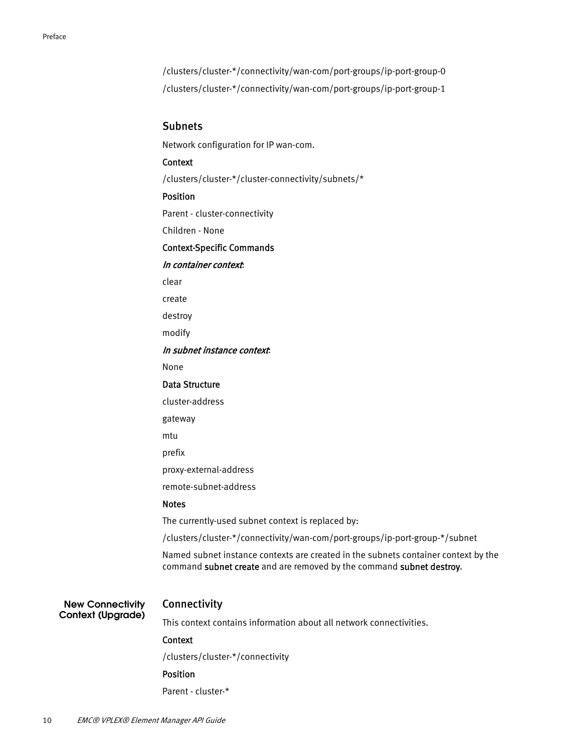/clusters/cluster-*/connectivity/wan-com/port-groups/ip-port-group-0

/clusters/cluster-*/connectivity/wan-com/port-groups/ip-port-group-1

## Subnets

Network configuration for IP wan-com.

**Context**

/clusters/cluster-*/cluster-connectivity/subnets/*

**Position**

Parent - cluster-connectivity

Children - None

**Context-Specific Commands**

*In container context*:

clear

create

destroy

modify

*In subnet instance context*:

None

**Data Structure**

cluster-address

gateway

mtu

prefix

proxy-external-address

remote-subnet-address

**Notes**

The currently-used subnet context is replaced by:

/clusters/cluster-*/connectivity/wan-com/port-groups/ip-port-group-*/subnet

Named subnet instance contexts are created in the subnets container context by the command **subnet create** and are removed by the command **subnet destroy**.

# New Connectivity Context (Upgrade)

## Connectivity

This context contains information about all network connectivities.

**Context**

/clusters/cluster-*/connectivity

**Position**

Parent - cluster-*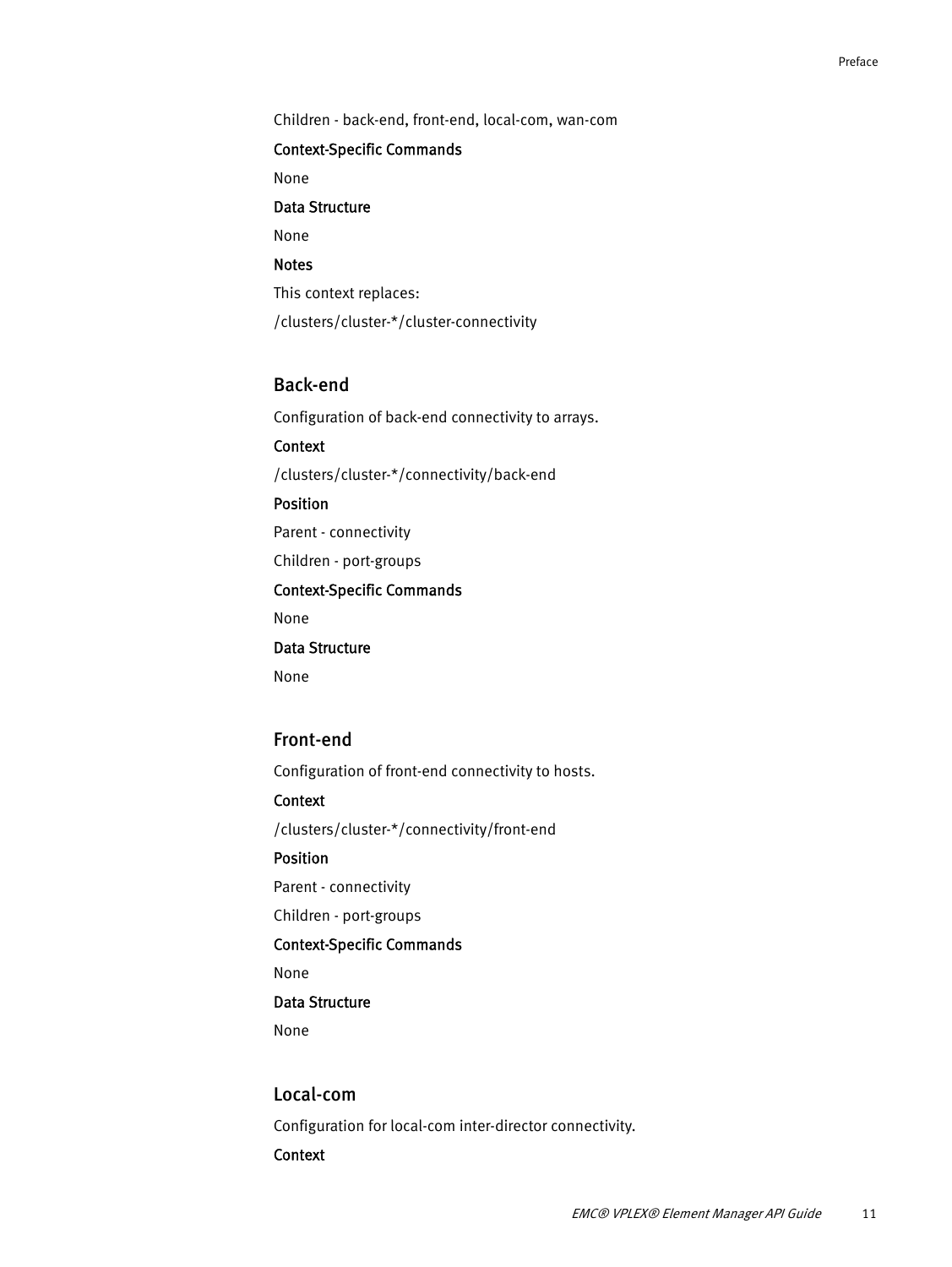Children - back-end, front-end, local-com, wan-com

#### Context-Specific Commands

None

#### Data Structure

None

#### Notes

This context replaces:

/clusters/cluster-*/cluster-connectivity

### Back-end

Configuration of back-end connectivity to arrays.

#### Context

/clusters/cluster-*/connectivity/back-end

#### Position

Parent - connectivity

Children - port-groups

#### Context-Specific Commands

None

#### Data Structure

None

### Front-end

Configuration of front-end connectivity to hosts.

#### Context

/clusters/cluster-*/connectivity/front-end

#### Position

Parent - connectivity

Children - port-groups

#### Context-Specific Commands

None

#### Data Structure

None

### Local-com

Configuration for local-com inter-director connectivity.

#### Context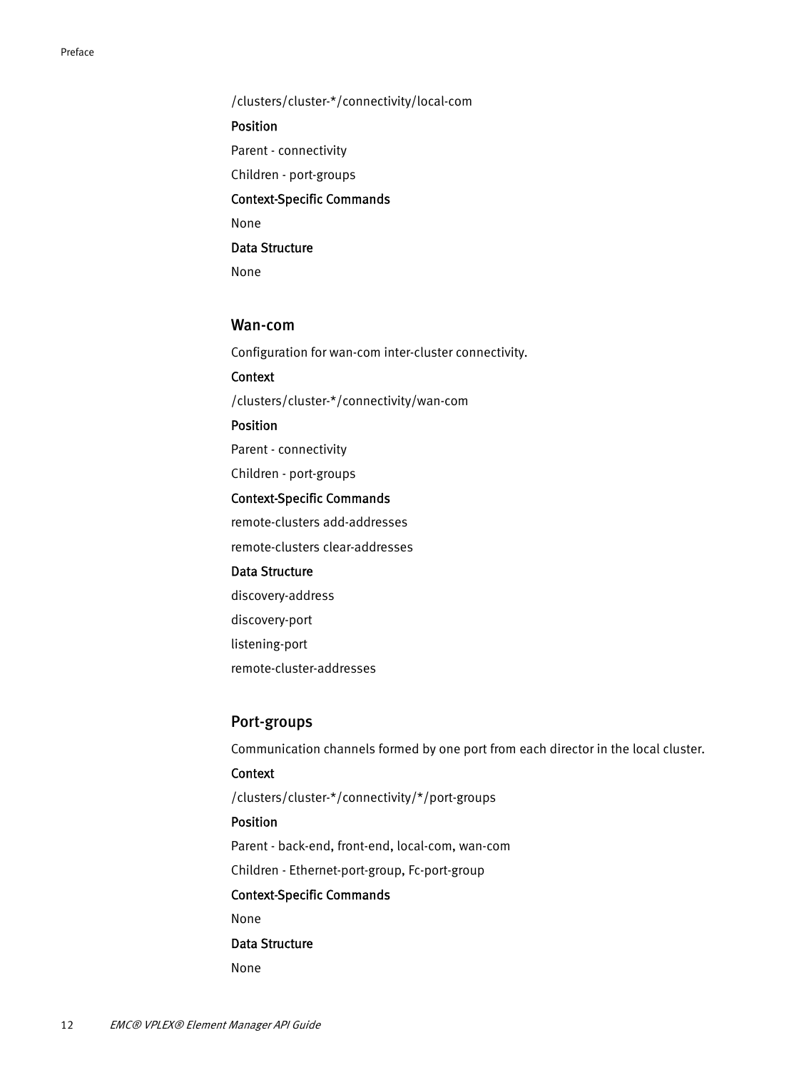/clusters/cluster-*/connectivity/local-com

#### Position

Parent - connectivity

Children - port-groups

#### Context-Specific Commands

None

#### Data Structure

None

### Wan-com

Configuration for wan-com inter-cluster connectivity.

#### Context

/clusters/cluster-*/connectivity/wan-com

#### Position

Parent - connectivity

Children - port-groups

#### Context-Specific Commands

remote-clusters add-addresses

remote-clusters clear-addresses

#### Data Structure

discovery-address

discovery-port

listening-port

remote-cluster-addresses

### Port-groups

Communication channels formed by one port from each director in the local cluster.

#### Context

/clusters/cluster-*/connectivity/*/port-groups

#### Position

Parent - back-end, front-end, local-com, wan-com

Children - Ethernet-port-group, Fc-port-group

#### Context-Specific Commands

None

#### Data Structure

None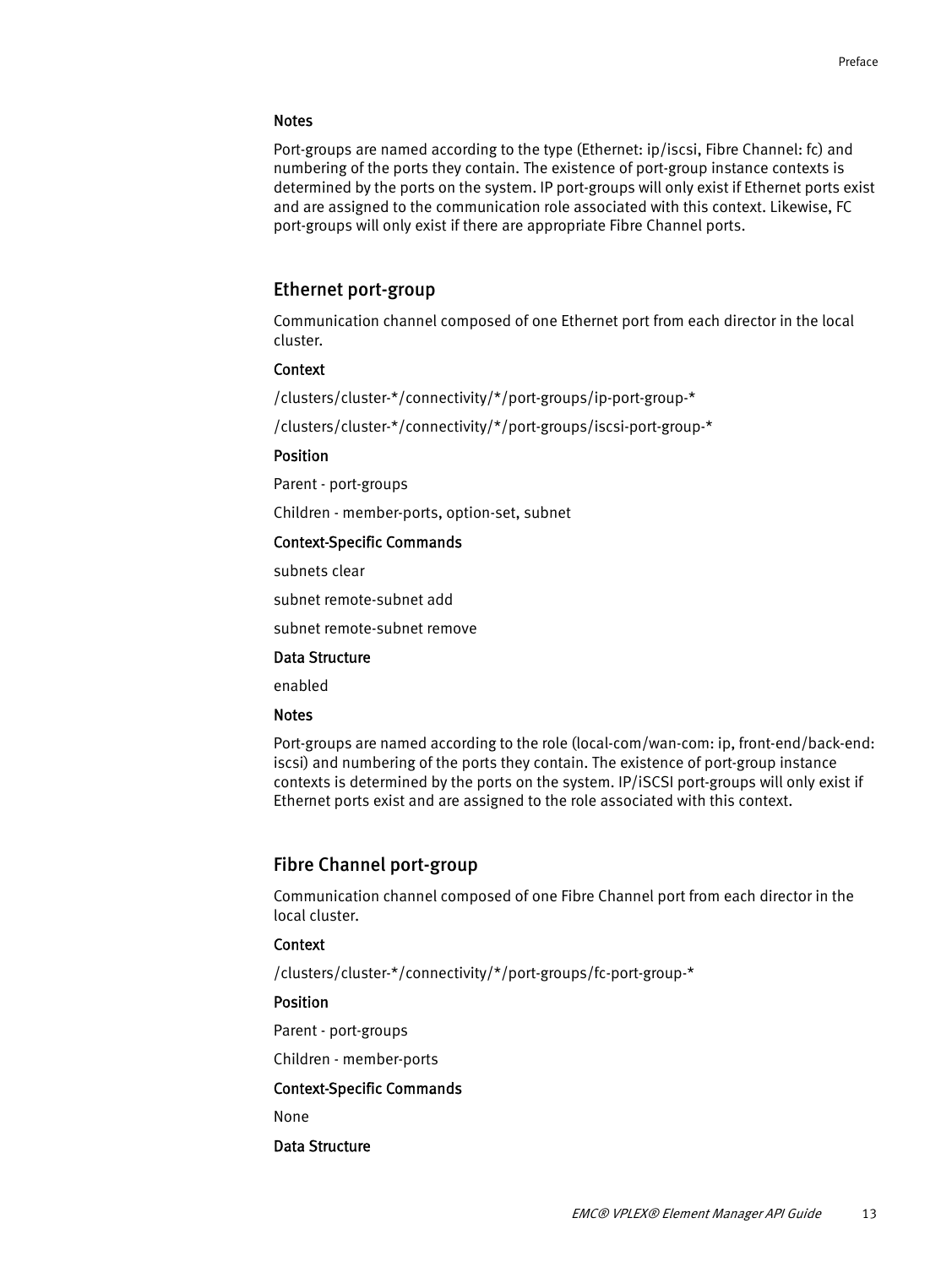#### Notes

Port-groups are named according to the type (Ethernet: ip/iscsi, Fibre Channel: fc) and numbering of the ports they contain. The existence of port-group instance contexts is determined by the ports on the system. IP port-groups will only exist if Ethernet ports exist and are assigned to the communication role associated with this context. Likewise, FC port-groups will only exist if there are appropriate Fibre Channel ports.

### Ethernet port-group

Communication channel composed of one Ethernet port from each director in the local cluster.

#### Context

/clusters/cluster-*/connectivity/*/port-groups/ip-port-group-*

/clusters/cluster-*/connectivity/*/port-groups/iscsi-port-group-*

#### Position

Parent - port-groups

Children - member-ports, option-set, subnet

#### Context-Specific Commands

subnets clear

subnet remote-subnet add

subnet remote-subnet remove

#### Data Structure

enabled

#### Notes

Port-groups are named according to the role (local-com/wan-com: ip, front-end/back-end: iscsi) and numbering of the ports they contain. The existence of port-group instance contexts is determined by the ports on the system. IP/iSCSI port-groups will only exist if Ethernet ports exist and are assigned to the role associated with this context.

### Fibre Channel port-group

Communication channel composed of one Fibre Channel port from each director in the local cluster.

#### Context

/clusters/cluster-*/connectivity/*/port-groups/fc-port-group-*

#### Position

Parent - port-groups

Children - member-ports

#### Context-Specific Commands

None

#### Data Structure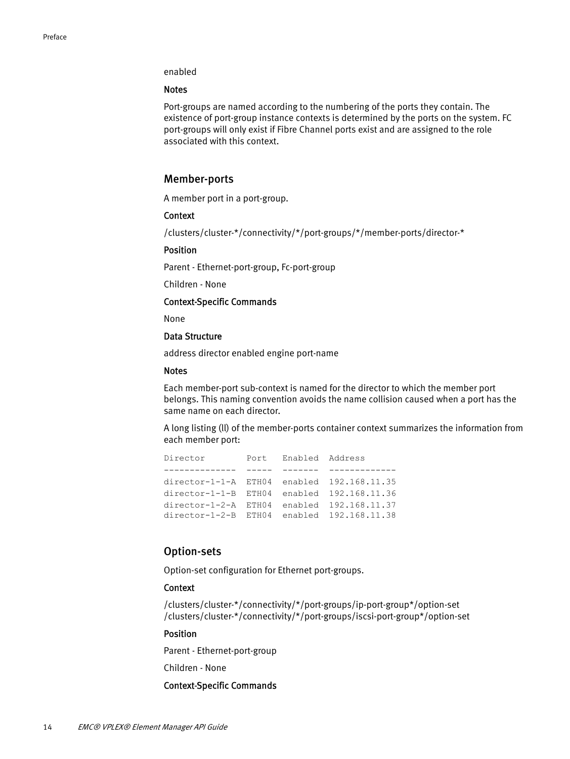enabled

#### Notes

Port-groups are named according to the numbering of the ports they contain. The existence of port-group instance contexts is determined by the ports on the system. FC port-groups will only exist if Fibre Channel ports exist and are assigned to the role associated with this context.

### Member-ports

A member port in a port-group.

#### Context

/clusters/cluster-*/connectivity/*/port-groups/*/member-ports/director-*

#### Position

Parent - Ethernet-port-group, Fc-port-group

Children - None

#### Context-Specific Commands

None

#### Data Structure

address director enabled engine port-name

#### Notes

Each member-port sub-context is named for the director to which the member port belongs. This naming convention avoids the name collision caused when a port has the same name on each director.

A long listing (ll) of the member-ports container context summarizes the information from each member port:

```
Director        Port   Enabled  Address
--------------  -----  -------  -------------
director-1-1-A  ETH04  enabled  192.168.11.35
director-1-1-B  ETH04  enabled  192.168.11.36
director-1-2-A  ETH04  enabled  192.168.11.37
director-1-2-B  ETH04  enabled  192.168.11.38
```

### Option-sets

Option-set configuration for Ethernet port-groups.

#### Context

/clusters/cluster-*/connectivity/*/port-groups/ip-port-group*/option-set
/clusters/cluster-*/connectivity/*/port-groups/iscsi-port-group*/option-set

#### Position

Parent - Ethernet-port-group

Children - None

#### Context-Specific Commands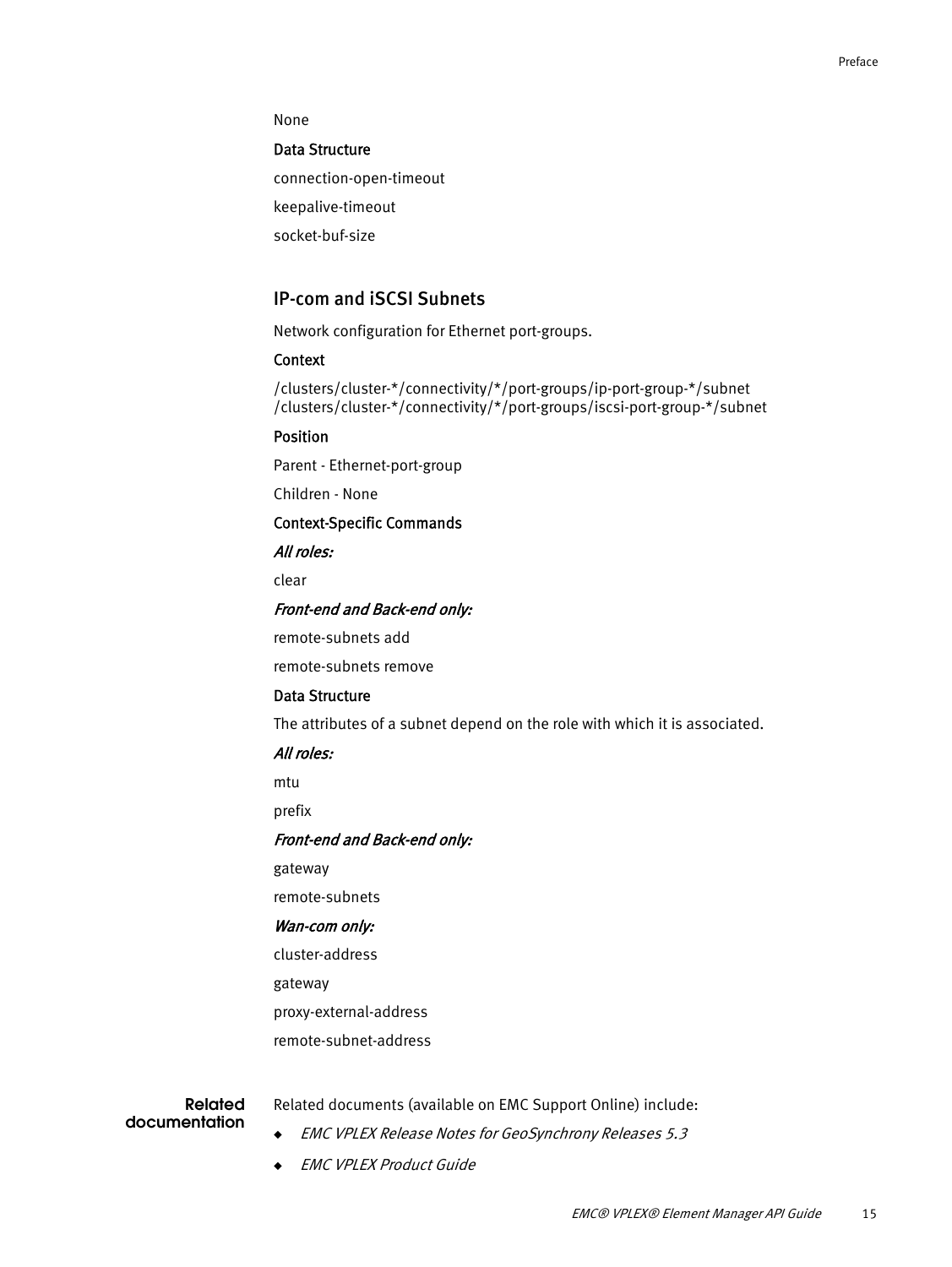None

**Data Structure**

connection-open-timeout

keepalive-timeout

socket-buf-size

## IP-com and iSCSI Subnets

Network configuration for Ethernet port-groups.

**Context**

/clusters/cluster-*/connectivity/*/port-groups/ip-port-group-*/subnet
/clusters/cluster-*/connectivity/*/port-groups/iscsi-port-group-*/subnet

**Position**

Parent - Ethernet-port-group

Children - None

**Context-Specific Commands**

***All roles:***

clear

***Front-end and Back-end only:***

remote-subnets add

remote-subnets remove

**Data Structure**

The attributes of a subnet depend on the role with which it is associated.

***All roles:***

mtu

prefix

***Front-end and Back-end only:***

gateway

remote-subnets

***Wan-com only:***

cluster-address

gateway

proxy-external-address

remote-subnet-address

**Related documentation**

Related documents (available on EMC Support Online) include:

- *EMC VPLEX Release Notes for GeoSynchrony Releases 5.3*
- *EMC VPLEX Product Guide*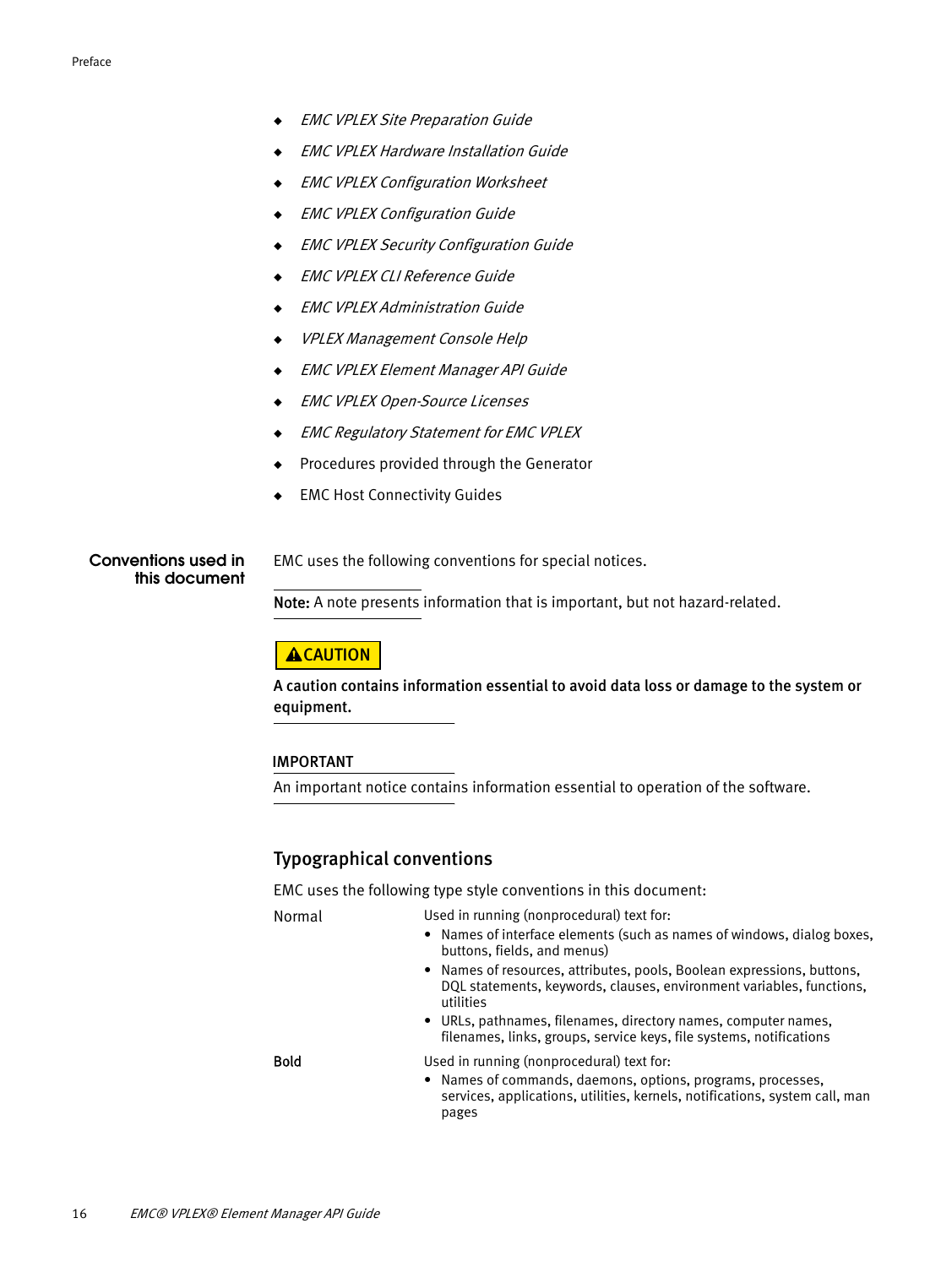- *EMC VPLEX Site Preparation Guide*
- *EMC VPLEX Hardware Installation Guide*
- *EMC VPLEX Configuration Worksheet*
- *EMC VPLEX Configuration Guide*
- *EMC VPLEX Security Configuration Guide*
- *EMC VPLEX CLI Reference Guide*
- *EMC VPLEX Administration Guide*
- *VPLEX Management Console Help*
- *EMC VPLEX Element Manager API Guide*
- *EMC VPLEX Open-Source Licenses*
- *EMC Regulatory Statement for EMC VPLEX*
- Procedures provided through the Generator
- EMC Host Connectivity Guides

## Conventions used in this document

EMC uses the following conventions for special notices.

**Note:** A note presents information that is important, but not hazard-related.

**CAUTION**

**A caution contains information essential to avoid data loss or damage to the system or equipment.**

**IMPORTANT**

An important notice contains information essential to operation of the software.

### Typographical conventions

EMC uses the following type style conventions in this document:

Normal — Used in running (nonprocedural) text for:

- Names of interface elements (such as names of windows, dialog boxes, buttons, fields, and menus)
- Names of resources, attributes, pools, Boolean expressions, buttons, DQL statements, keywords, clauses, environment variables, functions, utilities
- URLs, pathnames, filenames, directory names, computer names, filenames, links, groups, service keys, file systems, notifications

**Bold** — Used in running (nonprocedural) text for:

- Names of commands, daemons, options, programs, processes, services, applications, utilities, kernels, notifications, system call, man pages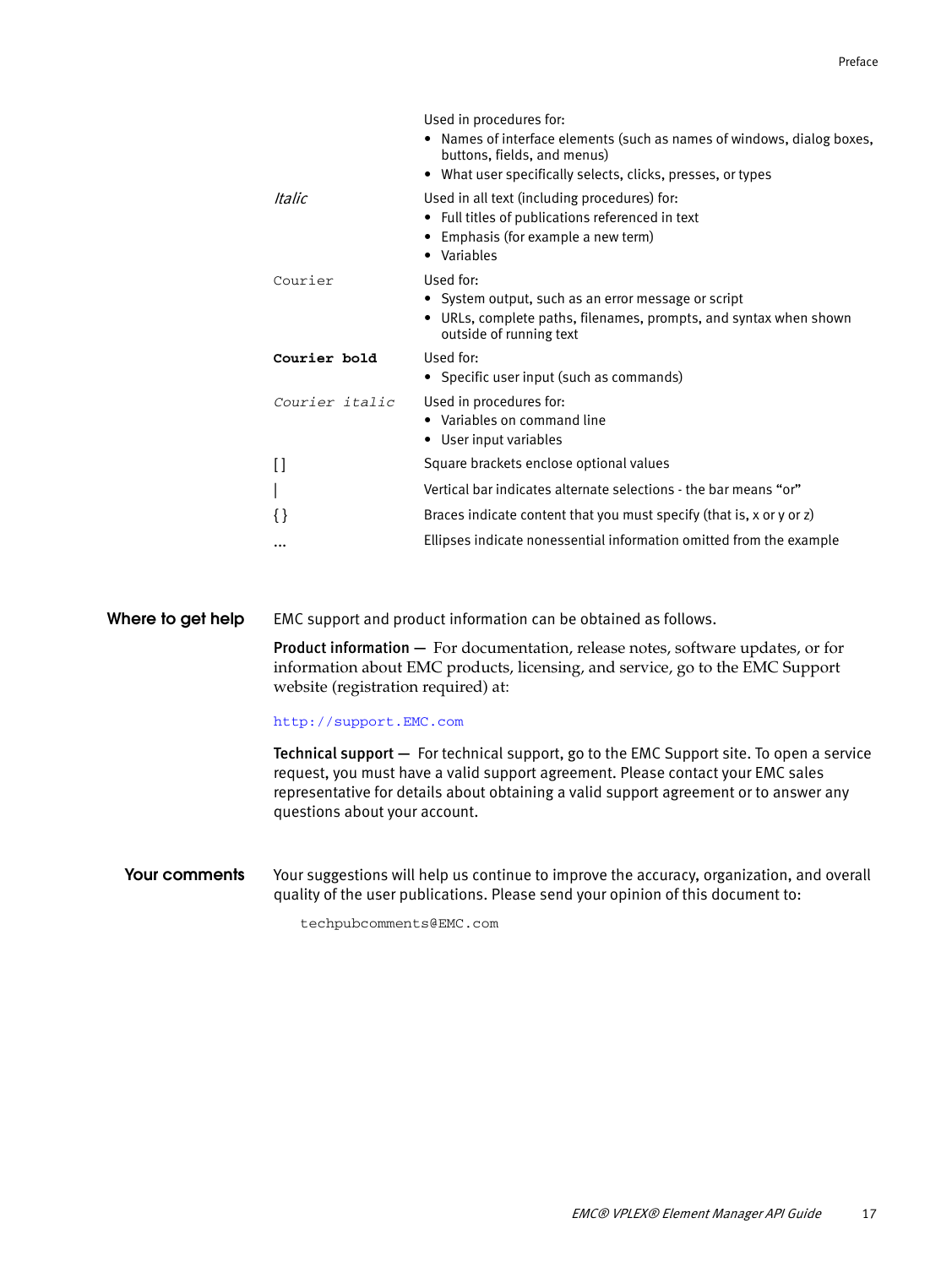| | |
|---|---|
| | Used in procedures for:<br>• Names of interface elements (such as names of windows, dialog boxes, buttons, fields, and menus)<br>• What user specifically selects, clicks, presses, or types |
| *Italic* | Used in all text (including procedures) for:<br>• Full titles of publications referenced in text<br>• Emphasis (for example a new term)<br>• Variables |
| `Courier` | Used for:<br>• System output, such as an error message or script<br>• URLs, complete paths, filenames, prompts, and syntax when shown outside of running text |
| **`Courier bold`** | Used for:<br>• Specific user input (such as commands) |
| *`Courier italic`* | Used in procedures for:<br>• Variables on command line<br>• User input variables |
| [ ] | Square brackets enclose optional values |
| \| | Vertical bar indicates alternate selections - the bar means "or" |
| { } | Braces indicate content that you must specify (that is, x or y or z) |
| ... | Ellipses indicate nonessential information omitted from the example |

## Where to get help

EMC support and product information can be obtained as follows.

**Product information —** For documentation, release notes, software updates, or for information about EMC products, licensing, and service, go to the EMC Support website (registration required) at:

`http://support.EMC.com`

**Technical support —** For technical support, go to the EMC Support site. To open a service request, you must have a valid support agreement. Please contact your EMC sales representative for details about obtaining a valid support agreement or to answer any questions about your account.

## Your comments

Your suggestions will help us continue to improve the accuracy, organization, and overall quality of the user publications. Please send your opinion of this document to:

`techpubcomments@EMC.com`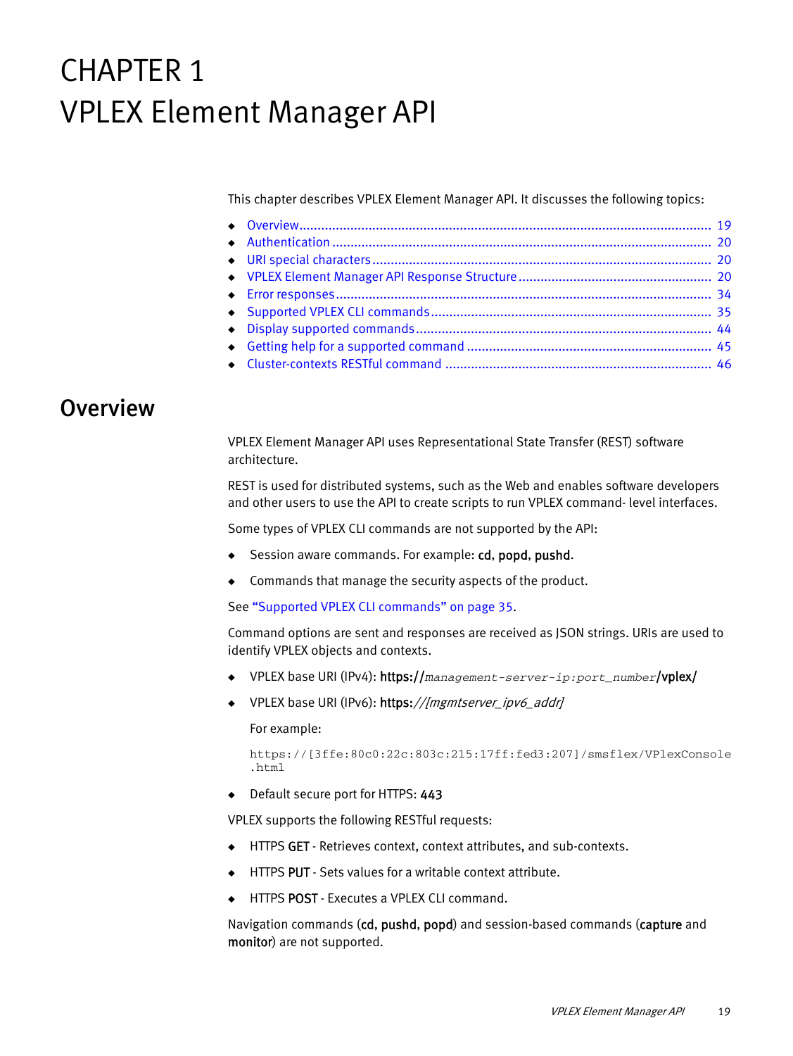# CHAPTER 1
# VPLEX Element Manager API

This chapter describes VPLEX Element Manager API. It discusses the following topics:

- Overview ............................................................................................................ 19
- Authentication .................................................................................................... 20
- URI special characters ......................................................................................... 20
- VPLEX Element Manager API Response Structure .................................................. 20
- Error responses .................................................................................................. 34
- Supported VPLEX CLI commands ......................................................................... 35
- Display supported commands ............................................................................. 44
- Getting help for a supported command ................................................................ 45
- Cluster-contexts RESTful command ..................................................................... 46

## Overview

VPLEX Element Manager API uses Representational State Transfer (REST) software architecture.

REST is used for distributed systems, such as the Web and enables software developers and other users to use the API to create scripts to run VPLEX command- level interfaces.

Some types of VPLEX CLI commands are not supported by the API:

- Session aware commands. For example: **cd**, **popd**, **pushd**.
- Commands that manage the security aspects of the product.

See "Supported VPLEX CLI commands" on page 35.

Command options are sent and responses are received as JSON strings. URIs are used to identify VPLEX objects and contexts.

- VPLEX base URI (IPv4): **https://**`management-server-ip:port_number`**/vplex/**
- VPLEX base URI (IPv6): **https:**//*[mgmtserver_ipv6_addr]*

  For example:

  ```
  https://[3ffe:80c0:22c:803c:215:17ff:fed3:207]/smsflex/VPlexConsole
  .html
  ```

- Default secure port for HTTPS: **443**

VPLEX supports the following RESTful requests:

- HTTPS **GET** - Retrieves context, context attributes, and sub-contexts.
- HTTPS **PUT** - Sets values for a writable context attribute.
- HTTPS **POST** - Executes a VPLEX CLI command.

Navigation commands (**cd**, **pushd**, **popd**) and session-based commands (**capture** and **monitor**) are not supported.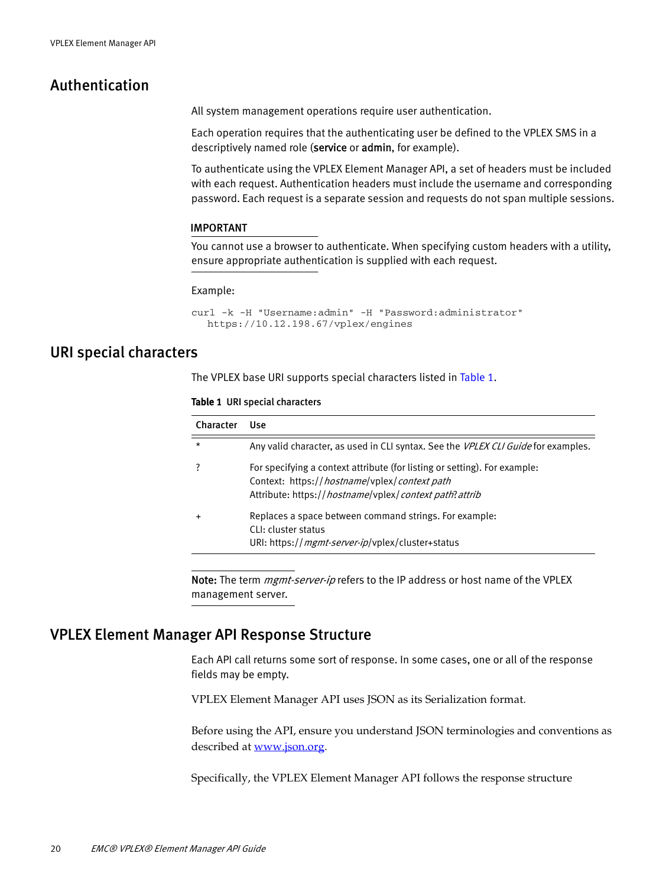## Authentication

All system management operations require user authentication.

Each operation requires that the authenticating user be defined to the VPLEX SMS in a descriptively named role (**service** or **admin**, for example).

To authenticate using the VPLEX Element Manager API, a set of headers must be included with each request. Authentication headers must include the username and corresponding password. Each request is a separate session and requests do not span multiple sessions.

**IMPORTANT**

You cannot use a browser to authenticate. When specifying custom headers with a utility, ensure appropriate authentication is supplied with each request.

Example:

```
curl -k -H "Username:admin" -H "Password:administrator"
   https://10.12.198.67/vplex/engines
```

## URI special characters

The VPLEX base URI supports special characters listed in Table 1.

**Table 1** URI special characters

| Character | Use |
|---|---|
| * | Any valid character, as used in CLI syntax. See the *VPLEX CLI Guide* for examples. |
| ? | For specifying a context attribute (for listing or setting). For example:<br>Context: https://*hostname*/vplex/*context path*<br>Attribute: https://*hostname*/vplex/*context path*?*attrib* |
| + | Replaces a space between command strings. For example:<br>CLI: cluster status<br>URI: https://*mgmt-server-ip*/vplex/cluster+status |

**Note:** The term *mgmt-server-ip* refers to the IP address or host name of the VPLEX management server.

## VPLEX Element Manager API Response Structure

Each API call returns some sort of response. In some cases, one or all of the response fields may be empty.

VPLEX Element Manager API uses JSON as its Serialization format.

Before using the API, ensure you understand JSON terminologies and conventions as described at www.json.org.

Specifically, the VPLEX Element Manager API follows the response structure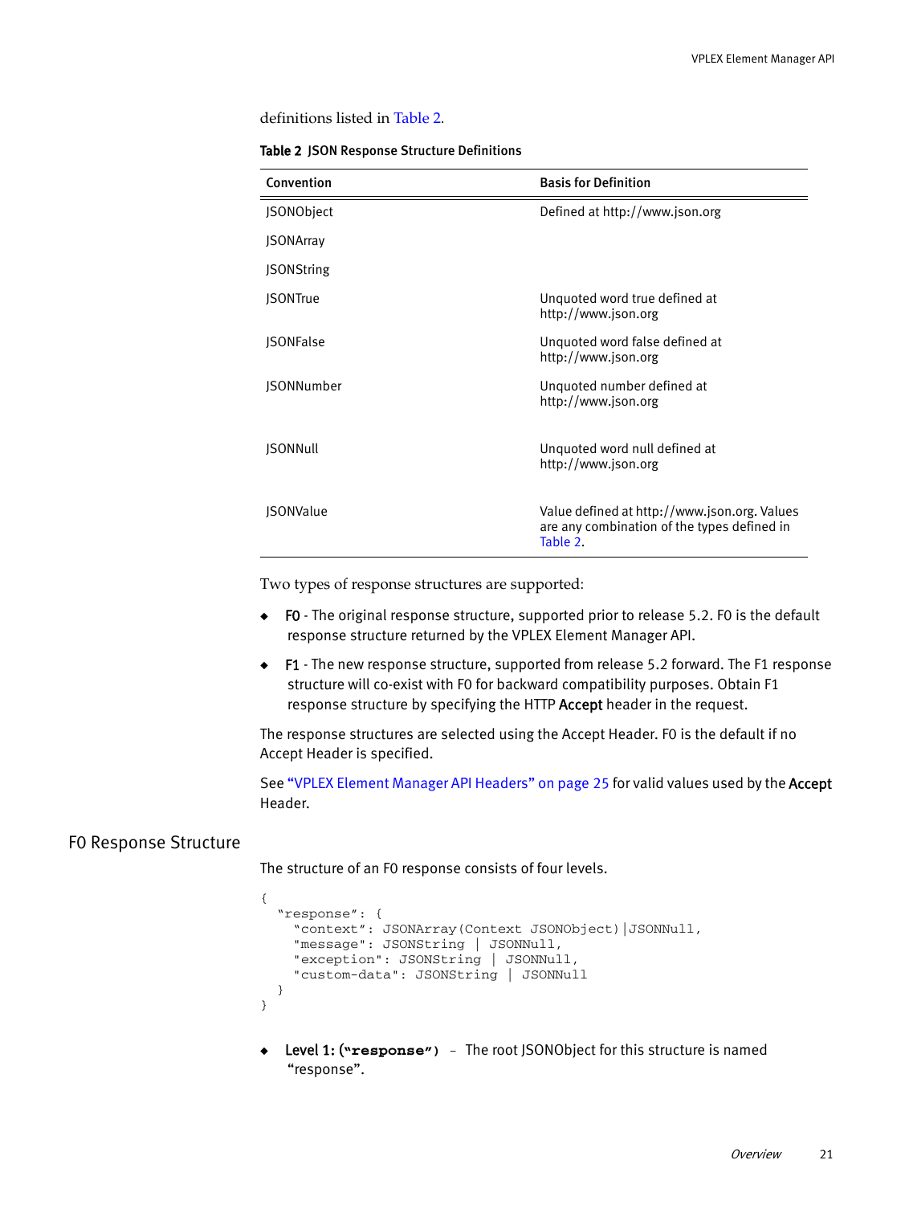definitions listed in Table 2.

**Table 2 JSON Response Structure Definitions**

| Convention | Basis for Definition |
|---|---|
| JSONObject | Defined at http://www.json.org |
| JSONArray | |
| JSONString | |
| JSONTrue | Unquoted word true defined at http://www.json.org |
| JSONFalse | Unquoted word false defined at http://www.json.org |
| JSONNumber | Unquoted number defined at http://www.json.org |
| JSONNull | Unquoted word null defined at http://www.json.org |
| JSONValue | Value defined at http://www.json.org. Values are any combination of the types defined in Table 2. |

Two types of response structures are supported:

- **F0** - The original response structure, supported prior to release 5.2. F0 is the default response structure returned by the VPLEX Element Manager API.
- **F1** - The new response structure, supported from release 5.2 forward. The F1 response structure will co-exist with F0 for backward compatibility purposes. Obtain F1 response structure by specifying the HTTP **Accept** header in the request.

The response structures are selected using the Accept Header. F0 is the default if no Accept Header is specified.

See "VPLEX Element Manager API Headers" on page 25 for valid values used by the **Accept** Header.

## F0 Response Structure

The structure of an F0 response consists of four levels.

```
{
  "response": {
    "context": JSONArray(Context JSONObject)|JSONNull,
    "message": JSONString | JSONNull,
    "exception": JSONString | JSONNull,
    "custom-data": JSONString | JSONNull
  }
}
```

- **Level 1: (`"response"`)** – The root JSONObject for this structure is named "response".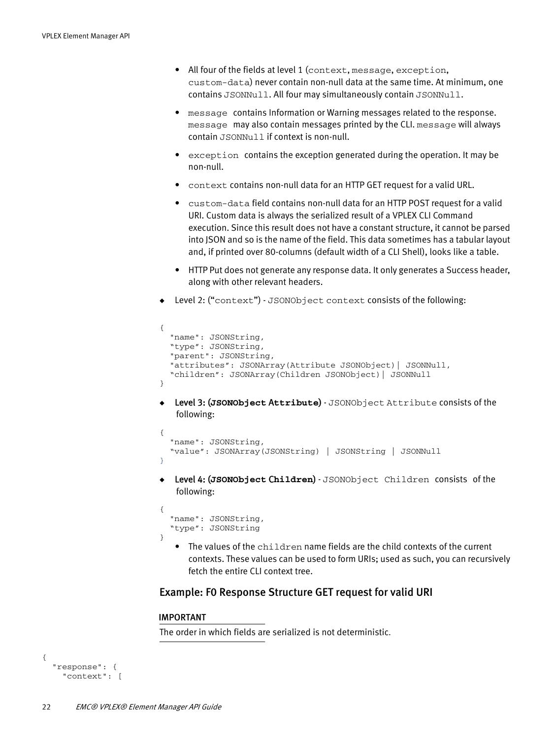- All four of the fields at level 1 (`context`, `message`, `exception`, `custom-data`) never contain non-null data at the same time. At minimum, one contains `JSONNull`. All four may simultaneously contain `JSONNull`.
- `message` contains Information or Warning messages related to the response. `message` may also contain messages printed by the CLI. `message` will always contain `JSONNull` if context is non-null.
- `exception` contains the exception generated during the operation. It may be non-null.
- `context` contains non-null data for an HTTP GET request for a valid URL.
- `custom-data` field contains non-null data for an HTTP POST request for a valid URI. Custom data is always the serialized result of a VPLEX CLI Command execution. Since this result does not have a constant structure, it cannot be parsed into JSON and so is the name of the field. This data sometimes has a tabular layout and, if printed over 80-columns (default width of a CLI Shell), looks like a table.
- HTTP Put does not generate any response data. It only generates a Success header, along with other relevant headers.

◆ Level 2: ("`context`") - `JSONObject context` consists of the following:

```
{
  "name": JSONString,
  "type": JSONString,
  "parent": JSONString,
  "attributes": JSONArray(Attribute JSONObject)| JSONNull,
  "children": JSONArray(Children JSONObject)| JSONNull
}
```

◆ Level 3: (**`JSONObject Attribute`**) - `JSONObject Attribute` consists of the following:

```
{
  "name": JSONString,
  "value": JSONArray(JSONString) | JSONString | JSONNull
}
```

◆ Level 4: (**`JSONObject Children`**) - `JSONObject Children` consists of the following:

```
{
  "name": JSONString,
  "type": JSONString
}
```

- The values of the `children` name fields are the child contexts of the current contexts. These values can be used to form URIs; used as such, you can recursively fetch the entire CLI context tree.

## Example: F0 Response Structure GET request for valid URI

**IMPORTANT**

The order in which fields are serialized is not deterministic.

```
{
  "response": {
    "context": [
```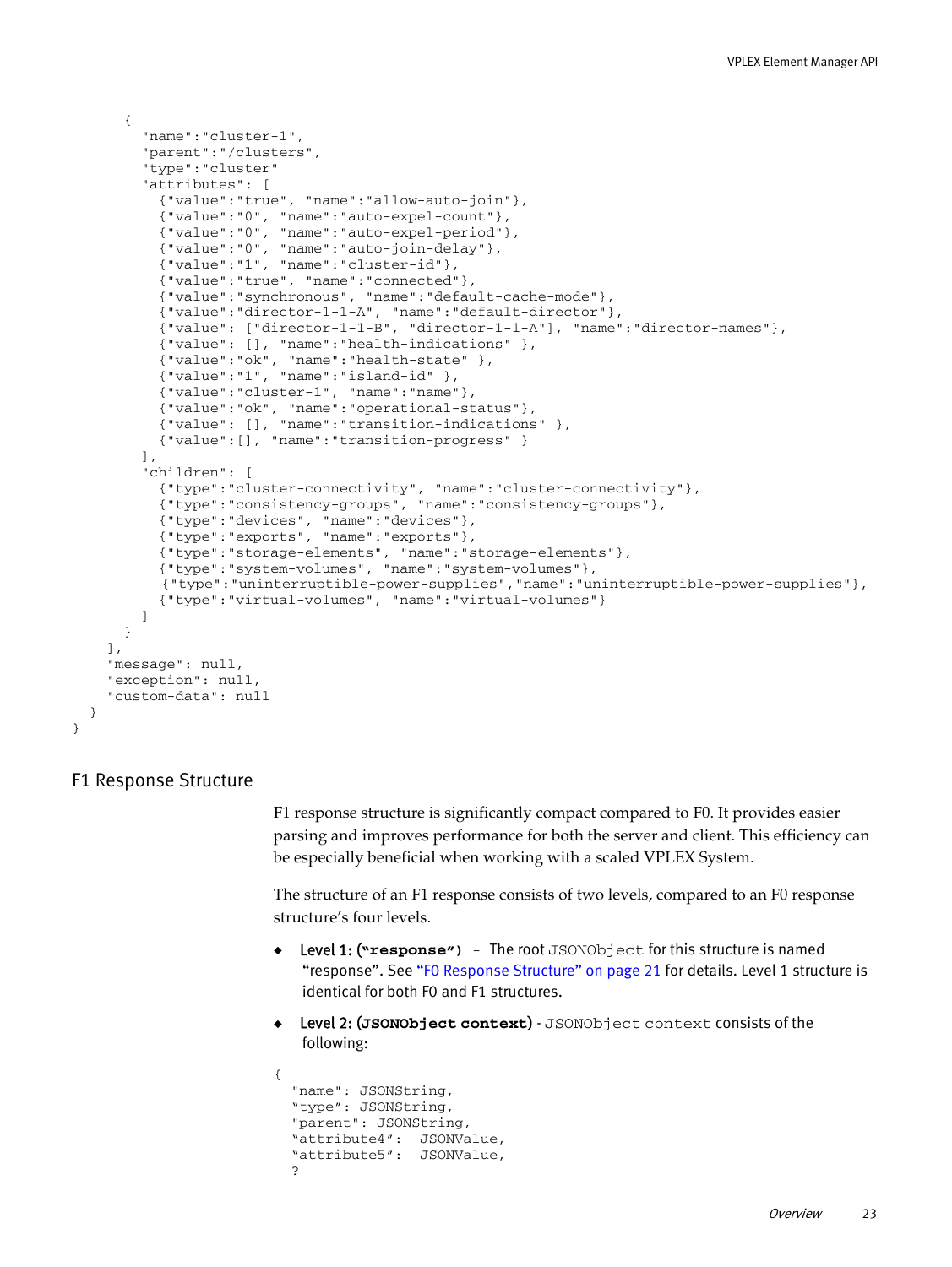```
      {
        "name":"cluster-1",
        "parent":"/clusters",
        "type":"cluster"
        "attributes": [
          {"value":"true", "name":"allow-auto-join"},
          {"value":"0", "name":"auto-expel-count"},
          {"value":"0", "name":"auto-expel-period"},
          {"value":"0", "name":"auto-join-delay"},
          {"value":"1", "name":"cluster-id"},
          {"value":"true", "name":"connected"},
          {"value":"synchronous", "name":"default-cache-mode"},
          {"value":"director-1-1-A", "name":"default-director"},
          {"value": ["director-1-1-B", "director-1-1-A"], "name":"director-names"},
          {"value": [], "name":"health-indications" },
          {"value":"ok", "name":"health-state" },
          {"value":"1", "name":"island-id" },
          {"value":"cluster-1", "name":"name"},
          {"value":"ok", "name":"operational-status"},
          {"value": [], "name":"transition-indications" },
          {"value":[], "name":"transition-progress" }
        ],
        "children": [
          {"type":"cluster-connectivity", "name":"cluster-connectivity"},
          {"type":"consistency-groups", "name":"consistency-groups"},
          {"type":"devices", "name":"devices"},
          {"type":"exports", "name":"exports"},
          {"type":"storage-elements", "name":"storage-elements"},
          {"type":"system-volumes", "name":"system-volumes"},
           {"type":"uninterruptible-power-supplies","name":"uninterruptible-power-supplies"},
          {"type":"virtual-volumes", "name":"virtual-volumes"}
        ]
      }
    ],
    "message": null,
    "exception": null,
    "custom-data": null
  }
}
```

## F1 Response Structure

F1 response structure is significantly compact compared to F0. It provides easier parsing and improves performance for both the server and client. This efficiency can be especially beneficial when working with a scaled VPLEX System.

The structure of an F1 response consists of two levels, compared to an F0 response structure's four levels.

- **Level 1: (`"response"`)** – The root `JSONObject` for this structure is named "response". See "F0 Response Structure" on page 21 for details. Level 1 structure is identical for both F0 and F1 structures.
- **Level 2: (`JSONObject context`)** - `JSONObject context` consists of the following:

```
{
  "name": JSONString,
  "type": JSONString,
  "parent": JSONString,
  "attribute4": JSONValue,
  "attribute5": JSONValue,
  ?
```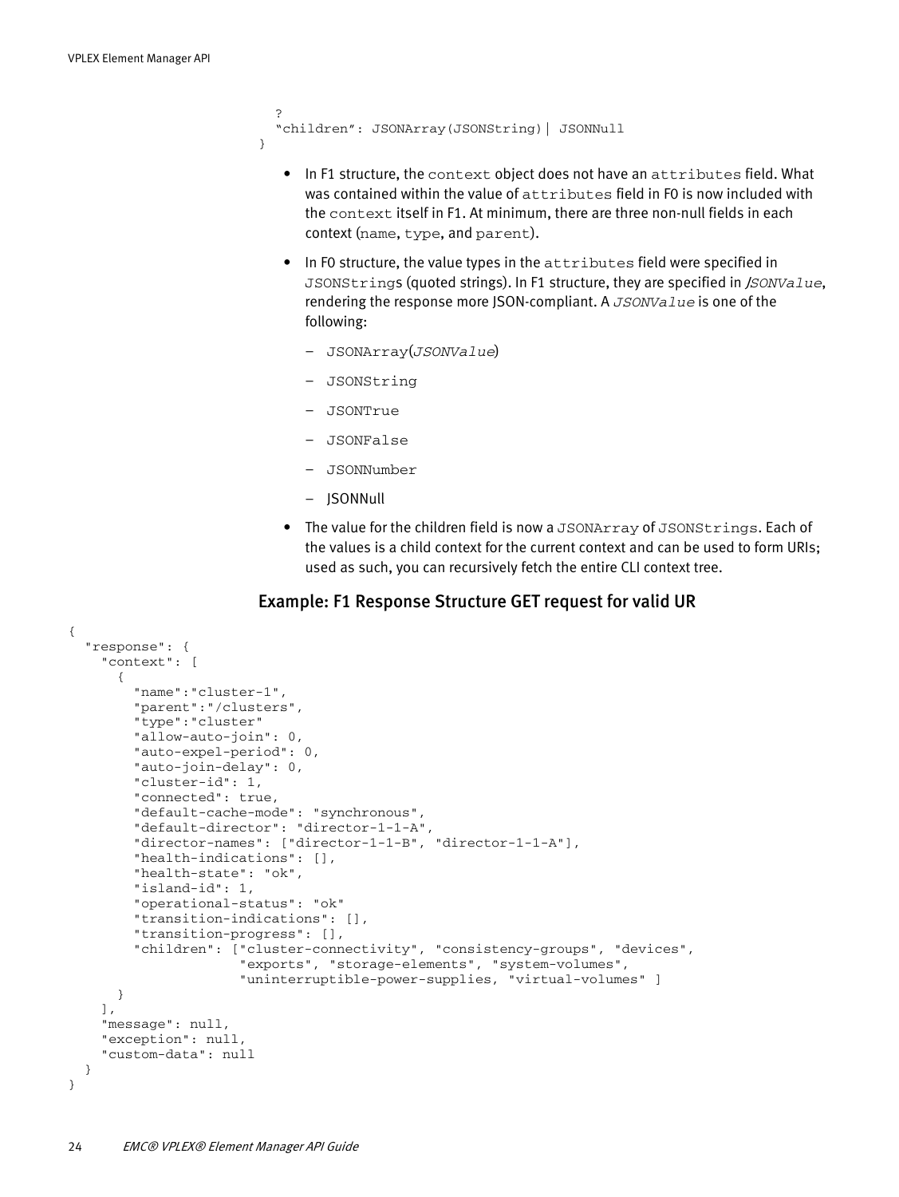```
    ?
    "children": JSONArray(JSONString)| JSONNull
}
```

- In F1 structure, the `context` object does not have an `attributes` field. What was contained within the value of `attributes` field in F0 is now included with the `context` itself in F1. At minimum, there are three non-null fields in each context (`name`, `type`, and `parent`).
- In F0 structure, the value types in the `attributes` field were specified in `JSONString`s (quoted strings). In F1 structure, they are specified in *JSONValue*, rendering the response more JSON-compliant. A *JSONValue* is one of the following:
  - `JSONArray`(*JSONValue*)
  - `JSONString`
  - `JSONTrue`
  - `JSONFalse`
  - `JSONNumber`
  - JSONNull
- The value for the children field is now a `JSONArray` of `JSONStrings`. Each of the values is a child context for the current context and can be used to form URIs; used as such, you can recursively fetch the entire CLI context tree.

### Example: F1 Response Structure GET request for valid UR

```
{
  "response": {
    "context": [
      {
        "name":"cluster-1",
        "parent":"/clusters",
        "type":"cluster"
        "allow-auto-join": 0,
        "auto-expel-period": 0,
        "auto-join-delay": 0,
        "cluster-id": 1,
        "connected": true,
        "default-cache-mode": "synchronous",
        "default-director": "director-1-1-A",
        "director-names": ["director-1-1-B", "director-1-1-A"],
        "health-indications": [],
        "health-state": "ok",
        "island-id": 1,
        "operational-status": "ok"
        "transition-indications": [],
        "transition-progress": [],
        "children": ["cluster-connectivity", "consistency-groups", "devices",
                     "exports", "storage-elements", "system-volumes",
                     "uninterruptible-power-supplies, "virtual-volumes" ]
      }
    ],
    "message": null,
    "exception": null,
    "custom-data": null
  }
}
```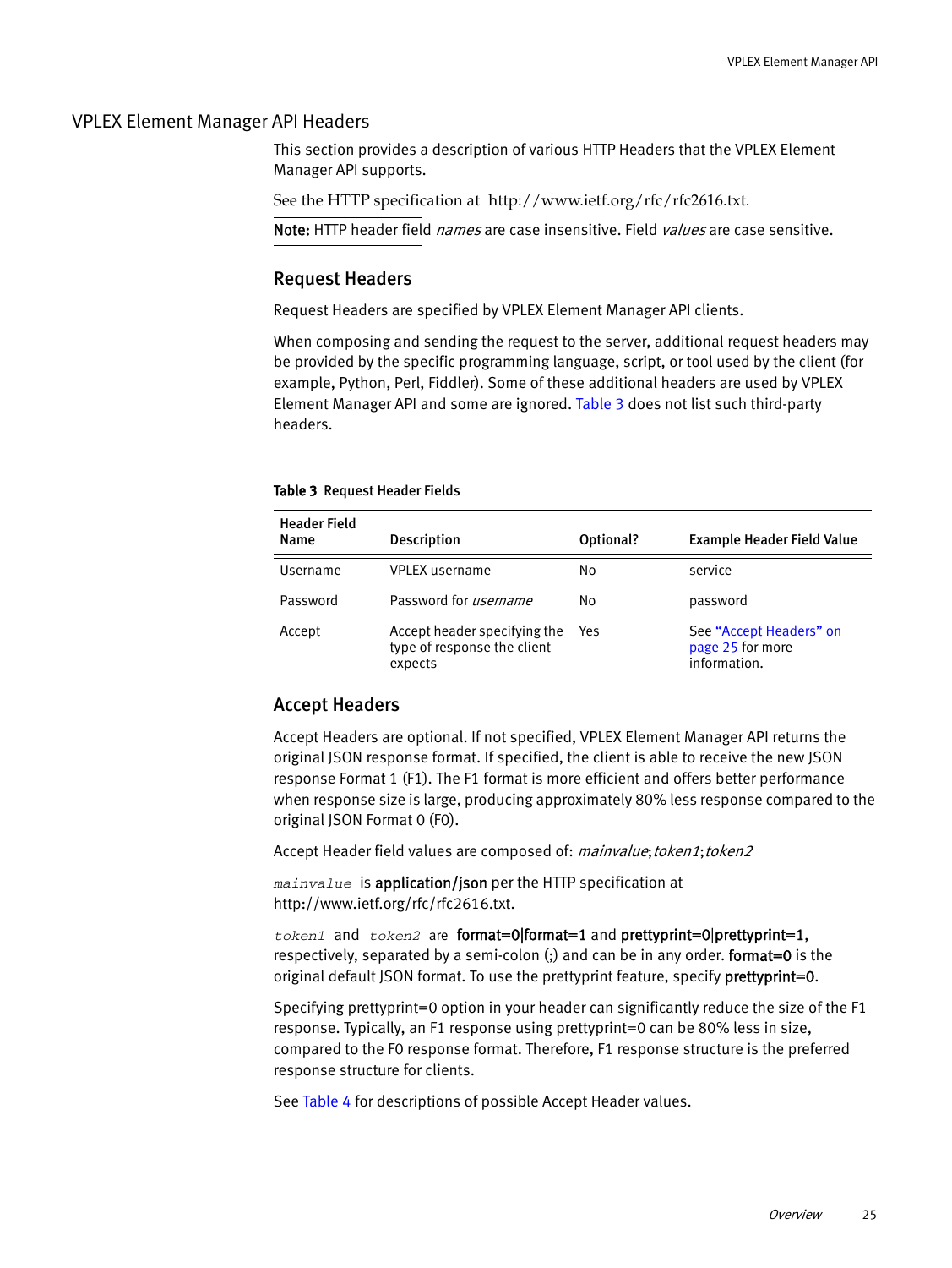## VPLEX Element Manager API Headers

This section provides a description of various HTTP Headers that the VPLEX Element Manager API supports.

See the HTTP specification at http://www.ietf.org/rfc/rfc2616.txt.

**Note:** HTTP header field *names* are case insensitive. Field *values* are case sensitive.

### Request Headers

Request Headers are specified by VPLEX Element Manager API clients.

When composing and sending the request to the server, additional request headers may be provided by the specific programming language, script, or tool used by the client (for example, Python, Perl, Fiddler). Some of these additional headers are used by VPLEX Element Manager API and some are ignored. Table 3 does not list such third-party headers.

**Table 3** Request Header Fields

| Header Field Name | Description | Optional? | Example Header Field Value |
|---|---|---|---|
| Username | VPLEX username | No | service |
| Password | Password for *username* | No | password |
| Accept | Accept header specifying the type of response the client expects | Yes | See "Accept Headers" on page 25 for more information. |

### Accept Headers

Accept Headers are optional. If not specified, VPLEX Element Manager API returns the original JSON response format. If specified, the client is able to receive the new JSON response Format 1 (F1). The F1 format is more efficient and offers better performance when response size is large, producing approximately 80% less response compared to the original JSON Format 0 (F0).

Accept Header field values are composed of: *mainvalue*;*token1*;*token2*

`mainvalue` is **application/json** per the HTTP specification at http://www.ietf.org/rfc/rfc2616.txt.

`token1` and `token2` are **format=0|format=1** and **prettyprint=0|prettyprint=1**, respectively, separated by a semi-colon (;) and can be in any order. **format=0** is the original default JSON format. To use the prettyprint feature, specify **prettyprint=0**.

Specifying prettyprint=0 option in your header can significantly reduce the size of the F1 response. Typically, an F1 response using prettyprint=0 can be 80% less in size, compared to the F0 response format. Therefore, F1 response structure is the preferred response structure for clients.

See Table 4 for descriptions of possible Accept Header values.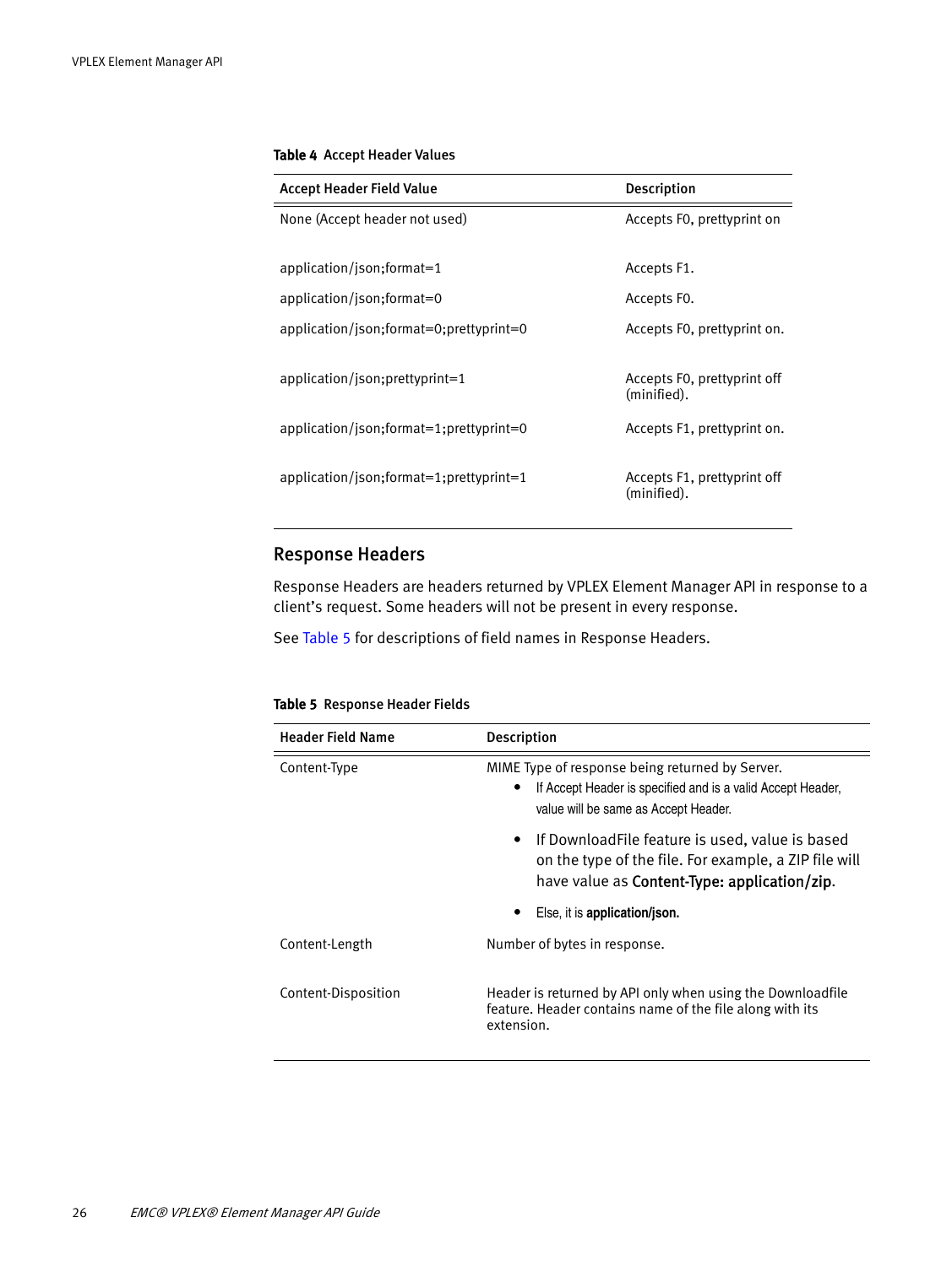**Table 4** Accept Header Values

| Accept Header Field Value | Description |
| --- | --- |
| None (Accept header not used) | Accepts F0, prettyprint on |
| application/json;format=1 | Accepts F1. |
| application/json;format=0 | Accepts F0. |
| application/json;format=0;prettyprint=0 | Accepts F0, prettyprint on. |
| application/json;prettyprint=1 | Accepts F0, prettyprint off (minified). |
| application/json;format=1;prettyprint=0 | Accepts F1, prettyprint on. |
| application/json;format=1;prettyprint=1 | Accepts F1, prettyprint off (minified). |

## Response Headers

Response Headers are headers returned by VPLEX Element Manager API in response to a client's request. Some headers will not be present in every response.

See Table 5 for descriptions of field names in Response Headers.

**Table 5** Response Header Fields

| Header Field Name | Description |
| --- | --- |
| Content-Type | MIME Type of response being returned by Server.<br>• If Accept Header is specified and is a valid Accept Header, value will be same as Accept Header.<br>• If DownloadFile feature is used, value is based on the type of the file. For example, a ZIP file will have value as **Content-Type: application/zip**.<br>• Else, it is **application/json.** |
| Content-Length | Number of bytes in response. |
| Content-Disposition | Header is returned by API only when using the Downloadfile feature. Header contains name of the file along with its extension. |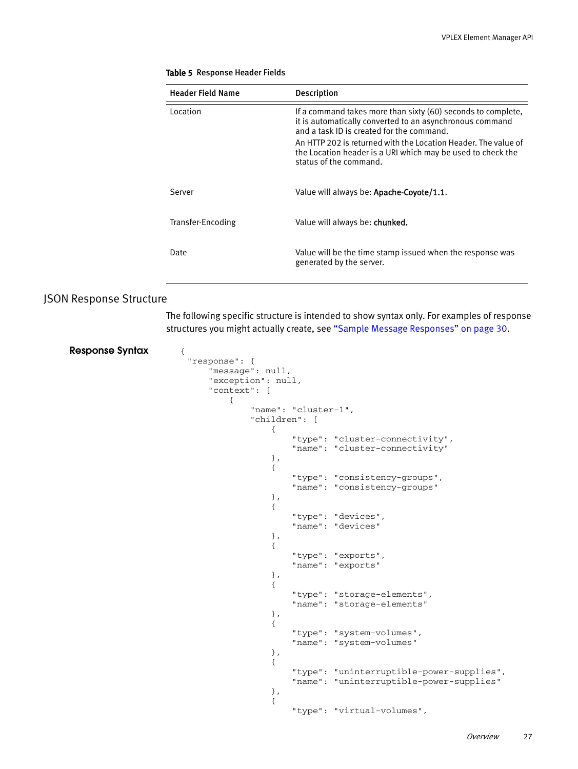**Table 5** Response Header Fields

| Header Field Name | Description |
|---|---|
| Location | If a command takes more than sixty (60) seconds to complete, it is automatically converted to an asynchronous command and a task ID is created for the command.<br>An HTTP 202 is returned with the Location Header. The value of the Location header is a URI which may be used to check the status of the command. |
| Server | Value will always be: **Apache-Coyote/1.1**. |
| Transfer-Encoding | Value will always be: **chunked.** |
| Date | Value will be the time stamp issued when the response was generated by the server. |

## JSON Response Structure

The following specific structure is intended to show syntax only. For examples of response structures you might actually create, see "Sample Message Responses" on page 30.

**Response Syntax**

```
{
 "response": {
     "message": null,
     "exception": null,
     "context": [
         {
             "name": "cluster-1",
             "children": [
                 {
                     "type": "cluster-connectivity",
                     "name": "cluster-connectivity"
                 },
                 {
                     "type": "consistency-groups",
                     "name": "consistency-groups"
                 },
                 {
                     "type": "devices",
                     "name": "devices"
                 },
                 {
                     "type": "exports",
                     "name": "exports"
                 },
                 {
                     "type": "storage-elements",
                     "name": "storage-elements"
                 },
                 {
                     "type": "system-volumes",
                     "name": "system-volumes"
                 },
                 {
                     "type": "uninterruptible-power-supplies",
                     "name": "uninterruptible-power-supplies"
                 },
                 {
                     "type": "virtual-volumes",
```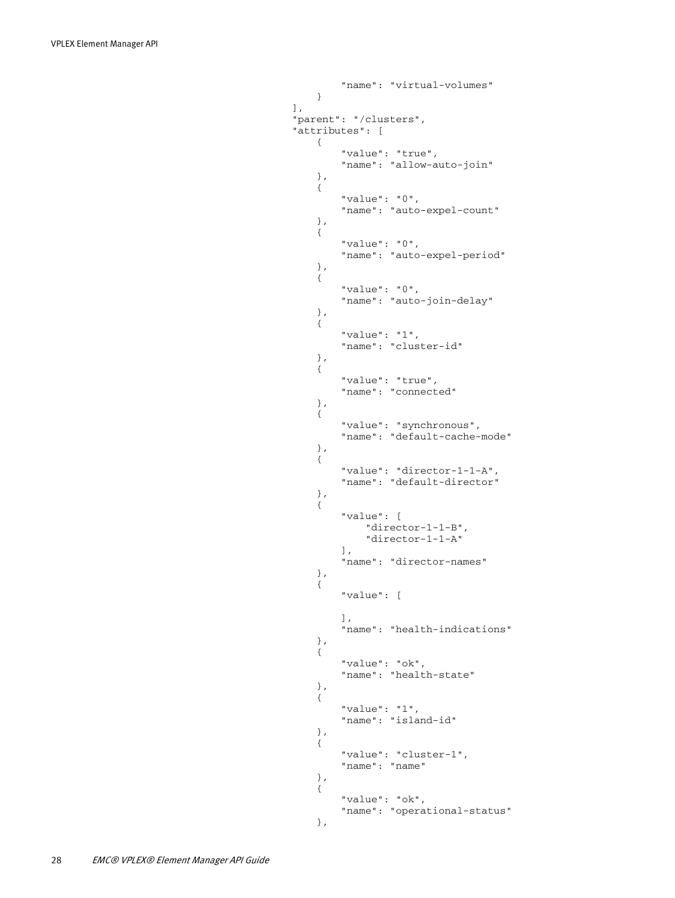```
            "name": "virtual-volumes"
        }
    ],
    "parent": "/clusters",
    "attributes": [
        {
            "value": "true",
            "name": "allow-auto-join"
        },
        {
            "value": "0",
            "name": "auto-expel-count"
        },
        {
            "value": "0",
            "name": "auto-expel-period"
        },
        {
            "value": "0",
            "name": "auto-join-delay"
        },
        {
            "value": "1",
            "name": "cluster-id"
        },
        {
            "value": "true",
            "name": "connected"
        },
        {
            "value": "synchronous",
            "name": "default-cache-mode"
        },
        {
            "value": "director-1-1-A",
            "name": "default-director"
        },
        {
            "value": [
                "director-1-1-B",
                "director-1-1-A"
            ],
            "name": "director-names"
        },
        {
            "value": [

            ],
            "name": "health-indications"
        },
        {
            "value": "ok",
            "name": "health-state"
        },
        {
            "value": "1",
            "name": "island-id"
        },
        {
            "value": "cluster-1",
            "name": "name"
        },
        {
            "value": "ok",
            "name": "operational-status"
        },
```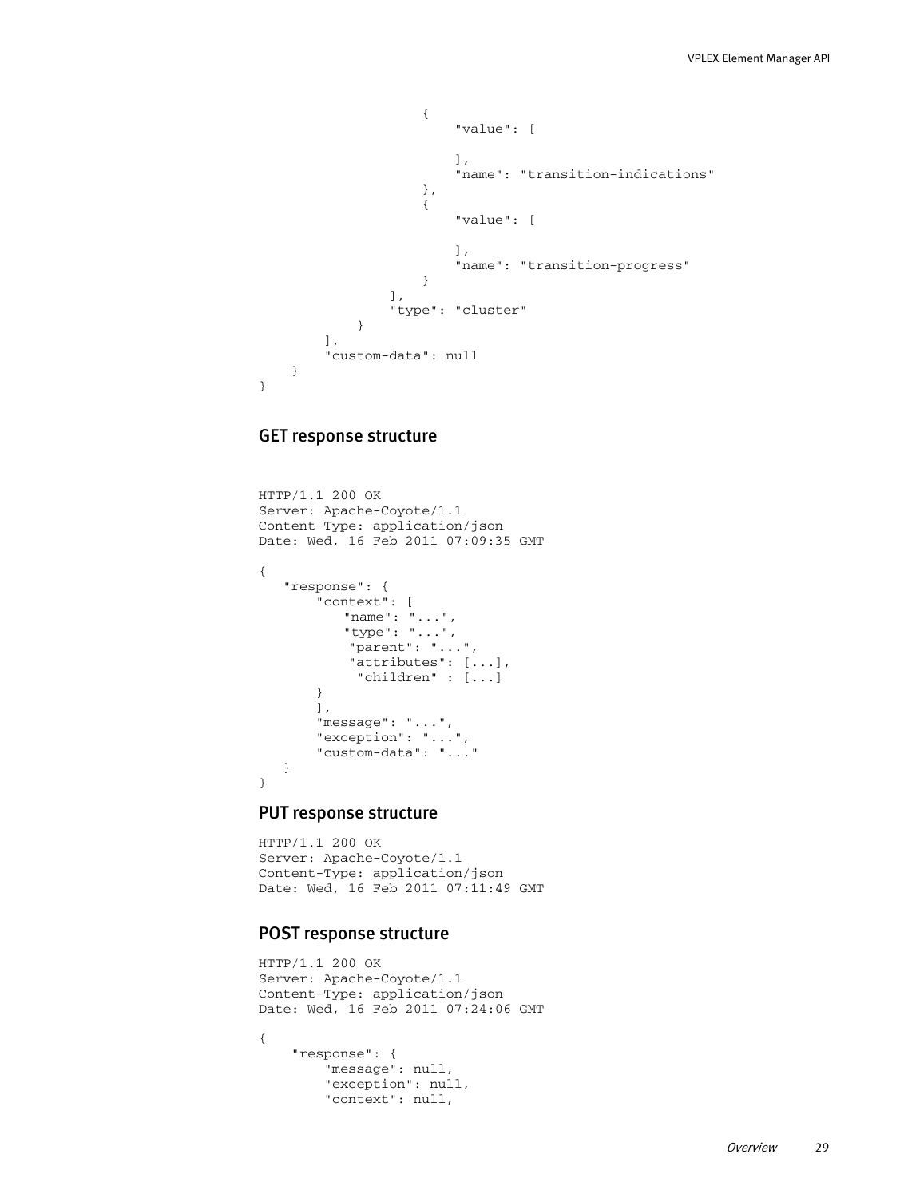```
                    {
                        "value": [

                        ],
                        "name": "transition-indications"
                    },
                    {
                        "value": [

                        ],
                        "name": "transition-progress"
                    }
                ],
                "type": "cluster"
            }
        ],
        "custom-data": null
    }
}
```

## GET response structure

```
HTTP/1.1 200 OK
Server: Apache-Coyote/1.1
Content-Type: application/json
Date: Wed, 16 Feb 2011 07:09:35 GMT

{
   "response": {
       "context": [
          "name": "...",
          "type": "...",
           "parent": "...",
           "attributes": [...],
            "children" : [...]
       }
       ],
       "message": "...",
       "exception": "...",
       "custom-data": "..."
   }
}
```

## PUT response structure

```
HTTP/1.1 200 OK
Server: Apache-Coyote/1.1
Content-Type: application/json
Date: Wed, 16 Feb 2011 07:11:49 GMT
```

## POST response structure

```
HTTP/1.1 200 OK
Server: Apache-Coyote/1.1
Content-Type: application/json
Date: Wed, 16 Feb 2011 07:24:06 GMT

{
    "response": {
        "message": null,
        "exception": null,
        "context": null,
```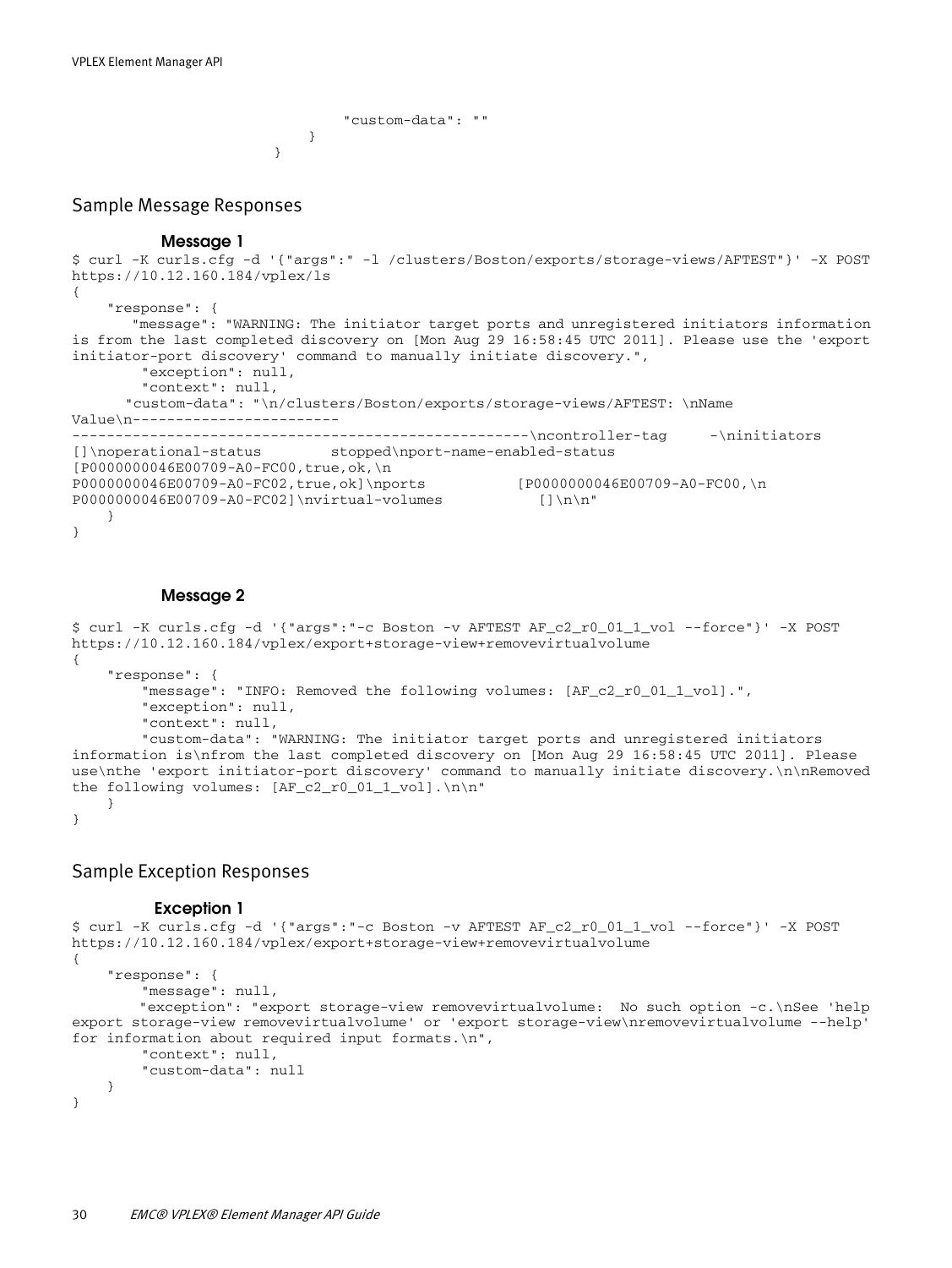```
                                "custom-data": ""
                            }
                        }
```

## Sample Message Responses

### Message 1

```
$ curl -K curls.cfg -d '{"args":" -l /clusters/Boston/exports/storage-views/AFTEST"}' -X POST
https://10.12.160.184/vplex/ls
{
    "response": {
       "message": "WARNING: The initiator target ports and unregistered initiators information
is from the last completed discovery on [Mon Aug 29 16:58:45 UTC 2011]. Please use the 'export
initiator-port discovery' command to manually initiate discovery.",
        "exception": null,
        "context": null,
      "custom-data": "\n/clusters/Boston/exports/storage-views/AFTEST: \nName
Value\n------------------------
----------------------------------------------------\ncontroller-tag     -\ninitiators
[]\noperational-status        stopped\nport-name-enabled-status
[P0000000046E00709-A0-FC00,true,ok,\n
P0000000046E00709-A0-FC02,true,ok]\nports           [P0000000046E00709-A0-FC00,\n
P0000000046E00709-A0-FC02]\nvirtual-volumes           []\n\n"
    }
}
```

### Message 2

```
$ curl -K curls.cfg -d '{"args":"-c Boston -v AFTEST AF_c2_r0_01_1_vol --force"}' -X POST
https://10.12.160.184/vplex/export+storage-view+removevirtualvolume
{
    "response": {
        "message": "INFO: Removed the following volumes: [AF_c2_r0_01_1_vol].",
        "exception": null,
        "context": null,
        "custom-data": "WARNING: The initiator target ports and unregistered initiators
information is\nfrom the last completed discovery on [Mon Aug 29 16:58:45 UTC 2011]. Please
use\nthe 'export initiator-port discovery' command to manually initiate discovery.\n\nRemoved
the following volumes: [AF_c2_r0_01_1_vol].\n\n"
    }
}
```

## Sample Exception Responses

### Exception 1

```
$ curl -K curls.cfg -d '{"args":"-c Boston -v AFTEST AF_c2_r0_01_1_vol --force"}' -X POST
https://10.12.160.184/vplex/export+storage-view+removevirtualvolume
{
    "response": {
        "message": null,
       "exception": "export storage-view removevirtualvolume:  No such option -c.\nSee 'help
export storage-view removevirtualvolume' or 'export storage-view\nremovevirtualvolume --help'
for information about required input formats.\n",
        "context": null,
        "custom-data": null
    }
}
```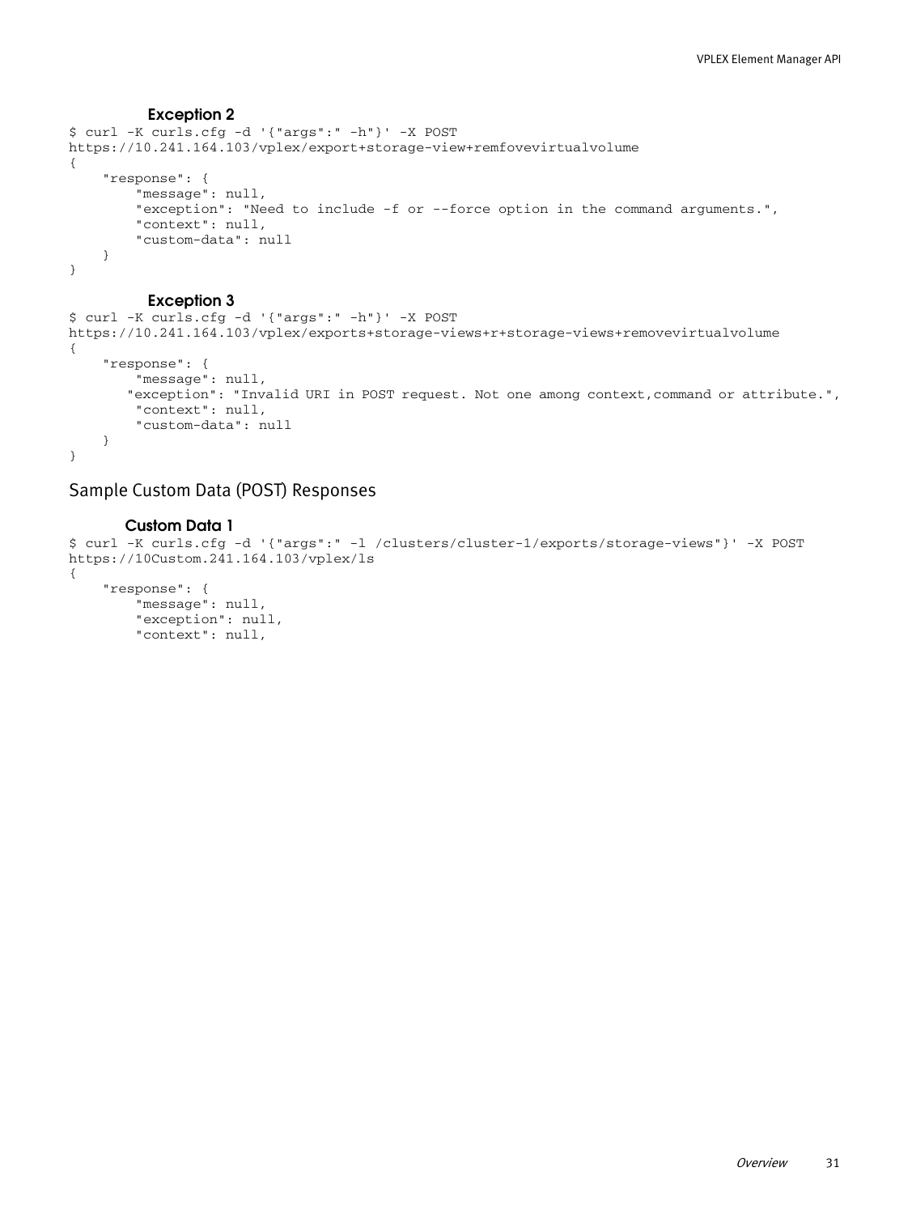#### Exception 2

```
$ curl -K curls.cfg -d '{"args":" -h"}' -X POST
https://10.241.164.103/vplex/export+storage-view+remfovevirtualvolume
{
    "response": {
        "message": null,
        "exception": "Need to include -f or --force option in the command arguments.",
        "context": null,
        "custom-data": null
    }
}
```

#### Exception 3

```
$ curl -K curls.cfg -d '{"args":" -h"}' -X POST
https://10.241.164.103/vplex/exports+storage-views+r+storage-views+removevirtualvolume
{
    "response": {
        "message": null,
       "exception": "Invalid URI in POST request. Not one among context,command or attribute.",
        "context": null,
        "custom-data": null
    }
}
```

## Sample Custom Data (POST) Responses

#### Custom Data 1

```
$ curl -K curls.cfg -d '{"args":" -l /clusters/cluster-1/exports/storage-views"}' -X POST
https://10Custom.241.164.103/vplex/ls
{
    "response": {
        "message": null,
        "exception": null,
        "context": null,
```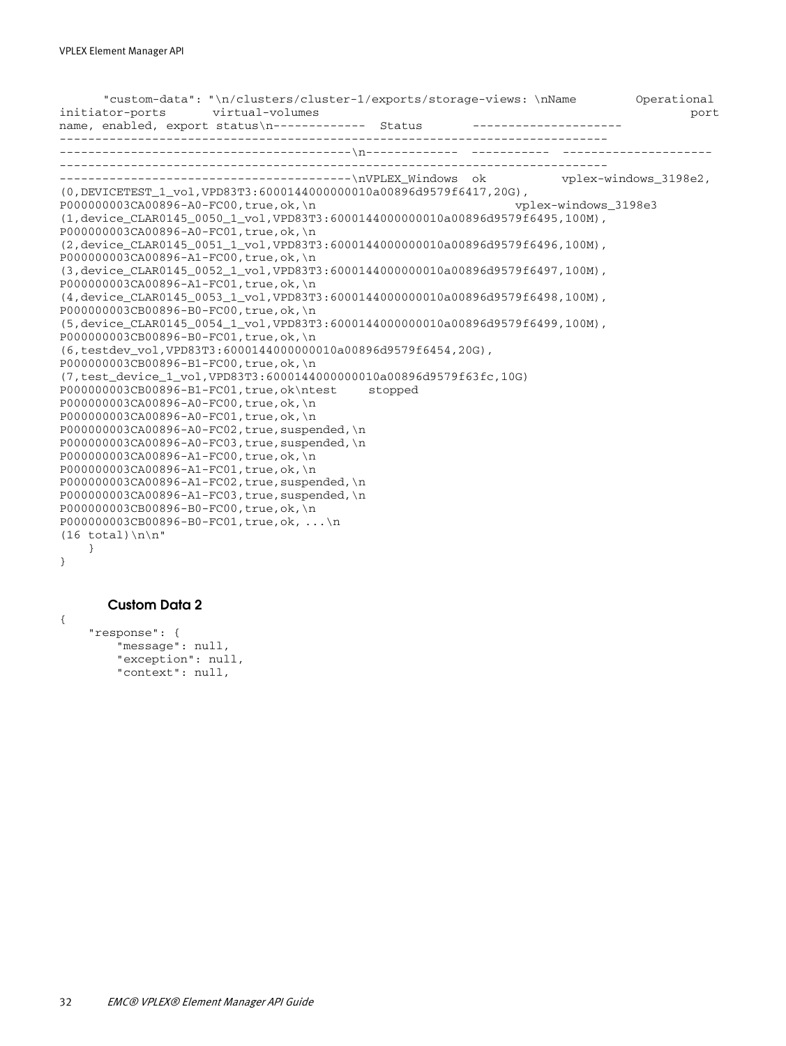```
      "custom-data": "\n/clusters/cluster-1/exports/storage-views: \nName         Operational
initiator-ports      virtual-volumes                                                 port
name, enabled, export status\n-------------  Status       ---------------------
--------------------------------------------------------------------------------
-----------------------------------------\n-------------  -----------  ---------------------
--------------------------------------------------------------------------------
-----------------------------------------\nVPLEX_Windows  ok          vplex-windows_3198e2,
(0,DEVICETEST_1_vol,VPD83T3:6000144000000010a00896d9579f6417,20G),
P000000003CA00896-A0-FC00,true,ok,\n                              vplex-windows_3198e3
(1,device_CLAR0145_0050_1_vol,VPD83T3:6000144000000010a00896d9579f6495,100M),
P000000003CA00896-A0-FC01,true,ok,\n
(2,device_CLAR0145_0051_1_vol,VPD83T3:6000144000000010a00896d9579f6496,100M),
P000000003CA00896-A1-FC00,true,ok,\n
(3,device_CLAR0145_0052_1_vol,VPD83T3:6000144000000010a00896d9579f6497,100M),
P000000003CA00896-A1-FC01,true,ok,\n
(4,device_CLAR0145_0053_1_vol,VPD83T3:6000144000000010a00896d9579f6498,100M),
P000000003CB00896-B0-FC00,true,ok,\n
(5,device_CLAR0145_0054_1_vol,VPD83T3:6000144000000010a00896d9579f6499,100M),
P000000003CB00896-B0-FC01,true,ok,\n
(6,testdev_vol,VPD83T3:6000144000000010a00896d9579f6454,20G),
P000000003CB00896-B1-FC00,true,ok,\n
(7,test_device_1_vol,VPD83T3:6000144000000010a00896d9579f63fc,10G)
P000000003CB00896-B1-FC01,true,ok\ntest    stopped
P000000003CA00896-A0-FC00,true,ok,\n
P000000003CA00896-A0-FC01,true,ok,\n
P000000003CA00896-A0-FC02,true,suspended,\n
P000000003CA00896-A0-FC03,true,suspended,\n
P000000003CA00896-A1-FC00,true,ok,\n
P000000003CA00896-A1-FC01,true,ok,\n
P000000003CA00896-A1-FC02,true,suspended,\n
P000000003CA00896-A1-FC03,true,suspended,\n
P000000003CB00896-B0-FC00,true,ok,\n
P000000003CB00896-B0-FC01,true,ok, ...\n
(16 total)\n\n"
    }
}
```

### Custom Data 2

```
{
    "response": {
        "message": null,
        "exception": null,
        "context": null,
```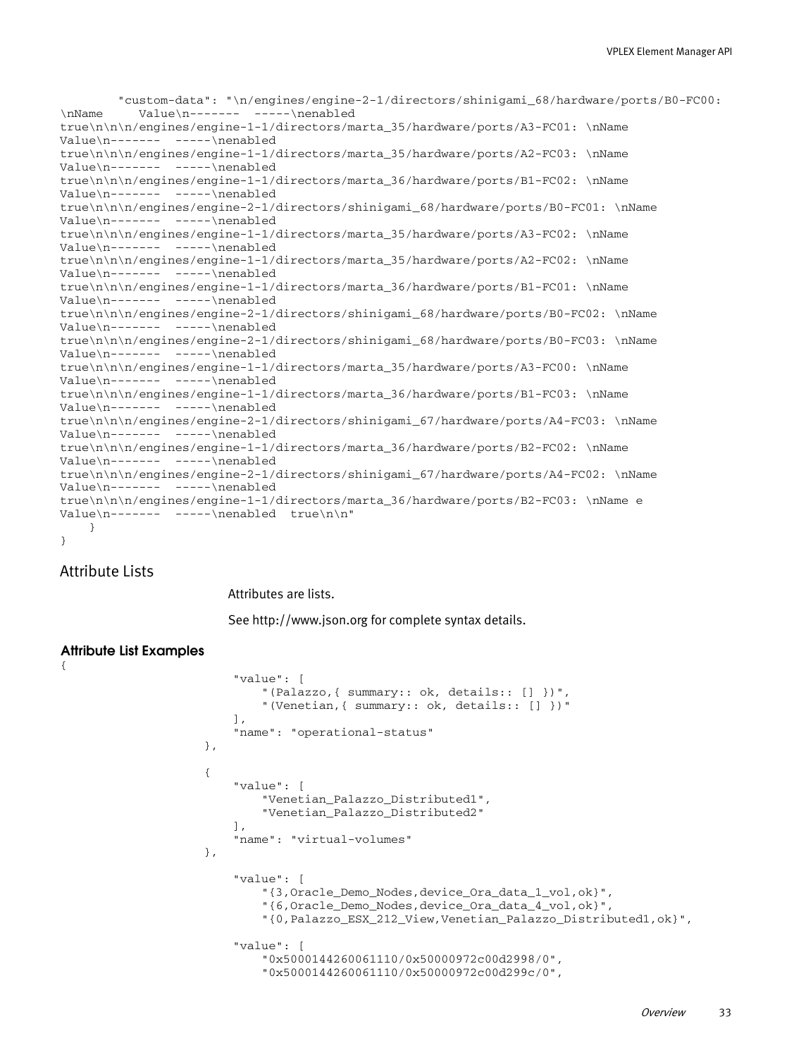```
        "custom-data": "\n/engines/engine-2-1/directors/shinigami_68/hardware/ports/B0-FC00:
\nName     Value\n-------  -----\nenabled
true\n\n\n/engines/engine-1-1/directors/marta_35/hardware/ports/A3-FC01: \nName
Value\n-------  -----\nenabled
true\n\n\n/engines/engine-1-1/directors/marta_35/hardware/ports/A2-FC03: \nName
Value\n-------  -----\nenabled
true\n\n\n/engines/engine-1-1/directors/marta_36/hardware/ports/B1-FC02: \nName
Value\n-------  -----\nenabled
true\n\n\n/engines/engine-2-1/directors/shinigami_68/hardware/ports/B0-FC01: \nName
Value\n-------  -----\nenabled
true\n\n\n/engines/engine-1-1/directors/marta_35/hardware/ports/A3-FC02: \nName
Value\n-------  -----\nenabled
true\n\n\n/engines/engine-1-1/directors/marta_35/hardware/ports/A2-FC02: \nName
Value\n-------  -----\nenabled
true\n\n\n/engines/engine-1-1/directors/marta_36/hardware/ports/B1-FC01: \nName
Value\n-------  -----\nenabled
true\n\n\n/engines/engine-2-1/directors/shinigami_68/hardware/ports/B0-FC02: \nName
Value\n-------  -----\nenabled
true\n\n\n/engines/engine-2-1/directors/shinigami_68/hardware/ports/B0-FC03: \nName
Value\n-------  -----\nenabled
true\n\n\n/engines/engine-1-1/directors/marta_35/hardware/ports/A3-FC00: \nName
Value\n-------  -----\nenabled
true\n\n\n/engines/engine-1-1/directors/marta_36/hardware/ports/B1-FC03: \nName
Value\n-------  -----\nenabled
true\n\n\n/engines/engine-2-1/directors/shinigami_67/hardware/ports/A4-FC03: \nName
Value\n-------  -----\nenabled
true\n\n\n/engines/engine-1-1/directors/marta_36/hardware/ports/B2-FC02: \nName
Value\n-------  -----\nenabled
true\n\n\n/engines/engine-2-1/directors/shinigami_67/hardware/ports/A4-FC02: \nName
Value\n-------  -----\nenabled
true\n\n\n/engines/engine-1-1/directors/marta_36/hardware/ports/B2-FC03: \nName e
Value\n-------  -----\nenabled  true\n\n"
    }
}
```

## Attribute Lists

Attributes are lists.

See http://www.json.org for complete syntax details.

### Attribute List Examples

```
{
                    "value": [
                        "(Palazzo,{ summary:: ok, details:: [] })",
                        "(Venetian,{ summary:: ok, details:: [] })"
                    ],
                    "name": "operational-status"
                },

                {
                    "value": [
                        "Venetian_Palazzo_Distributed1",
                        "Venetian_Palazzo_Distributed2"
                    ],
                    "name": "virtual-volumes"
                },

                    "value": [
                        "{3,Oracle_Demo_Nodes,device_Ora_data_1_vol,ok}",
                        "{6,Oracle_Demo_Nodes,device_Ora_data_4_vol,ok}",
                        "{0,Palazzo_ESX_212_View,Venetian_Palazzo_Distributed1,ok}",

                    "value": [
                        "0x5000144260061110/0x50000972c00d2998/0",
                        "0x5000144260061110/0x50000972c00d299c/0",
```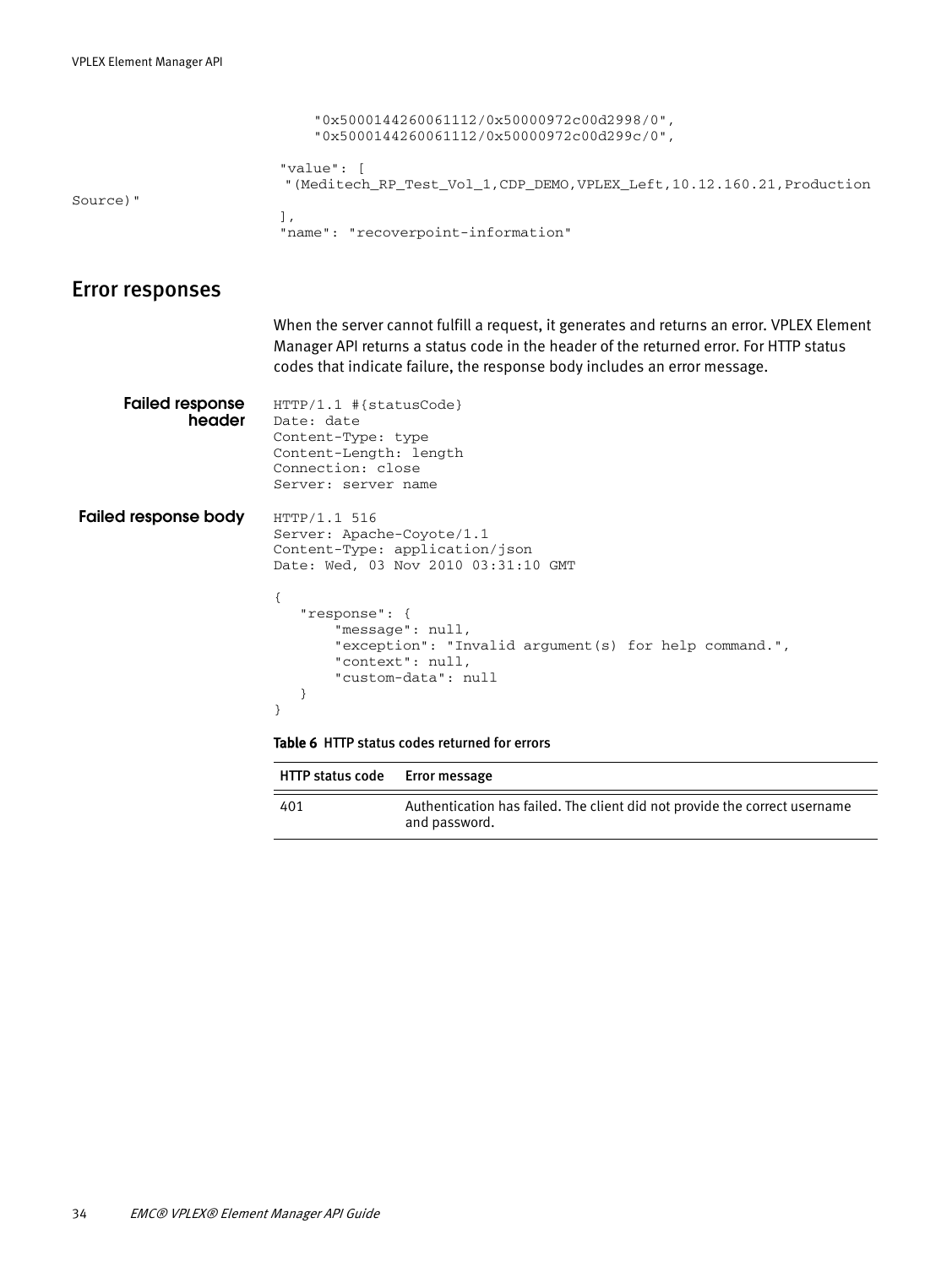```
        "0x5000144260061112/0x50000972c00d2998/0",
        "0x5000144260061112/0x50000972c00d299c/0",

    "value": [
     "(Meditech_RP_Test_Vol_1,CDP_DEMO,VPLEX_Left,10.12.160.21,Production
Source)"
    ],
    "name": "recoverpoint-information"
```

## Error responses

When the server cannot fulfill a request, it generates and returns an error. VPLEX Element Manager API returns a status code in the header of the returned error. For HTTP status codes that indicate failure, the response body includes an error message.

**Failed response header**

```
HTTP/1.1 #{statusCode}
Date: date
Content-Type: type
Content-Length: length
Connection: close
Server: server name
```

**Failed response body**

```
HTTP/1.1 516
Server: Apache-Coyote/1.1
Content-Type: application/json
Date: Wed, 03 Nov 2010 03:31:10 GMT

{
   "response": {
       "message": null,
       "exception": "Invalid argument(s) for help command.",
       "context": null,
       "custom-data": null
   }
}
```

**Table 6** HTTP status codes returned for errors

| HTTP status code | Error message |
|---|---|
| 401 | Authentication has failed. The client did not provide the correct username and password. |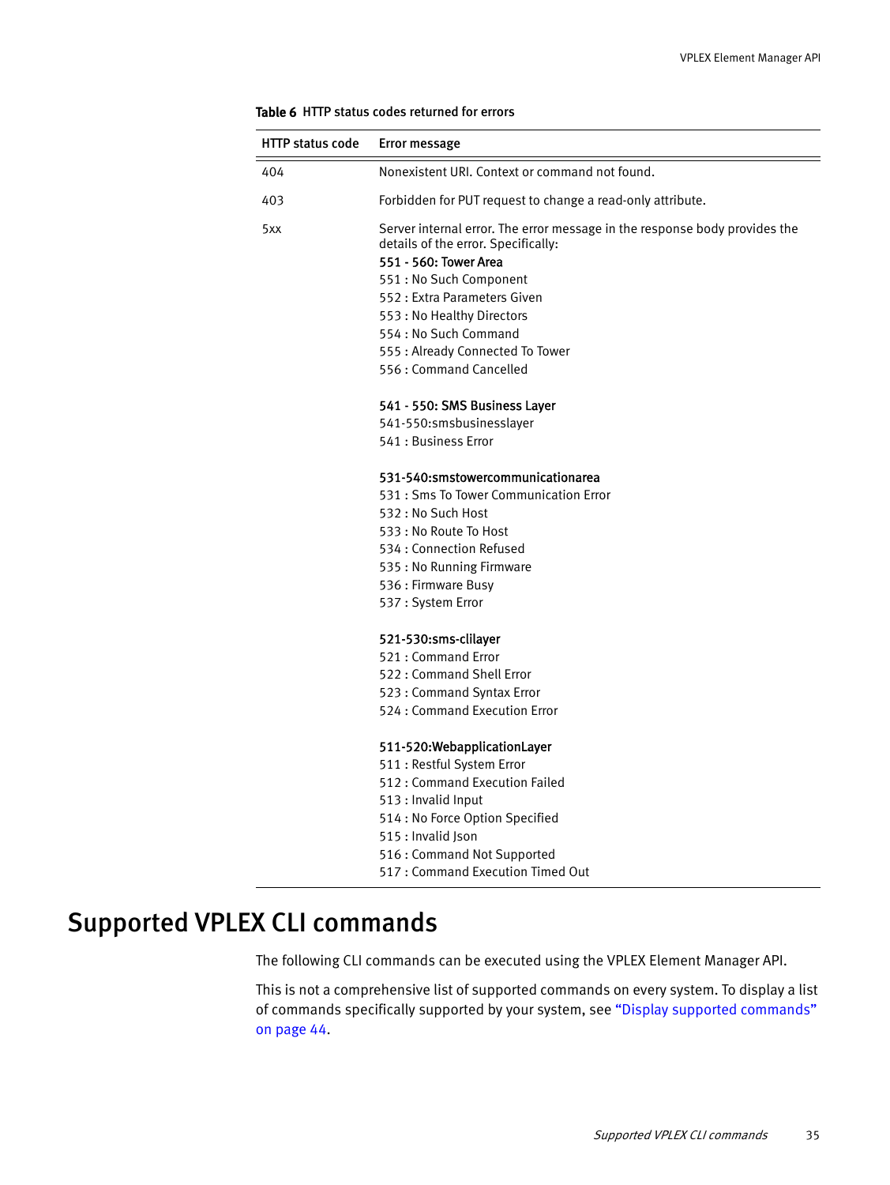Table 6 HTTP status codes returned for errors

| HTTP status code | Error message |
| --- | --- |
| 404 | Nonexistent URI. Context or command not found. |
| 403 | Forbidden for PUT request to change a read-only attribute. |
| 5xx | Server internal error. The error message in the response body provides the details of the error. Specifically:<br>**551 - 560: Tower Area**<br>551 : No Such Component<br>552 : Extra Parameters Given<br>553 : No Healthy Directors<br>554 : No Such Command<br>555 : Already Connected To Tower<br>556 : Command Cancelled<br><br>**541 - 550: SMS Business Layer**<br>541-550:smsbusinesslayer<br>541 : Business Error<br><br>**531-540:smstowercommunicationarea**<br>531 : Sms To Tower Communication Error<br>532 : No Such Host<br>533 : No Route To Host<br>534 : Connection Refused<br>535 : No Running Firmware<br>536 : Firmware Busy<br>537 : System Error<br><br>**521-530:sms-clilayer**<br>521 : Command Error<br>522 : Command Shell Error<br>523 : Command Syntax Error<br>524 : Command Execution Error<br><br>**511-520:WebapplicationLayer**<br>511 : Restful System Error<br>512 : Command Execution Failed<br>513 : Invalid Input<br>514 : No Force Option Specified<br>515 : Invalid Json<br>516 : Command Not Supported<br>517 : Command Execution Timed Out |

# Supported VPLEX CLI commands

The following CLI commands can be executed using the VPLEX Element Manager API.

This is not a comprehensive list of supported commands on every system. To display a list of commands specifically supported by your system, see "Display supported commands" on page 44.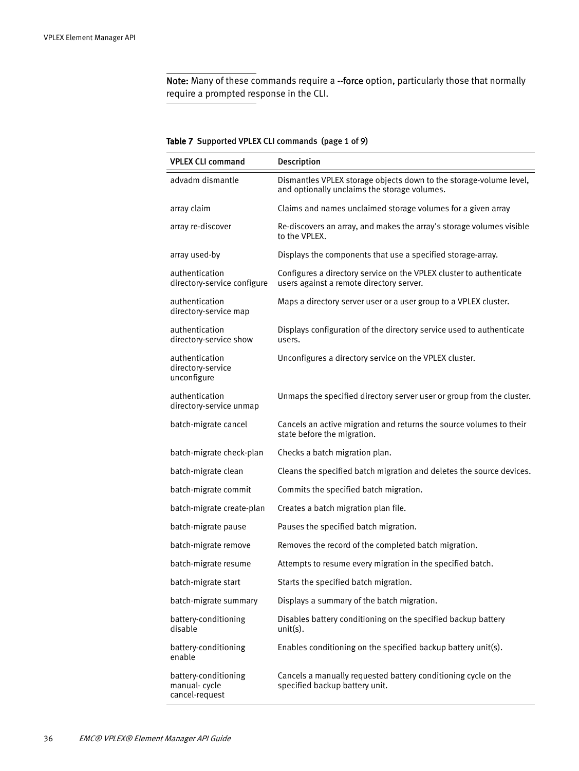**Note:** Many of these commands require a **--force** option, particularly those that normally require a prompted response in the CLI.

**Table 7 Supported VPLEX CLI commands (page 1 of 9)**

| VPLEX CLI command | Description |
|---|---|
| advadm dismantle | Dismantles VPLEX storage objects down to the storage-volume level, and optionally unclaims the storage volumes. |
| array claim | Claims and names unclaimed storage volumes for a given array |
| array re-discover | Re-discovers an array, and makes the array's storage volumes visible to the VPLEX. |
| array used-by | Displays the components that use a specified storage-array. |
| authentication directory-service configure | Configures a directory service on the VPLEX cluster to authenticate users against a remote directory server. |
| authentication directory-service map | Maps a directory server user or a user group to a VPLEX cluster. |
| authentication directory-service show | Displays configuration of the directory service used to authenticate users. |
| authentication directory-service unconfigure | Unconfigures a directory service on the VPLEX cluster. |
| authentication directory-service unmap | Unmaps the specified directory server user or group from the cluster. |
| batch-migrate cancel | Cancels an active migration and returns the source volumes to their state before the migration. |
| batch-migrate check-plan | Checks a batch migration plan. |
| batch-migrate clean | Cleans the specified batch migration and deletes the source devices. |
| batch-migrate commit | Commits the specified batch migration. |
| batch-migrate create-plan | Creates a batch migration plan file. |
| batch-migrate pause | Pauses the specified batch migration. |
| batch-migrate remove | Removes the record of the completed batch migration. |
| batch-migrate resume | Attempts to resume every migration in the specified batch. |
| batch-migrate start | Starts the specified batch migration. |
| batch-migrate summary | Displays a summary of the batch migration. |
| battery-conditioning disable | Disables battery conditioning on the specified backup battery unit(s). |
| battery-conditioning enable | Enables conditioning on the specified backup battery unit(s). |
| battery-conditioning manual- cycle cancel-request | Cancels a manually requested battery conditioning cycle on the specified backup battery unit. |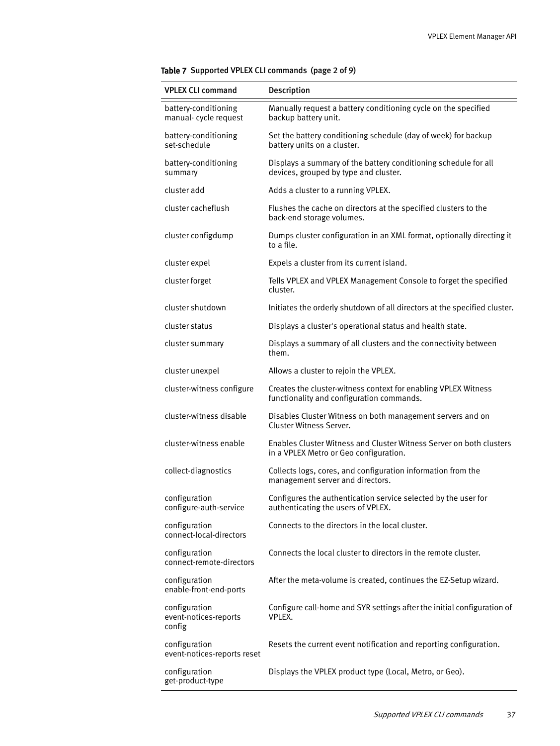**Table 7 Supported VPLEX CLI commands (page 2 of 9)**

| VPLEX CLI command | Description |
|---|---|
| battery-conditioning manual- cycle request | Manually request a battery conditioning cycle on the specified backup battery unit. |
| battery-conditioning set-schedule | Set the battery conditioning schedule (day of week) for backup battery units on a cluster. |
| battery-conditioning summary | Displays a summary of the battery conditioning schedule for all devices, grouped by type and cluster. |
| cluster add | Adds a cluster to a running VPLEX. |
| cluster cacheflush | Flushes the cache on directors at the specified clusters to the back-end storage volumes. |
| cluster configdump | Dumps cluster configuration in an XML format, optionally directing it to a file. |
| cluster expel | Expels a cluster from its current island. |
| cluster forget | Tells VPLEX and VPLEX Management Console to forget the specified cluster. |
| cluster shutdown | Initiates the orderly shutdown of all directors at the specified cluster. |
| cluster status | Displays a cluster's operational status and health state. |
| cluster summary | Displays a summary of all clusters and the connectivity between them. |
| cluster unexpel | Allows a cluster to rejoin the VPLEX. |
| cluster-witness configure | Creates the cluster-witness context for enabling VPLEX Witness functionality and configuration commands. |
| cluster-witness disable | Disables Cluster Witness on both management servers and on Cluster Witness Server. |
| cluster-witness enable | Enables Cluster Witness and Cluster Witness Server on both clusters in a VPLEX Metro or Geo configuration. |
| collect-diagnostics | Collects logs, cores, and configuration information from the management server and directors. |
| configuration configure-auth-service | Configures the authentication service selected by the user for authenticating the users of VPLEX. |
| configuration connect-local-directors | Connects to the directors in the local cluster. |
| configuration connect-remote-directors | Connects the local cluster to directors in the remote cluster. |
| configuration enable-front-end-ports | After the meta-volume is created, continues the EZ-Setup wizard. |
| configuration event-notices-reports config | Configure call-home and SYR settings after the initial configuration of VPLEX. |
| configuration event-notices-reports reset | Resets the current event notification and reporting configuration. |
| configuration get-product-type | Displays the VPLEX product type (Local, Metro, or Geo). |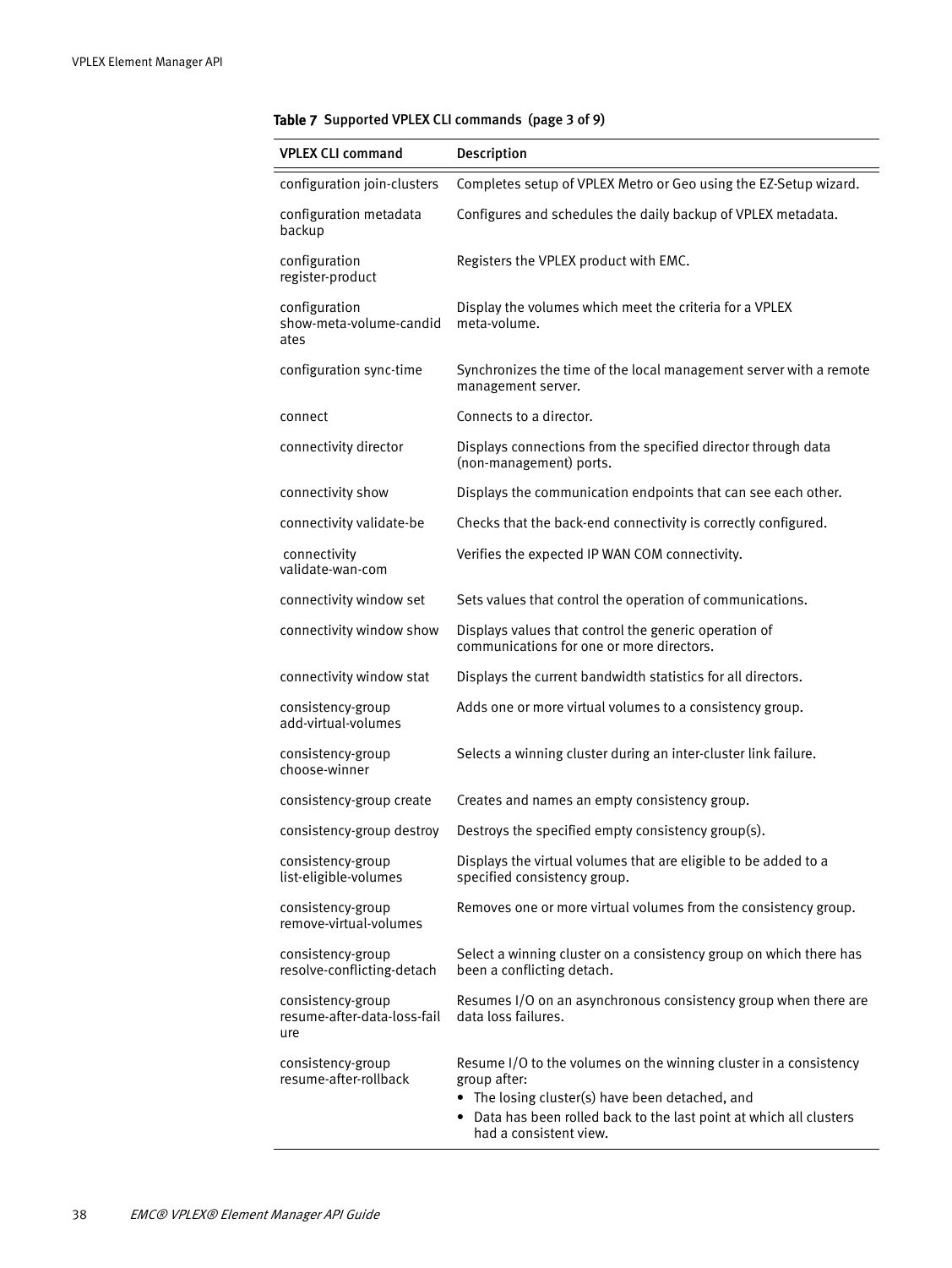**Table 7 Supported VPLEX CLI commands (page 3 of 9)**

| VPLEX CLI command | Description |
|---|---|
| configuration join-clusters | Completes setup of VPLEX Metro or Geo using the EZ-Setup wizard. |
| configuration metadata backup | Configures and schedules the daily backup of VPLEX metadata. |
| configuration register-product | Registers the VPLEX product with EMC. |
| configuration show-meta-volume-candidates | Display the volumes which meet the criteria for a VPLEX meta-volume. |
| configuration sync-time | Synchronizes the time of the local management server with a remote management server. |
| connect | Connects to a director. |
| connectivity director | Displays connections from the specified director through data (non-management) ports. |
| connectivity show | Displays the communication endpoints that can see each other. |
| connectivity validate-be | Checks that the back-end connectivity is correctly configured. |
| connectivity validate-wan-com | Verifies the expected IP WAN COM connectivity. |
| connectivity window set | Sets values that control the operation of communications. |
| connectivity window show | Displays values that control the generic operation of communications for one or more directors. |
| connectivity window stat | Displays the current bandwidth statistics for all directors. |
| consistency-group add-virtual-volumes | Adds one or more virtual volumes to a consistency group. |
| consistency-group choose-winner | Selects a winning cluster during an inter-cluster link failure. |
| consistency-group create | Creates and names an empty consistency group. |
| consistency-group destroy | Destroys the specified empty consistency group(s). |
| consistency-group list-eligible-volumes | Displays the virtual volumes that are eligible to be added to a specified consistency group. |
| consistency-group remove-virtual-volumes | Removes one or more virtual volumes from the consistency group. |
| consistency-group resolve-conflicting-detach | Select a winning cluster on a consistency group on which there has been a conflicting detach. |
| consistency-group resume-after-data-loss-failure | Resumes I/O on an asynchronous consistency group when there are data loss failures. |
| consistency-group resume-after-rollback | Resume I/O to the volumes on the winning cluster in a consistency group after:<br>• The losing cluster(s) have been detached, and<br>• Data has been rolled back to the last point at which all clusters had a consistent view. |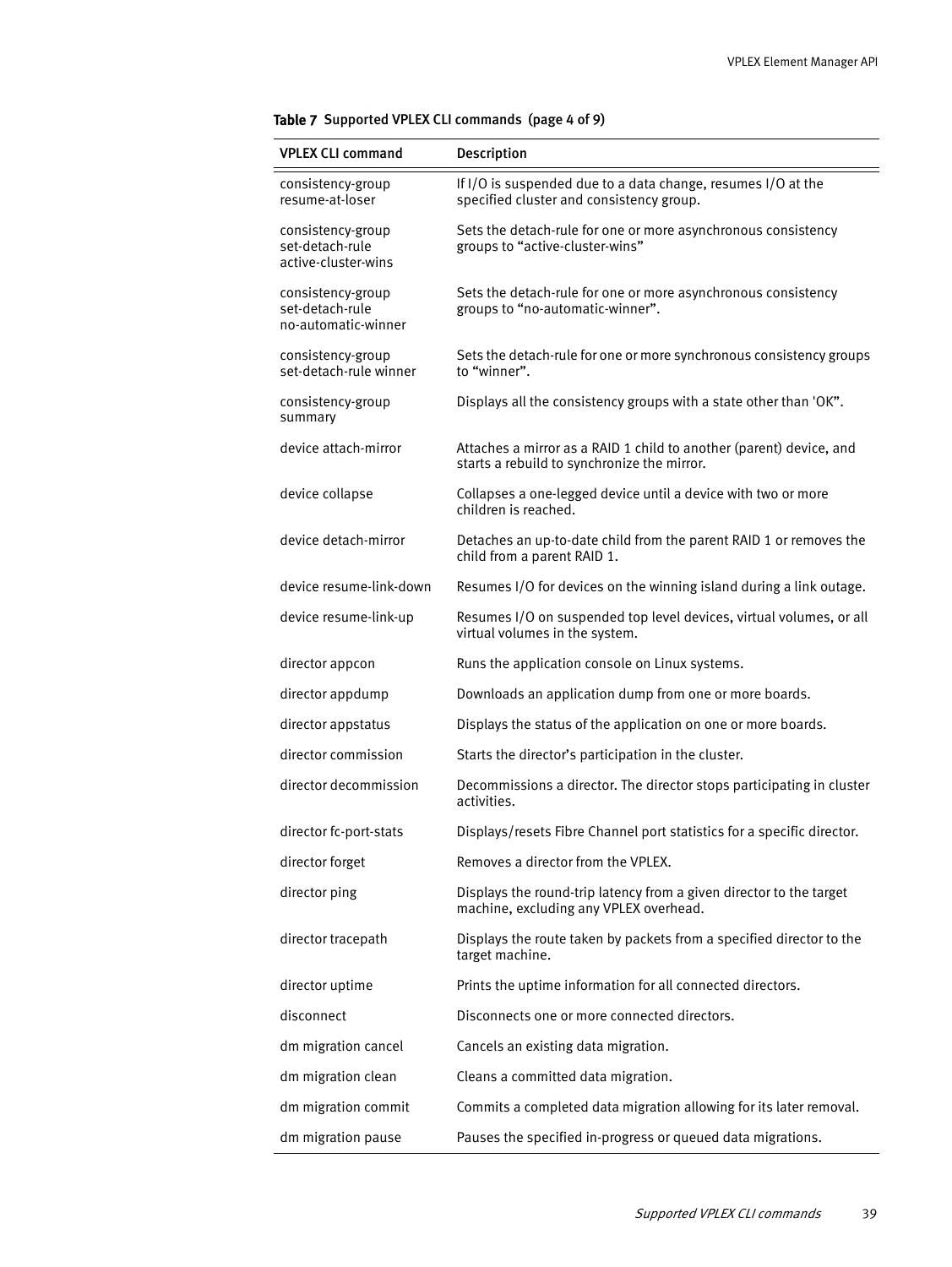**Table 7** Supported VPLEX CLI commands (page 4 of 9)

| VPLEX CLI command | Description |
|---|---|
| consistency-group resume-at-loser | If I/O is suspended due to a data change, resumes I/O at the specified cluster and consistency group. |
| consistency-group set-detach-rule active-cluster-wins | Sets the detach-rule for one or more asynchronous consistency groups to “active-cluster-wins” |
| consistency-group set-detach-rule no-automatic-winner | Sets the detach-rule for one or more asynchronous consistency groups to “no-automatic-winner”. |
| consistency-group set-detach-rule winner | Sets the detach-rule for one or more synchronous consistency groups to “winner”. |
| consistency-group summary | Displays all the consistency groups with a state other than 'OK”. |
| device attach-mirror | Attaches a mirror as a RAID 1 child to another (parent) device, and starts a rebuild to synchronize the mirror. |
| device collapse | Collapses a one-legged device until a device with two or more children is reached. |
| device detach-mirror | Detaches an up-to-date child from the parent RAID 1 or removes the child from a parent RAID 1. |
| device resume-link-down | Resumes I/O for devices on the winning island during a link outage. |
| device resume-link-up | Resumes I/O on suspended top level devices, virtual volumes, or all virtual volumes in the system. |
| director appcon | Runs the application console on Linux systems. |
| director appdump | Downloads an application dump from one or more boards. |
| director appstatus | Displays the status of the application on one or more boards. |
| director commission | Starts the director’s participation in the cluster. |
| director decommission | Decommissions a director. The director stops participating in cluster activities. |
| director fc-port-stats | Displays/resets Fibre Channel port statistics for a specific director. |
| director forget | Removes a director from the VPLEX. |
| director ping | Displays the round-trip latency from a given director to the target machine, excluding any VPLEX overhead. |
| director tracepath | Displays the route taken by packets from a specified director to the target machine. |
| director uptime | Prints the uptime information for all connected directors. |
| disconnect | Disconnects one or more connected directors. |
| dm migration cancel | Cancels an existing data migration. |
| dm migration clean | Cleans a committed data migration. |
| dm migration commit | Commits a completed data migration allowing for its later removal. |
| dm migration pause | Pauses the specified in-progress or queued data migrations. |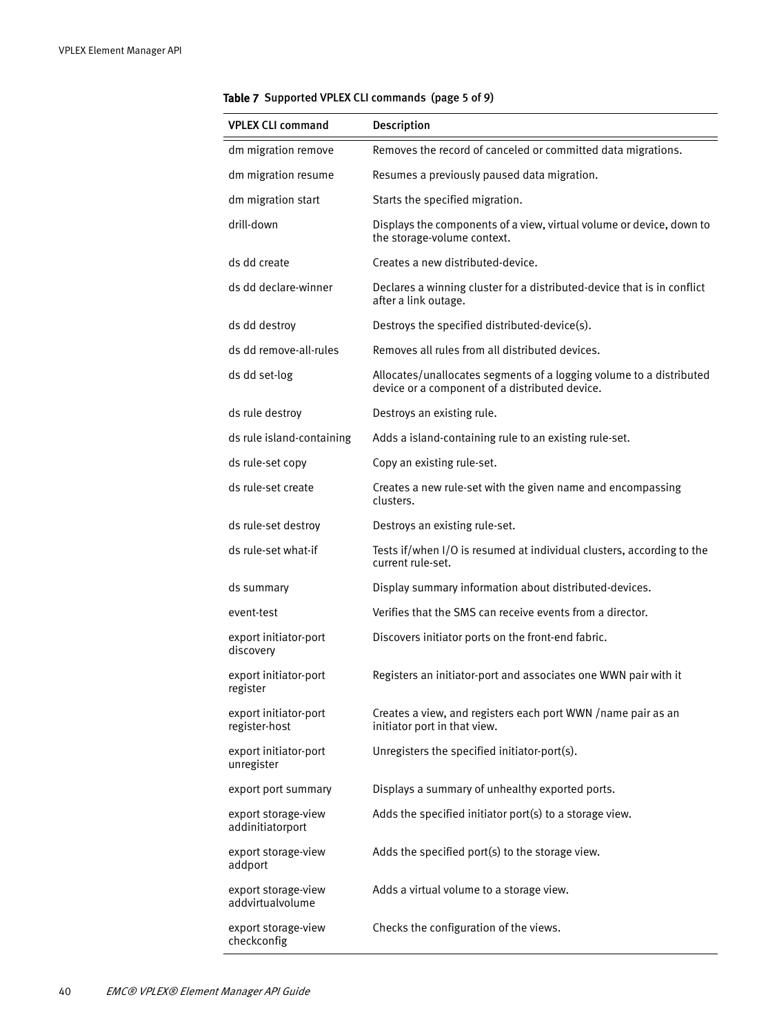**Table 7 Supported VPLEX CLI commands (page 5 of 9)**

| VPLEX CLI command | Description |
| --- | --- |
| dm migration remove | Removes the record of canceled or committed data migrations. |
| dm migration resume | Resumes a previously paused data migration. |
| dm migration start | Starts the specified migration. |
| drill-down | Displays the components of a view, virtual volume or device, down to the storage-volume context. |
| ds dd create | Creates a new distributed-device. |
| ds dd declare-winner | Declares a winning cluster for a distributed-device that is in conflict after a link outage. |
| ds dd destroy | Destroys the specified distributed-device(s). |
| ds dd remove-all-rules | Removes all rules from all distributed devices. |
| ds dd set-log | Allocates/unallocates segments of a logging volume to a distributed device or a component of a distributed device. |
| ds rule destroy | Destroys an existing rule. |
| ds rule island-containing | Adds a island-containing rule to an existing rule-set. |
| ds rule-set copy | Copy an existing rule-set. |
| ds rule-set create | Creates a new rule-set with the given name and encompassing clusters. |
| ds rule-set destroy | Destroys an existing rule-set. |
| ds rule-set what-if | Tests if/when I/O is resumed at individual clusters, according to the current rule-set. |
| ds summary | Display summary information about distributed-devices. |
| event-test | Verifies that the SMS can receive events from a director. |
| export initiator-port discovery | Discovers initiator ports on the front-end fabric. |
| export initiator-port register | Registers an initiator-port and associates one WWN pair with it |
| export initiator-port register-host | Creates a view, and registers each port WWN /name pair as an initiator port in that view. |
| export initiator-port unregister | Unregisters the specified initiator-port(s). |
| export port summary | Displays a summary of unhealthy exported ports. |
| export storage-view addinitiatorport | Adds the specified initiator port(s) to a storage view. |
| export storage-view addport | Adds the specified port(s) to the storage view. |
| export storage-view addvirtualvolume | Adds a virtual volume to a storage view. |
| export storage-view checkconfig | Checks the configuration of the views. |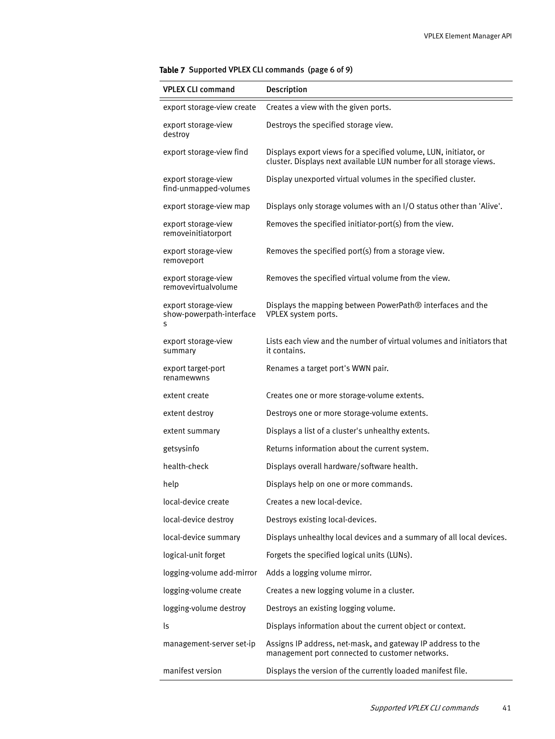**Table 7** Supported VPLEX CLI commands (page 6 of 9)

| VPLEX CLI command | Description |
|---|---|
| export storage-view create | Creates a view with the given ports. |
| export storage-view destroy | Destroys the specified storage view. |
| export storage-view find | Displays export views for a specified volume, LUN, initiator, or cluster. Displays next available LUN number for all storage views. |
| export storage-view find-unmapped-volumes | Display unexported virtual volumes in the specified cluster. |
| export storage-view map | Displays only storage volumes with an I/O status other than 'Alive'. |
| export storage-view removeinitiatorport | Removes the specified initiator-port(s) from the view. |
| export storage-view removeport | Removes the specified port(s) from a storage view. |
| export storage-view removevirtualvolume | Removes the specified virtual volume from the view. |
| export storage-view show-powerpath-interfaces | Displays the mapping between PowerPath® interfaces and the VPLEX system ports. |
| export storage-view summary | Lists each view and the number of virtual volumes and initiators that it contains. |
| export target-port renamewwns | Renames a target port's WWN pair. |
| extent create | Creates one or more storage-volume extents. |
| extent destroy | Destroys one or more storage-volume extents. |
| extent summary | Displays a list of a cluster's unhealthy extents. |
| getsysinfo | Returns information about the current system. |
| health-check | Displays overall hardware/software health. |
| help | Displays help on one or more commands. |
| local-device create | Creates a new local-device. |
| local-device destroy | Destroys existing local-devices. |
| local-device summary | Displays unhealthy local devices and a summary of all local devices. |
| logical-unit forget | Forgets the specified logical units (LUNs). |
| logging-volume add-mirror | Adds a logging volume mirror. |
| logging-volume create | Creates a new logging volume in a cluster. |
| logging-volume destroy | Destroys an existing logging volume. |
| ls | Displays information about the current object or context. |
| management-server set-ip | Assigns IP address, net-mask, and gateway IP address to the management port connected to customer networks. |
| manifest version | Displays the version of the currently loaded manifest file. |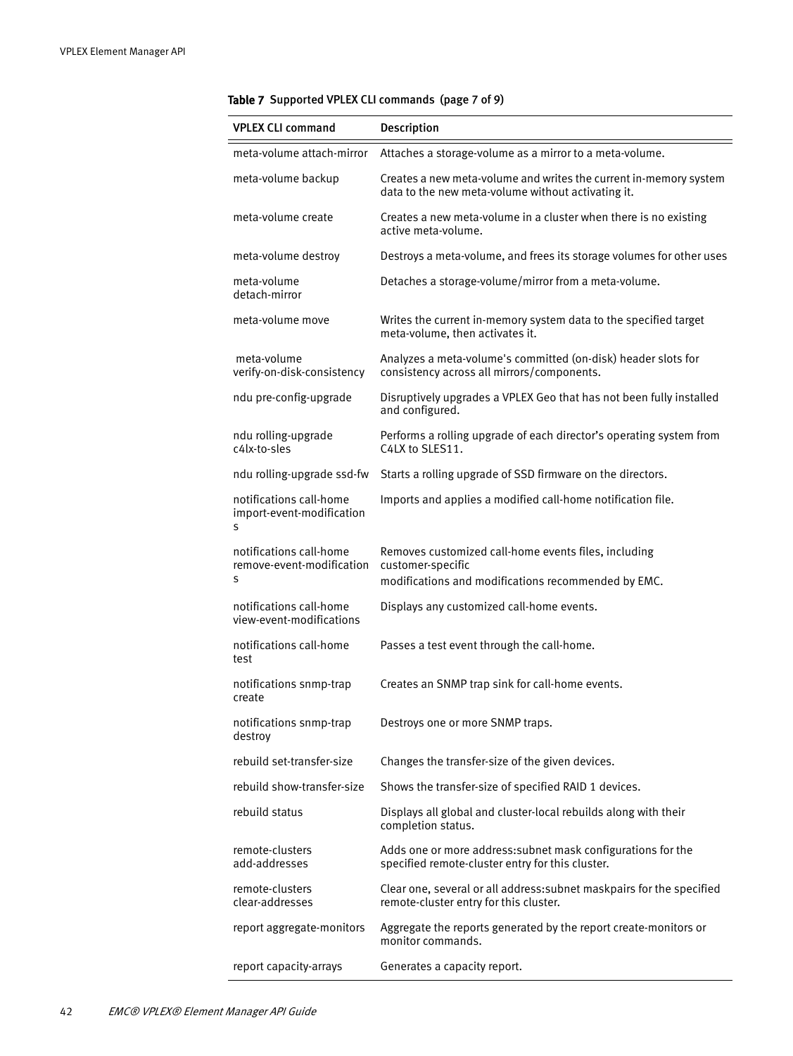**Table 7 Supported VPLEX CLI commands (page 7 of 9)**

| VPLEX CLI command | Description |
| --- | --- |
| meta-volume attach-mirror | Attaches a storage-volume as a mirror to a meta-volume. |
| meta-volume backup | Creates a new meta-volume and writes the current in-memory system data to the new meta-volume without activating it. |
| meta-volume create | Creates a new meta-volume in a cluster when there is no existing active meta-volume. |
| meta-volume destroy | Destroys a meta-volume, and frees its storage volumes for other uses |
| meta-volume detach-mirror | Detaches a storage-volume/mirror from a meta-volume. |
| meta-volume move | Writes the current in-memory system data to the specified target meta-volume, then activates it. |
| meta-volume verify-on-disk-consistency | Analyzes a meta-volume's committed (on-disk) header slots for consistency across all mirrors/components. |
| ndu pre-config-upgrade | Disruptively upgrades a VPLEX Geo that has not been fully installed and configured. |
| ndu rolling-upgrade c4lx-to-sles | Performs a rolling upgrade of each director's operating system from C4LX to SLES11. |
| ndu rolling-upgrade ssd-fw | Starts a rolling upgrade of SSD firmware on the directors. |
| notifications call-home import-event-modifications | Imports and applies a modified call-home notification file. |
| notifications call-home remove-event-modifications | Removes customized call-home events files, including customer-specific modifications and modifications recommended by EMC. |
| notifications call-home view-event-modifications | Displays any customized call-home events. |
| notifications call-home test | Passes a test event through the call-home. |
| notifications snmp-trap create | Creates an SNMP trap sink for call-home events. |
| notifications snmp-trap destroy | Destroys one or more SNMP traps. |
| rebuild set-transfer-size | Changes the transfer-size of the given devices. |
| rebuild show-transfer-size | Shows the transfer-size of specified RAID 1 devices. |
| rebuild status | Displays all global and cluster-local rebuilds along with their completion status. |
| remote-clusters add-addresses | Adds one or more address:subnet mask configurations for the specified remote-cluster entry for this cluster. |
| remote-clusters clear-addresses | Clear one, several or all address:subnet maskpairs for the specified remote-cluster entry for this cluster. |
| report aggregate-monitors | Aggregate the reports generated by the report create-monitors or monitor commands. |
| report capacity-arrays | Generates a capacity report. |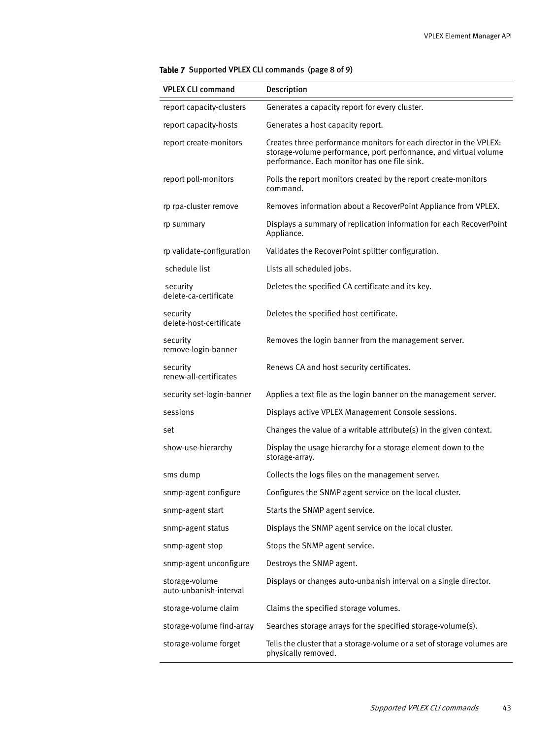**Table 7 Supported VPLEX CLI commands (page 8 of 9)**

| VPLEX CLI command | Description |
|---|---|
| report capacity-clusters | Generates a capacity report for every cluster. |
| report capacity-hosts | Generates a host capacity report. |
| report create-monitors | Creates three performance monitors for each director in the VPLEX: storage-volume performance, port performance, and virtual volume performance. Each monitor has one file sink. |
| report poll-monitors | Polls the report monitors created by the report create-monitors command. |
| rp rpa-cluster remove | Removes information about a RecoverPoint Appliance from VPLEX. |
| rp summary | Displays a summary of replication information for each RecoverPoint Appliance. |
| rp validate-configuration | Validates the RecoverPoint splitter configuration. |
| schedule list | Lists all scheduled jobs. |
| security delete-ca-certificate | Deletes the specified CA certificate and its key. |
| security delete-host-certificate | Deletes the specified host certificate. |
| security remove-login-banner | Removes the login banner from the management server. |
| security renew-all-certificates | Renews CA and host security certificates. |
| security set-login-banner | Applies a text file as the login banner on the management server. |
| sessions | Displays active VPLEX Management Console sessions. |
| set | Changes the value of a writable attribute(s) in the given context. |
| show-use-hierarchy | Display the usage hierarchy for a storage element down to the storage-array. |
| sms dump | Collects the logs files on the management server. |
| snmp-agent configure | Configures the SNMP agent service on the local cluster. |
| snmp-agent start | Starts the SNMP agent service. |
| snmp-agent status | Displays the SNMP agent service on the local cluster. |
| snmp-agent stop | Stops the SNMP agent service. |
| snmp-agent unconfigure | Destroys the SNMP agent. |
| storage-volume auto-unbanish-interval | Displays or changes auto-unbanish interval on a single director. |
| storage-volume claim | Claims the specified storage volumes. |
| storage-volume find-array | Searches storage arrays for the specified storage-volume(s). |
| storage-volume forget | Tells the cluster that a storage-volume or a set of storage volumes are physically removed. |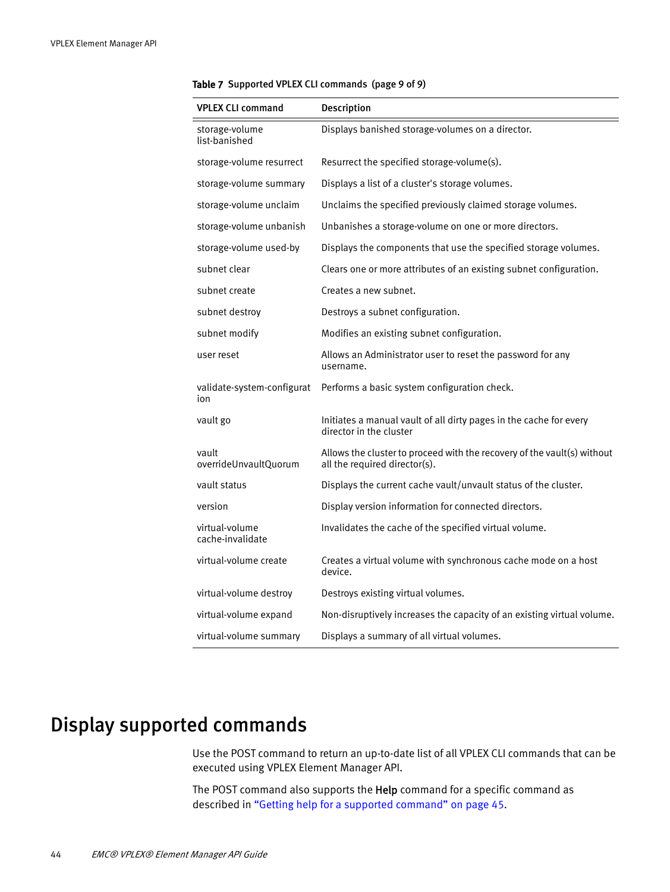**Table 7** Supported VPLEX CLI commands (page 9 of 9)

| VPLEX CLI command | Description |
|---|---|
| storage-volume list-banished | Displays banished storage-volumes on a director. |
| storage-volume resurrect | Resurrect the specified storage-volume(s). |
| storage-volume summary | Displays a list of a cluster's storage volumes. |
| storage-volume unclaim | Unclaims the specified previously claimed storage volumes. |
| storage-volume unbanish | Unbanishes a storage-volume on one or more directors. |
| storage-volume used-by | Displays the components that use the specified storage volumes. |
| subnet clear | Clears one or more attributes of an existing subnet configuration. |
| subnet create | Creates a new subnet. |
| subnet destroy | Destroys a subnet configuration. |
| subnet modify | Modifies an existing subnet configuration. |
| user reset | Allows an Administrator user to reset the password for any username. |
| validate-system-configuration | Performs a basic system configuration check. |
| vault go | Initiates a manual vault of all dirty pages in the cache for every director in the cluster |
| vault overrideUnvaultQuorum | Allows the cluster to proceed with the recovery of the vault(s) without all the required director(s). |
| vault status | Displays the current cache vault/unvault status of the cluster. |
| version | Display version information for connected directors. |
| virtual-volume cache-invalidate | Invalidates the cache of the specified virtual volume. |
| virtual-volume create | Creates a virtual volume with synchronous cache mode on a host device. |
| virtual-volume destroy | Destroys existing virtual volumes. |
| virtual-volume expand | Non-disruptively increases the capacity of an existing virtual volume. |
| virtual-volume summary | Displays a summary of all virtual volumes. |

# Display supported commands

Use the POST command to return an up-to-date list of all VPLEX CLI commands that can be executed using VPLEX Element Manager API.

The POST command also supports the **Help** command for a specific command as described in "Getting help for a supported command" on page 45.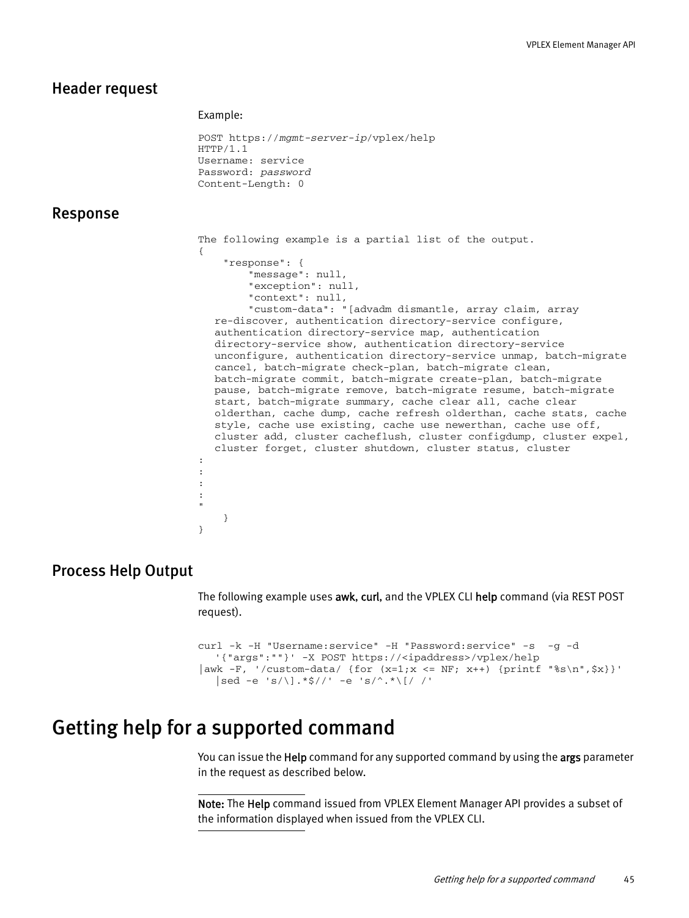## Header request

Example:

```
POST https://mgmt-server-ip/vplex/help
HTTP/1.1
Username: service
Password: password
Content-Length: 0
```

## Response

```
The following example is a partial list of the output.
{
    "response": {
        "message": null,
        "exception": null,
        "context": null,
        "custom-data": "[advadm dismantle, array claim, array
   re-discover, authentication directory-service configure,
   authentication directory-service map, authentication
   directory-service show, authentication directory-service
   unconfigure, authentication directory-service unmap, batch-migrate
   cancel, batch-migrate check-plan, batch-migrate clean,
   batch-migrate commit, batch-migrate create-plan, batch-migrate
   pause, batch-migrate remove, batch-migrate resume, batch-migrate
   start, batch-migrate summary, cache clear all, cache clear
   olderthan, cache dump, cache refresh olderthan, cache stats, cache
   style, cache use existing, cache use newerthan, cache use off,
   cluster add, cluster cacheflush, cluster configdump, cluster expel,
   cluster forget, cluster shutdown, cluster status, cluster
:
:
:
:
"
    }
}
```

## Process Help Output

The following example uses **awk**, **curl**, and the VPLEX CLI **help** command (via REST POST request).

```
curl -k -H "Username:service" -H "Password:service" -s  -g -d
   '{"args":""}' -X POST https://<ipaddress>/vplex/help
|awk -F, '/custom-data/ {for (x=1;x <= NF; x++) {printf "%s\n",$x}}'
   |sed -e 's/\].*$//' -e 's/^.*\[/ /'
```

# Getting help for a supported command

You can issue the **Help** command for any supported command by using the **args** parameter in the request as described below.

**Note:** The **Help** command issued from VPLEX Element Manager API provides a subset of the information displayed when issued from the VPLEX CLI.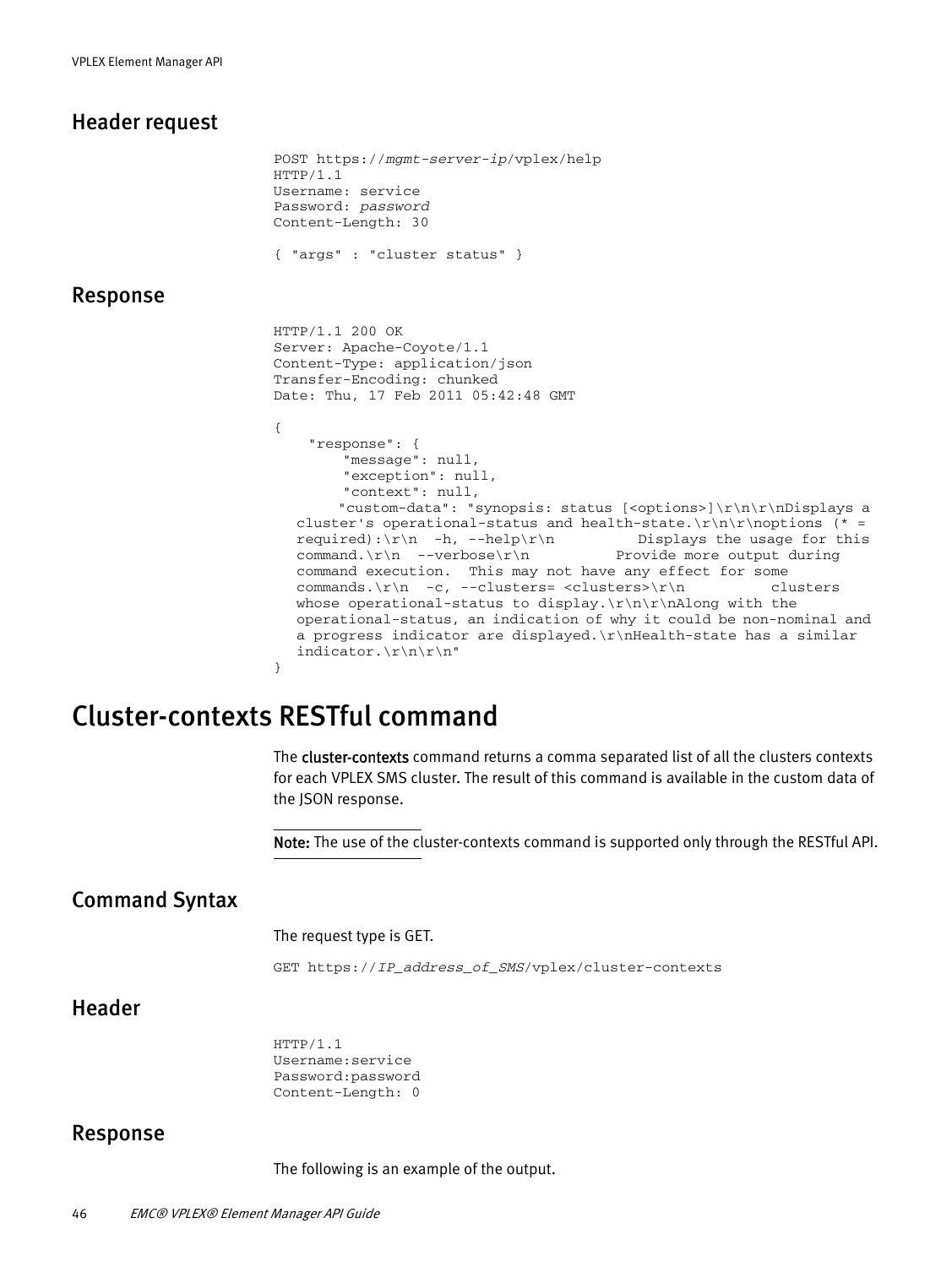## Header request

```
POST https://mgmt-server-ip/vplex/help
HTTP/1.1
Username: service
Password: password
Content-Length: 30

{ "args" : "cluster status" }
```

## Response

```
HTTP/1.1 200 OK
Server: Apache-Coyote/1.1
Content-Type: application/json
Transfer-Encoding: chunked
Date: Thu, 17 Feb 2011 05:42:48 GMT

{
    "response": {
        "message": null,
        "exception": null,
        "context": null,
       "custom-data": "synopsis: status [<options>]\r\n\r\nDisplays a
   cluster's operational-status and health-state.\r\n\r\noptions (* =
   required):\r\n  -h, --help\r\n          Displays the usage for this
   command.\r\n  --verbose\r\n          Provide more output during
   command execution.  This may not have any effect for some
   commands.\r\n  -c, --clusters= <clusters>\r\n          clusters
   whose operational-status to display.\r\n\r\nAlong with the
   operational-status, an indication of why it could be non-nominal and
   a progress indicator are displayed.\r\nHealth-state has a similar
   indicator.\r\n\r\n"
}
```

# Cluster-contexts RESTful command

The **cluster-contexts** command returns a comma separated list of all the clusters contexts for each VPLEX SMS cluster. The result of this command is available in the custom data of the JSON response.

**Note:** The use of the cluster-contexts command is supported only through the RESTful API.

## Command Syntax

The request type is GET.

```
GET https://IP_address_of_SMS/vplex/cluster-contexts
```

## Header

```
HTTP/1.1
Username:service
Password:password
Content-Length: 0
```

## Response

The following is an example of the output.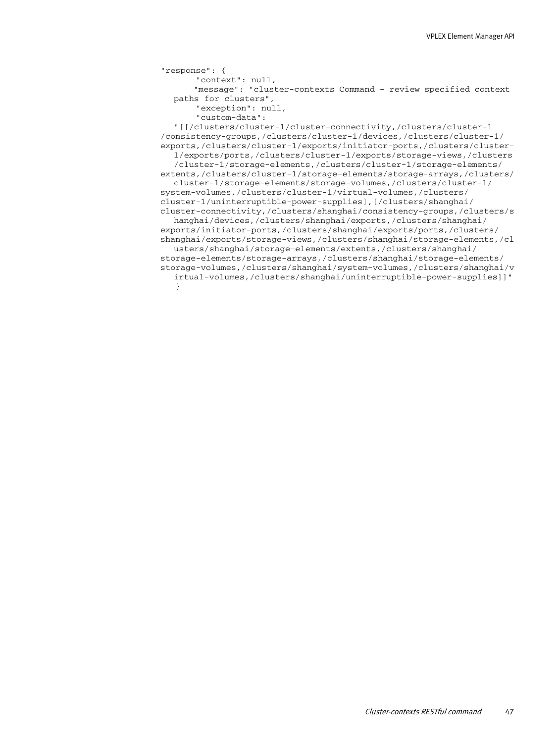```
"response": {
       "context": null,
       "message": "cluster-contexts Command - review specified context
   paths for clusters",
       "exception": null,
       "custom-data":
   "[[/clusters/cluster-1/cluster-connectivity,/clusters/cluster-1
/consistency-groups,/clusters/cluster-1/devices,/clusters/cluster-1/
exports,/clusters/cluster-1/exports/initiator-ports,/clusters/cluster-
   1/exports/ports,/clusters/cluster-1/exports/storage-views,/clusters
   /cluster-1/storage-elements,/clusters/cluster-1/storage-elements/
extents,/clusters/cluster-1/storage-elements/storage-arrays,/clusters/
   cluster-1/storage-elements/storage-volumes,/clusters/cluster-1/
system-volumes,/clusters/cluster-1/virtual-volumes,/clusters/
cluster-1/uninterruptible-power-supplies],[/clusters/shanghai/
cluster-connectivity,/clusters/shanghai/consistency-groups,/clusters/s
   hanghai/devices,/clusters/shanghai/exports,/clusters/shanghai/
exports/initiator-ports,/clusters/shanghai/exports/ports,/clusters/
shanghai/exports/storage-views,/clusters/shanghai/storage-elements,/cl
   usters/shanghai/storage-elements/extents,/clusters/shanghai/
storage-elements/storage-arrays,/clusters/shanghai/storage-elements/
storage-volumes,/clusters/shanghai/system-volumes,/clusters/shanghai/v
   irtual-volumes,/clusters/shanghai/uninterruptible-power-supplies]]"
   }
```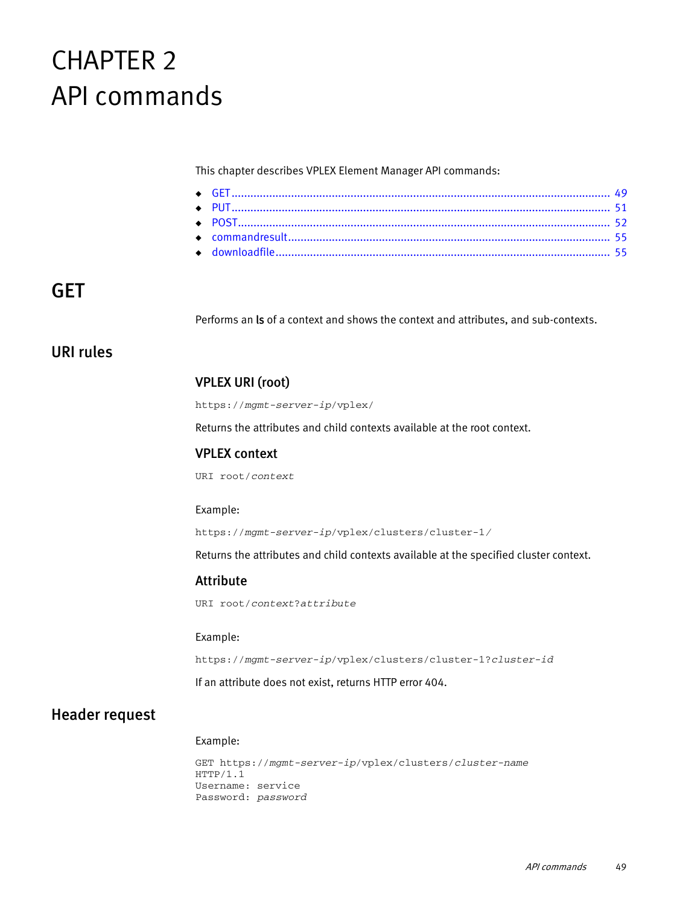# CHAPTER 2 API commands

This chapter describes VPLEX Element Manager API commands:

- GET ........................................................................................................ 49
- PUT ........................................................................................................ 51
- POST ...................................................................................................... 52
- commandresult ...................................................................................... 55
- downloadfile .......................................................................................... 55

## GET

Performs an **ls** of a context and shows the context and attributes, and sub-contexts.

## URI rules

### VPLEX URI (root)

```
https://mgmt-server-ip/vplex/
```

Returns the attributes and child contexts available at the root context.

### VPLEX context

```
URI root/context
```

Example:

```
https://mgmt-server-ip/vplex/clusters/cluster-1/
```

Returns the attributes and child contexts available at the specified cluster context.

### Attribute

```
URI root/context?attribute
```

Example:

```
https://mgmt-server-ip/vplex/clusters/cluster-1?cluster-id
```

If an attribute does not exist, returns HTTP error 404.

## Header request

Example:

```
GET https://mgmt-server-ip/vplex/clusters/cluster-name
HTTP/1.1
Username: service
Password: password
```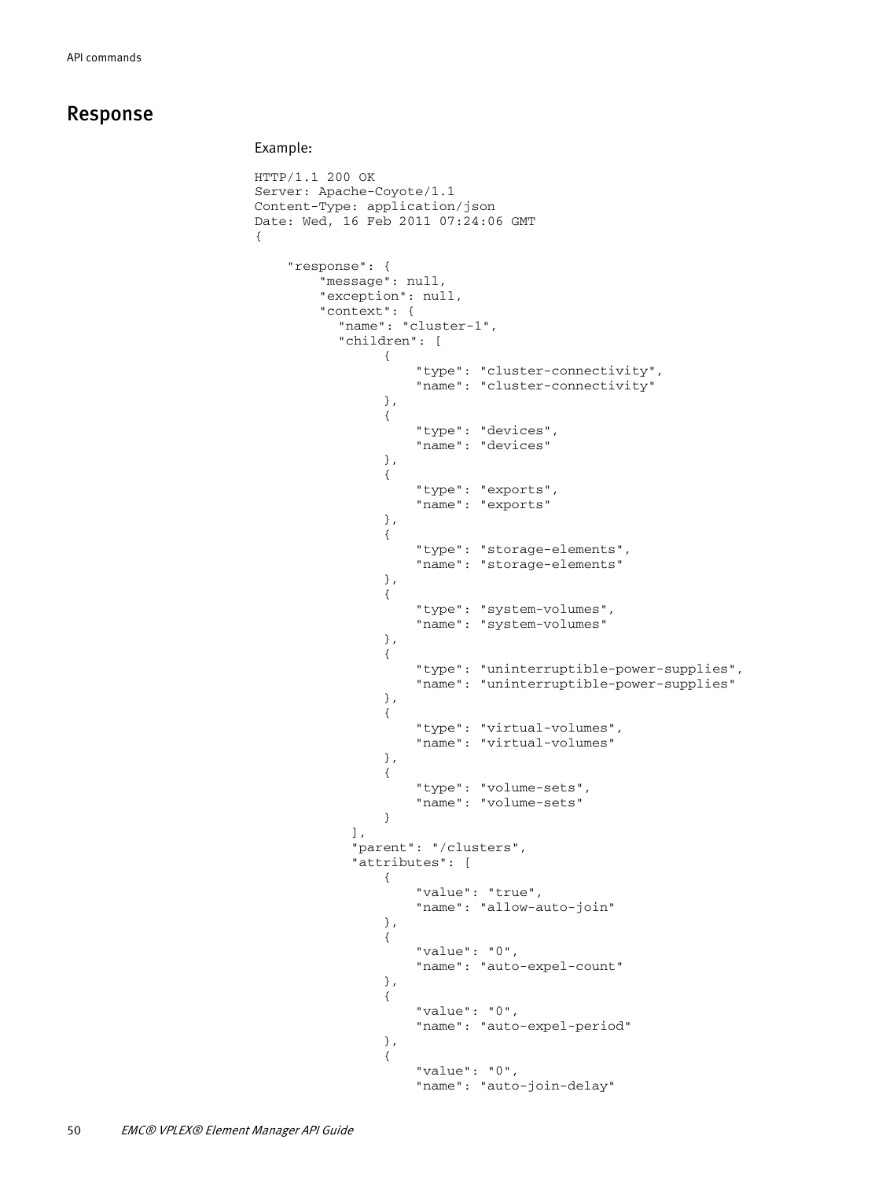## Response

Example:

```
HTTP/1.1 200 OK
Server: Apache-Coyote/1.1
Content-Type: application/json
Date: Wed, 16 Feb 2011 07:24:06 GMT
{

    "response": {
        "message": null,
        "exception": null,
        "context": {
          "name": "cluster-1",
          "children": [
                {
                    "type": "cluster-connectivity",
                    "name": "cluster-connectivity"
                },
                {
                    "type": "devices",
                    "name": "devices"
                },
                {
                    "type": "exports",
                    "name": "exports"
                },
                {
                    "type": "storage-elements",
                    "name": "storage-elements"
                },
                {
                    "type": "system-volumes",
                    "name": "system-volumes"
                },
                {
                    "type": "uninterruptible-power-supplies",
                    "name": "uninterruptible-power-supplies"
                },
                {
                    "type": "virtual-volumes",
                    "name": "virtual-volumes"
                },
                {
                    "type": "volume-sets",
                    "name": "volume-sets"
                }
            ],
            "parent": "/clusters",
            "attributes": [
                {
                    "value": "true",
                    "name": "allow-auto-join"
                },
                {
                    "value": "0",
                    "name": "auto-expel-count"
                },
                {
                    "value": "0",
                    "name": "auto-expel-period"
                },
                {
                    "value": "0",
                    "name": "auto-join-delay"
```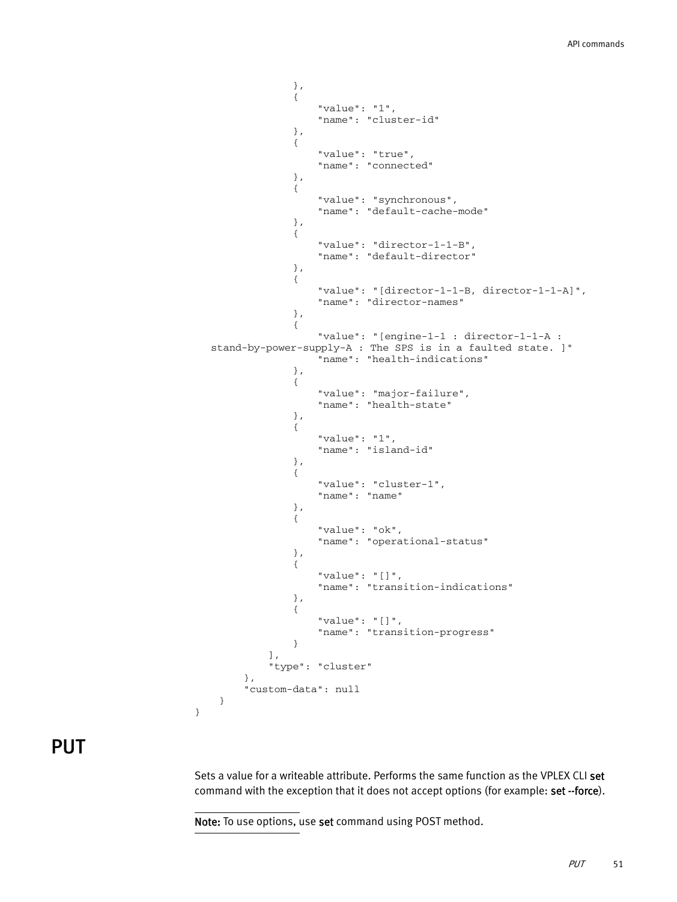```
                },
                {
                    "value": "1",
                    "name": "cluster-id"
                },
                {
                    "value": "true",
                    "name": "connected"
                },
                {
                    "value": "synchronous",
                    "name": "default-cache-mode"
                },
                {
                    "value": "director-1-1-B",
                    "name": "default-director"
                },
                {
                    "value": "[director-1-1-B, director-1-1-A]",
                    "name": "director-names"
                },
                {
                    "value": "[engine-1-1 : director-1-1-A :
   stand-by-power-supply-A : The SPS is in a faulted state. ]"
                    "name": "health-indications"
                },
                {
                    "value": "major-failure",
                    "name": "health-state"
                },
                {
                    "value": "1",
                    "name": "island-id"
                },
                {
                    "value": "cluster-1",
                    "name": "name"
                },
                {
                    "value": "ok",
                    "name": "operational-status"
                },
                {
                    "value": "[]",
                    "name": "transition-indications"
                },
                {
                    "value": "[]",
                    "name": "transition-progress"
                }
            ],
            "type": "cluster"
        },
        "custom-data": null
    }
}
```

# PUT

Sets a value for a writeable attribute. Performs the same function as the VPLEX CLI **set** command with the exception that it does not accept options (for example: **set --force**).

**Note:** To use options, use **set** command using POST method.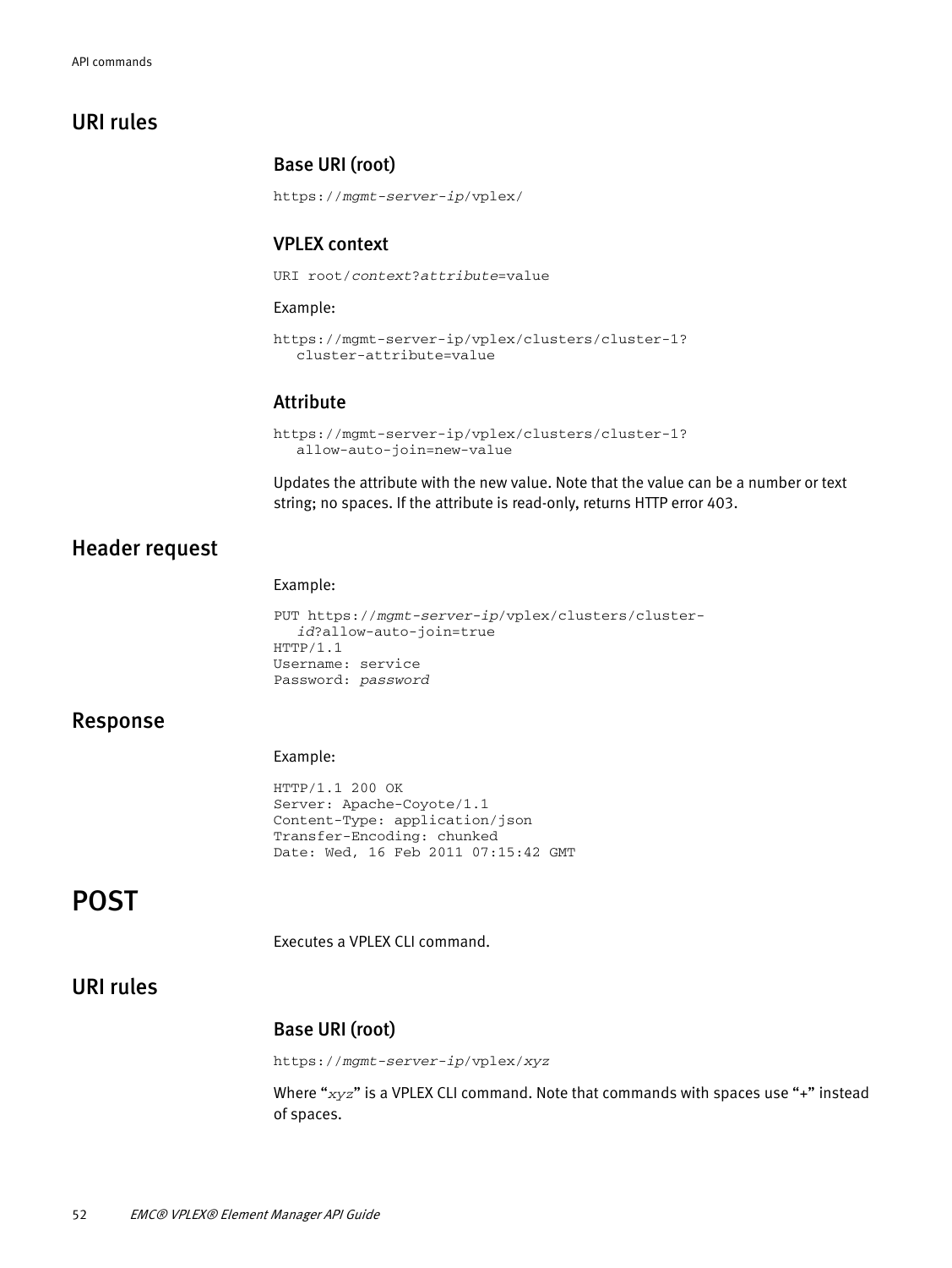## URI rules

### Base URI (root)

```
https://mgmt-server-ip/vplex/
```

### VPLEX context

```
URI root/context?attribute=value
```

Example:

```
https://mgmt-server-ip/vplex/clusters/cluster-1?
   cluster-attribute=value
```

### Attribute

```
https://mgmt-server-ip/vplex/clusters/cluster-1?
   allow-auto-join=new-value
```

Updates the attribute with the new value. Note that the value can be a number or text string; no spaces. If the attribute is read-only, returns HTTP error 403.

## Header request

Example:

```
PUT https://mgmt-server-ip/vplex/clusters/cluster-
   id?allow-auto-join=true
HTTP/1.1
Username: service
Password: password
```

## Response

Example:

```
HTTP/1.1 200 OK
Server: Apache-Coyote/1.1
Content-Type: application/json
Transfer-Encoding: chunked
Date: Wed, 16 Feb 2011 07:15:42 GMT
```

# POST

Executes a VPLEX CLI command.

## URI rules

### Base URI (root)

```
https://mgmt-server-ip/vplex/xyz
```

Where "*xyz*" is a VPLEX CLI command. Note that commands with spaces use "+" instead of spaces.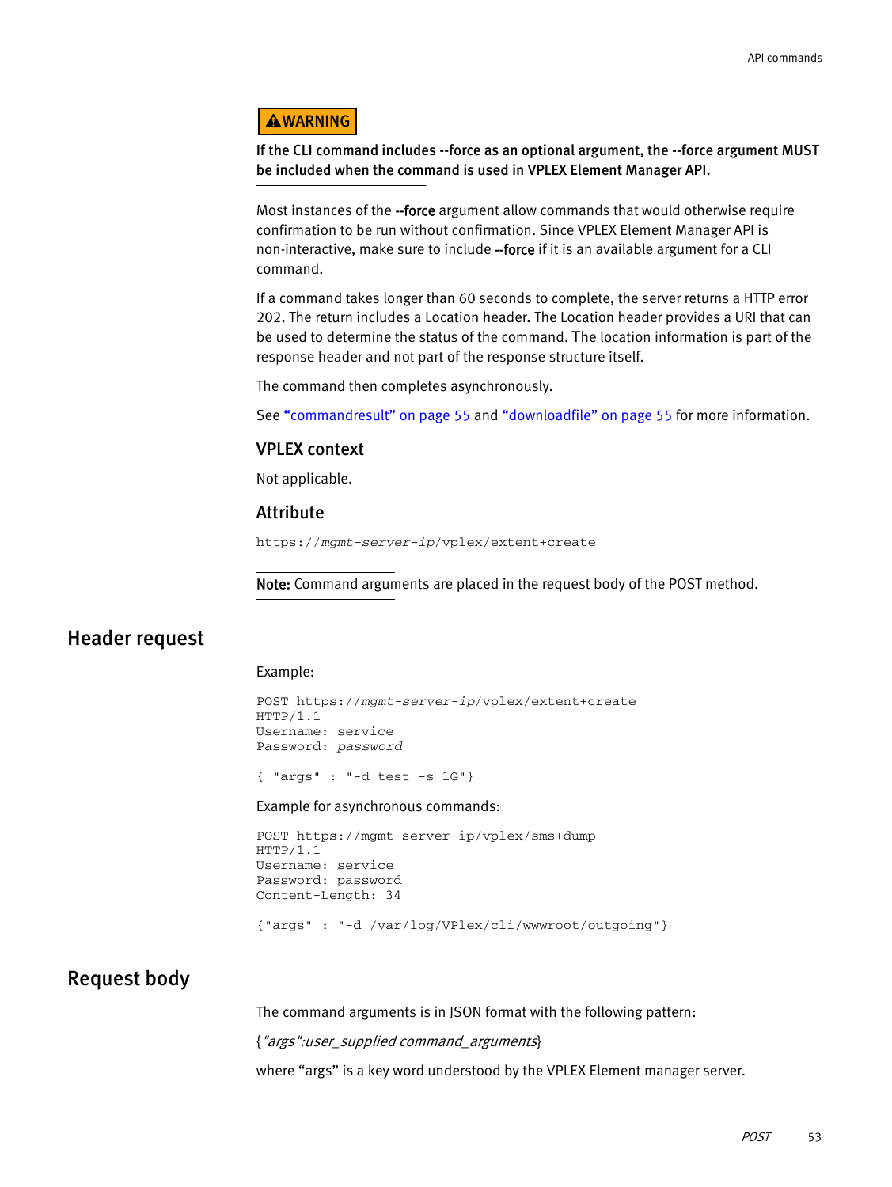**⚠WARNING**

**If the CLI command includes --force as an optional argument, the --force argument MUST be included when the command is used in VPLEX Element Manager API.**

Most instances of the **--force** argument allow commands that would otherwise require confirmation to be run without confirmation. Since VPLEX Element Manager API is non-interactive, make sure to include **--force** if it is an available argument for a CLI command.

If a command takes longer than 60 seconds to complete, the server returns a HTTP error 202. The return includes a Location header. The Location header provides a URI that can be used to determine the status of the command. The location information is part of the response header and not part of the response structure itself.

The command then completes asynchronously.

See "commandresult" on page 55 and "downloadfile" on page 55 for more information.

### VPLEX context

Not applicable.

### Attribute

```
https://mgmt-server-ip/vplex/extent+create
```

**Note:** Command arguments are placed in the request body of the POST method.

## Header request

Example:

```
POST https://mgmt-server-ip/vplex/extent+create
HTTP/1.1
Username: service
Password: password

{ "args" : "-d test -s 1G"}
```

Example for asynchronous commands:

```
POST https://mgmt-server-ip/vplex/sms+dump
HTTP/1.1
Username: service
Password: password
Content-Length: 34

{"args" : "-d /var/log/VPlex/cli/wwwroot/outgoing"}
```

## Request body

The command arguments is in JSON format with the following pattern:

{*"args":user_supplied command_arguments*}

where "args" is a key word understood by the VPLEX Element manager server.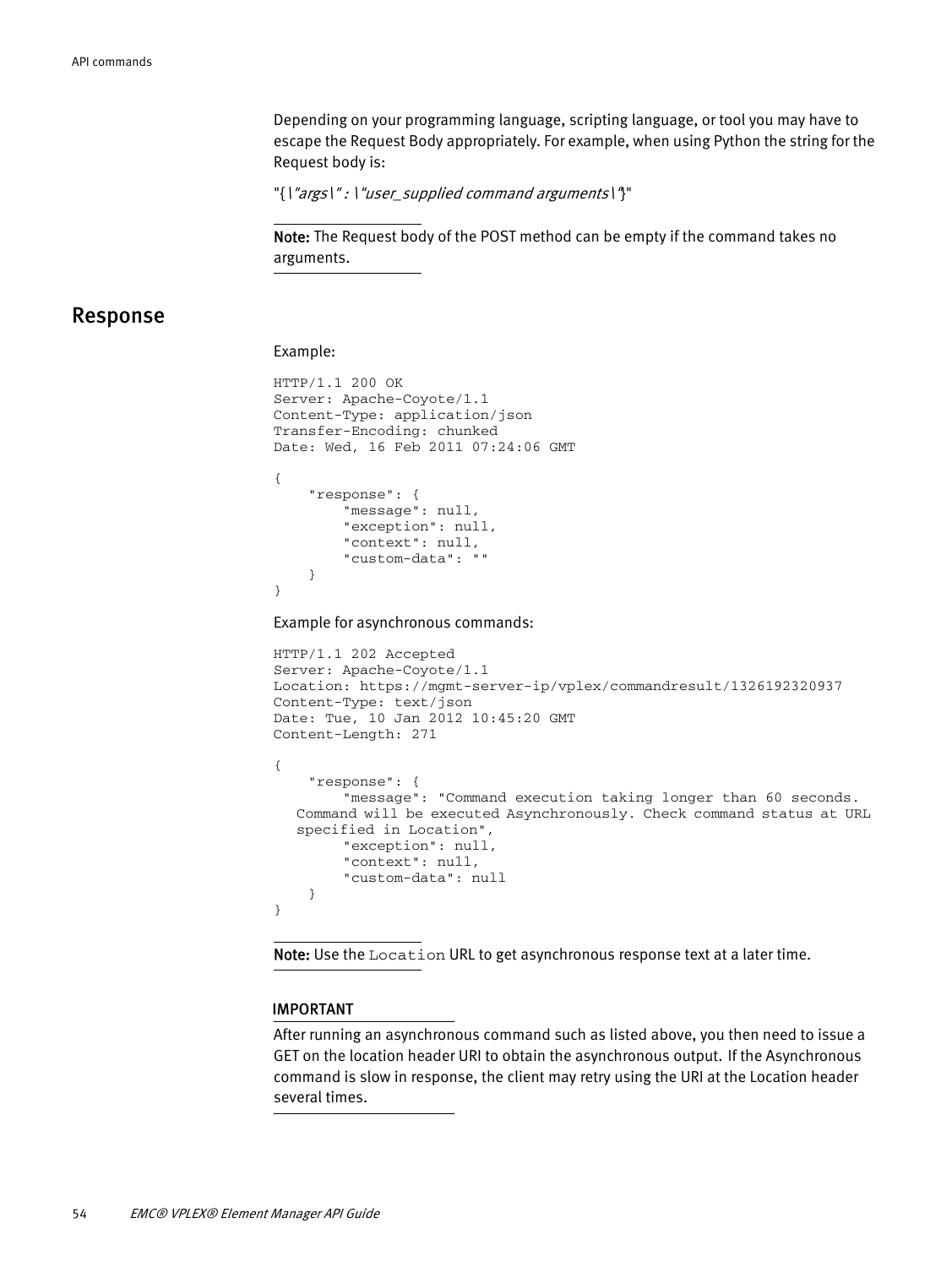Depending on your programming language, scripting language, or tool you may have to escape the Request Body appropriately. For example, when using Python the string for the Request body is:

"{\"*args*\" : \"*user_supplied command arguments*\"}"

**Note:** The Request body of the POST method can be empty if the command takes no arguments.

## Response

Example:

```
HTTP/1.1 200 OK
Server: Apache-Coyote/1.1
Content-Type: application/json
Transfer-Encoding: chunked
Date: Wed, 16 Feb 2011 07:24:06 GMT

{
    "response": {
        "message": null,
        "exception": null,
        "context": null,
        "custom-data": ""
    }
}
```

Example for asynchronous commands:

```
HTTP/1.1 202 Accepted
Server: Apache-Coyote/1.1
Location: https://mgmt-server-ip/vplex/commandresult/1326192320937
Content-Type: text/json
Date: Tue, 10 Jan 2012 10:45:20 GMT
Content-Length: 271

{
    "response": {
        "message": "Command execution taking longer than 60 seconds. 
   Command will be executed Asynchronously. Check command status at URL 
   specified in Location",
        "exception": null,
        "context": null,
        "custom-data": null
    }
}
```

**Note:** Use the `Location` URL to get asynchronous response text at a later time.

**IMPORTANT**

After running an asynchronous command such as listed above, you then need to issue a GET on the location header URI to obtain the asynchronous output. If the Asynchronous command is slow in response, the client may retry using the URI at the Location header several times.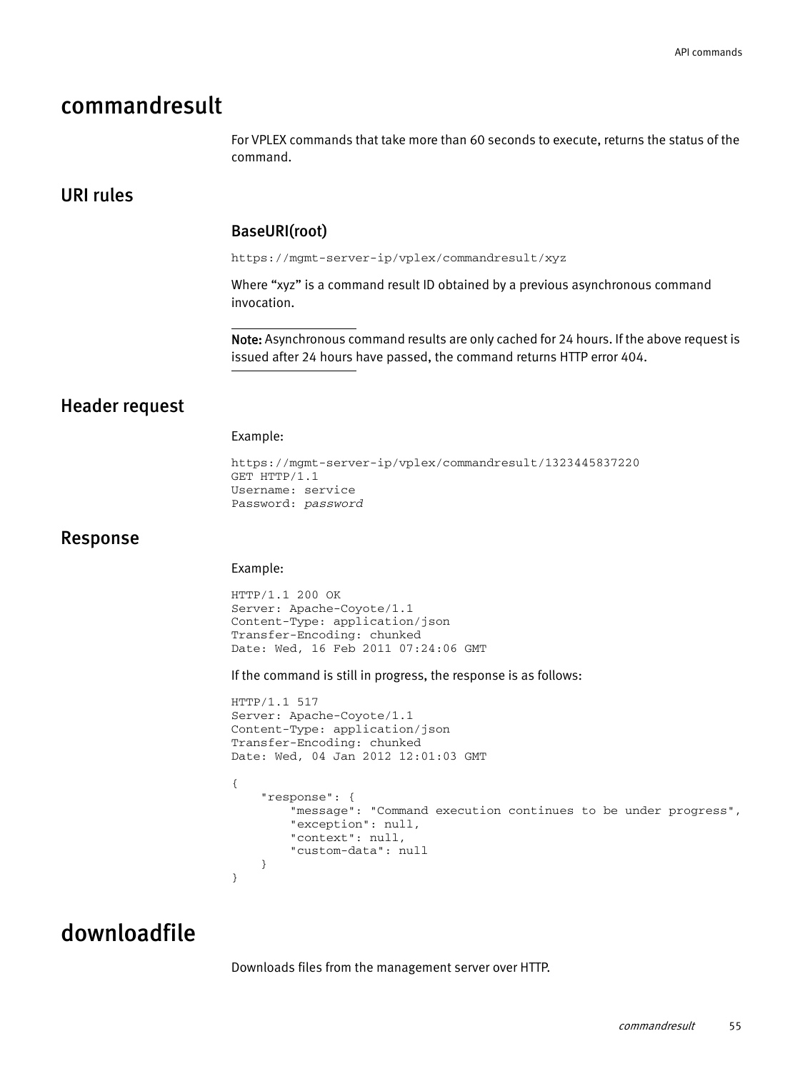# commandresult

For VPLEX commands that take more than 60 seconds to execute, returns the status of the command.

## URI rules

### BaseURI(root)

```
https://mgmt-server-ip/vplex/commandresult/xyz
```

Where “xyz” is a command result ID obtained by a previous asynchronous command invocation.

---

**Note:** Asynchronous command results are only cached for 24 hours. If the above request is issued after 24 hours have passed, the command returns HTTP error 404.

---

## Header request

Example:

```
https://mgmt-server-ip/vplex/commandresult/1323445837220
GET HTTP/1.1
Username: service
Password: password
```

## Response

Example:

```
HTTP/1.1 200 OK
Server: Apache-Coyote/1.1
Content-Type: application/json
Transfer-Encoding: chunked
Date: Wed, 16 Feb 2011 07:24:06 GMT
```

If the command is still in progress, the response is as follows:

```
HTTP/1.1 517
Server: Apache-Coyote/1.1
Content-Type: application/json
Transfer-Encoding: chunked
Date: Wed, 04 Jan 2012 12:01:03 GMT

{
    "response": {
        "message": "Command execution continues to be under progress",
        "exception": null,
        "context": null,
        "custom-data": null
    }
}
```

# downloadfile

Downloads files from the management server over HTTP.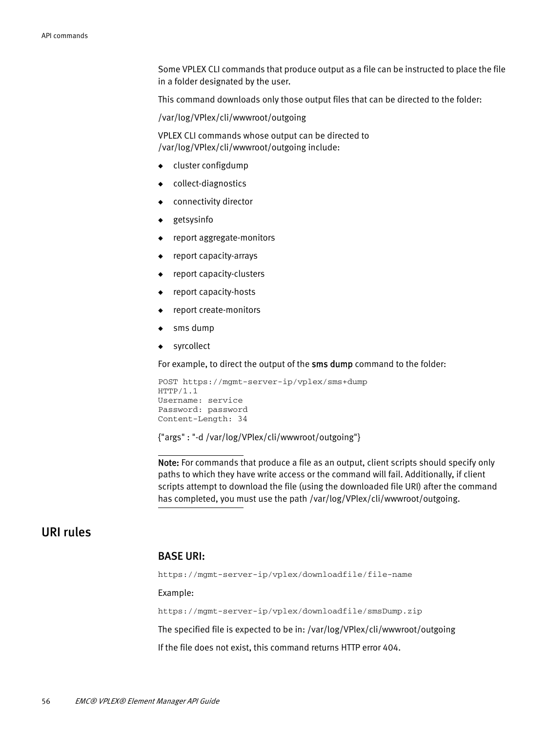Some VPLEX CLI commands that produce output as a file can be instructed to place the file in a folder designated by the user.

This command downloads only those output files that can be directed to the folder:

/var/log/VPlex/cli/wwwroot/outgoing

VPLEX CLI commands whose output can be directed to /var/log/VPlex/cli/wwwroot/outgoing include:

- cluster configdump
- collect-diagnostics
- connectivity director
- getsysinfo
- report aggregate-monitors
- report capacity-arrays
- report capacity-clusters
- report capacity-hosts
- report create-monitors
- sms dump
- syrcollect

For example, to direct the output of the **sms dump** command to the folder:

```
POST https://mgmt-server-ip/vplex/sms+dump
HTTP/1.1
Username: service
Password: password
Content-Length: 34
```

{"args" : "-d /var/log/VPlex/cli/wwwroot/outgoing"}

---

**Note:** For commands that produce a file as an output, client scripts should specify only paths to which they have write access or the command will fail. Additionally, if client scripts attempt to download the file (using the downloaded file URI) after the command has completed, you must use the path /var/log/VPlex/cli/wwwroot/outgoing.

---

## URI rules

### BASE URI:

```
https://mgmt-server-ip/vplex/downloadfile/file-name
```

Example:

```
https://mgmt-server-ip/vplex/downloadfile/smsDump.zip
```

The specified file is expected to be in: /var/log/VPlex/cli/wwwroot/outgoing

If the file does not exist, this command returns HTTP error 404.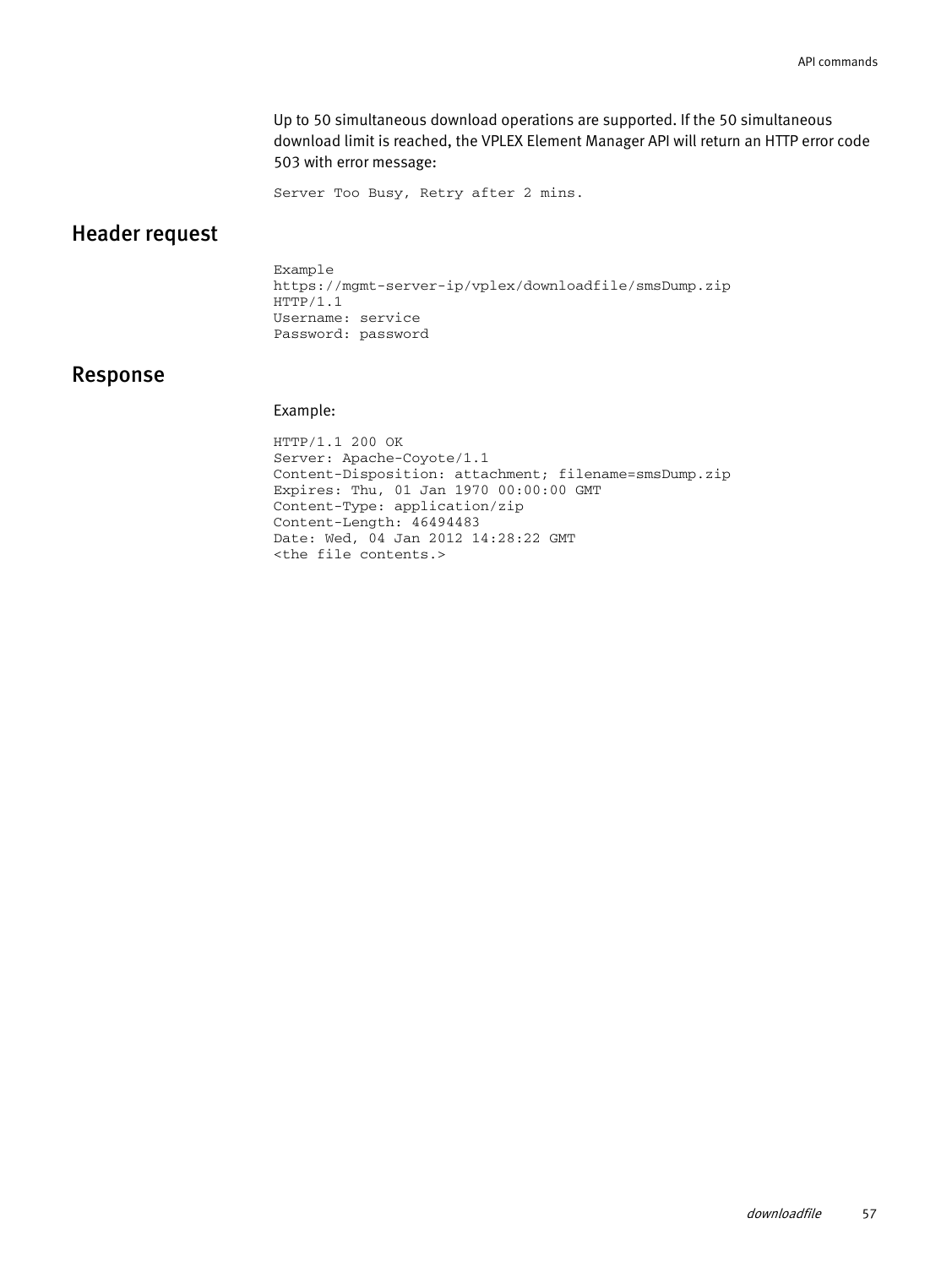Up to 50 simultaneous download operations are supported. If the 50 simultaneous download limit is reached, the VPLEX Element Manager API will return an HTTP error code 503 with error message:

```
Server Too Busy, Retry after 2 mins.
```

## Header request

```
Example
https://mgmt-server-ip/vplex/downloadfile/smsDump.zip
HTTP/1.1
Username: service
Password: password
```

## Response

Example:

```
HTTP/1.1 200 OK
Server: Apache-Coyote/1.1
Content-Disposition: attachment; filename=smsDump.zip
Expires: Thu, 01 Jan 1970 00:00:00 GMT
Content-Type: application/zip
Content-Length: 46494483
Date: Wed, 04 Jan 2012 14:28:22 GMT
<the file contents.>
```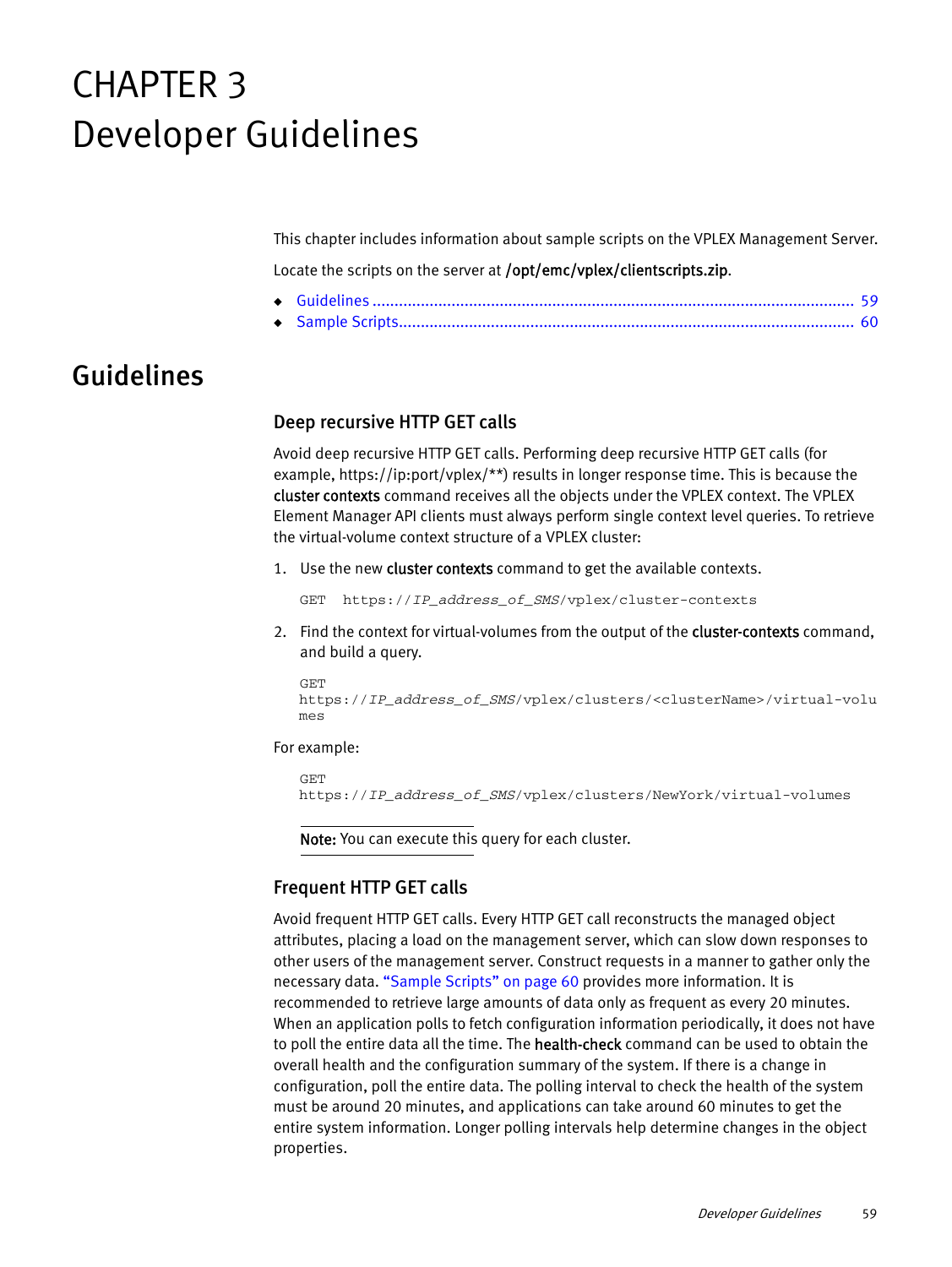# CHAPTER 3
# Developer Guidelines

This chapter includes information about sample scripts on the VPLEX Management Server.

Locate the scripts on the server at **/opt/emc/vplex/clientscripts.zip**.

- Guidelines ............................................................................................................ 59
- Sample Scripts....................................................................................................... 60

## Guidelines

### Deep recursive HTTP GET calls

Avoid deep recursive HTTP GET calls. Performing deep recursive HTTP GET calls (for example, https://ip:port/vplex/**) results in longer response time. This is because the **cluster contexts** command receives all the objects under the VPLEX context. The VPLEX Element Manager API clients must always perform single context level queries. To retrieve the virtual-volume context structure of a VPLEX cluster:

1. Use the new **cluster contexts** command to get the available contexts.

   ```
   GET  https://IP_address_of_SMS/vplex/cluster-contexts
   ```

2. Find the context for virtual-volumes from the output of the **cluster-contexts** command, and build a query.

   ```
   GET
   https://IP_address_of_SMS/vplex/clusters/<clusterName>/virtual-volumes
   ```

For example:

```
GET
https://IP_address_of_SMS/vplex/clusters/NewYork/virtual-volumes
```

**Note:** You can execute this query for each cluster.

### Frequent HTTP GET calls

Avoid frequent HTTP GET calls. Every HTTP GET call reconstructs the managed object attributes, placing a load on the management server, which can slow down responses to other users of the management server. Construct requests in a manner to gather only the necessary data. "Sample Scripts" on page 60 provides more information. It is recommended to retrieve large amounts of data only as frequent as every 20 minutes. When an application polls to fetch configuration information periodically, it does not have to poll the entire data all the time. The **health-check** command can be used to obtain the overall health and the configuration summary of the system. If there is a change in configuration, poll the entire data. The polling interval to check the health of the system must be around 20 minutes, and applications can take around 60 minutes to get the entire system information. Longer polling intervals help determine changes in the object properties.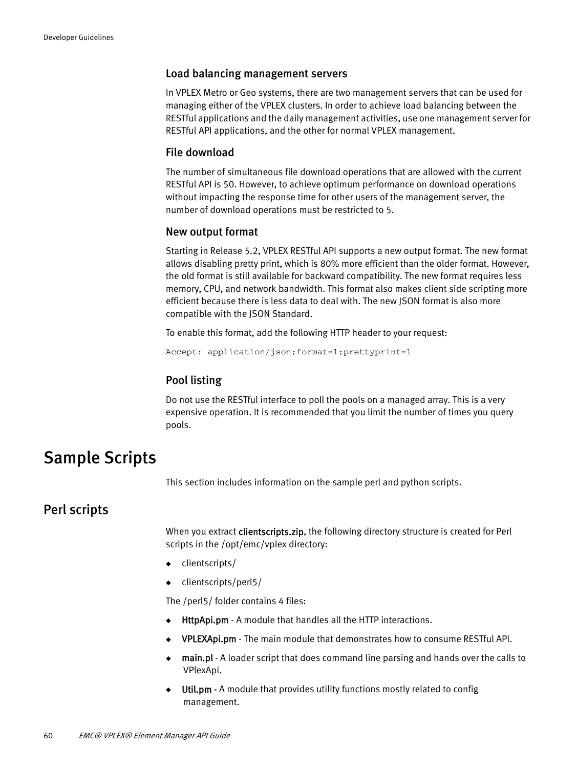### Load balancing management servers

In VPLEX Metro or Geo systems, there are two management servers that can be used for managing either of the VPLEX clusters. In order to achieve load balancing between the RESTful applications and the daily management activities, use one management server for RESTful API applications, and the other for normal VPLEX management.

### File download

The number of simultaneous file download operations that are allowed with the current RESTful API is 50. However, to achieve optimum performance on download operations without impacting the response time for other users of the management server, the number of download operations must be restricted to 5.

### New output format

Starting in Release 5.2, VPLEX RESTful API supports a new output format. The new format allows disabling pretty print, which is 80% more efficient than the older format. However, the old format is still available for backward compatibility. The new format requires less memory, CPU, and network bandwidth. This format also makes client side scripting more efficient because there is less data to deal with. The new JSON format is also more compatible with the JSON Standard.

To enable this format, add the following HTTP header to your request:

```
Accept: application/json;format=1;prettyprint=1
```

### Pool listing

Do not use the RESTful interface to poll the pools on a managed array. This is a very expensive operation. It is recommended that you limit the number of times you query pools.

# Sample Scripts

This section includes information on the sample perl and python scripts.

## Perl scripts

When you extract clientscripts.zip, the following directory structure is created for Perl scripts in the /opt/emc/vplex directory:

- clientscripts/
- clientscripts/perl5/

The /perl5/ folder contains 4 files:

- HttpApi.pm - A module that handles all the HTTP interactions.
- VPLEXApi.pm - The main module that demonstrates how to consume RESTful API.
- main.pl - A loader script that does command line parsing and hands over the calls to VPlexApi.
- Util.pm - A module that provides utility functions mostly related to config management.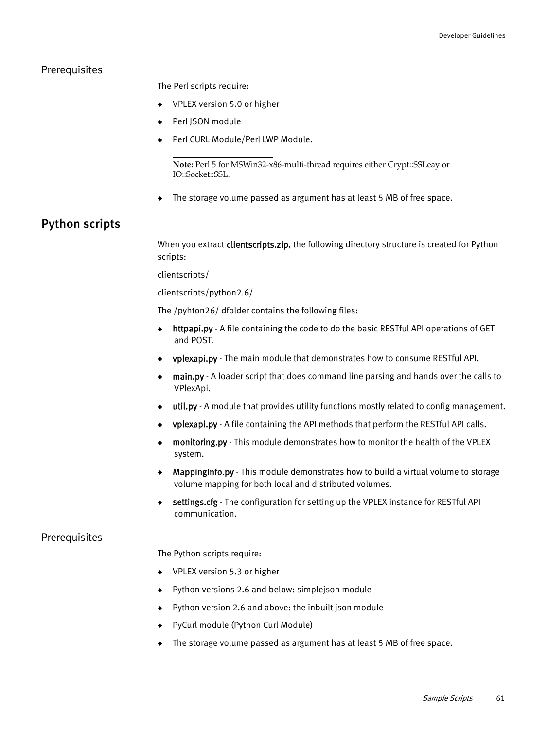### Prerequisites

The Perl scripts require:

- VPLEX version 5.0 or higher
- Perl JSON module
- Perl CURL Module/Perl LWP Module.

---

**Note:** Perl 5 for MSWin32-x86-multi-thread requires either Crypt::SSLeay or IO::Socket::SSL.

---

- The storage volume passed as argument has at least 5 MB of free space.

## Python scripts

When you extract clientscripts.zip, the following directory structure is created for Python scripts:

clientscripts/

clientscripts/python2.6/

The /pyhton26/ dfolder contains the following files:

- httpapi.py - A file containing the code to do the basic RESTful API operations of GET and POST.
- vplexapi.py - The main module that demonstrates how to consume RESTful API.
- main.py - A loader script that does command line parsing and hands over the calls to VPlexApi.
- util.py - A module that provides utility functions mostly related to config management.
- vplexapi.py - A file containing the API methods that perform the RESTful API calls.
- monitoring.py - This module demonstrates how to monitor the health of the VPLEX system.
- MappingInfo.py - This module demonstrates how to build a virtual volume to storage volume mapping for both local and distributed volumes.
- settings.cfg - The configuration for setting up the VPLEX instance for RESTful API communication.

### Prerequisites

The Python scripts require:

- VPLEX version 5.3 or higher
- Python versions 2.6 and below: simplejson module
- Python version 2.6 and above: the inbuilt json module
- PyCurl module (Python Curl Module)
- The storage volume passed as argument has at least 5 MB of free space.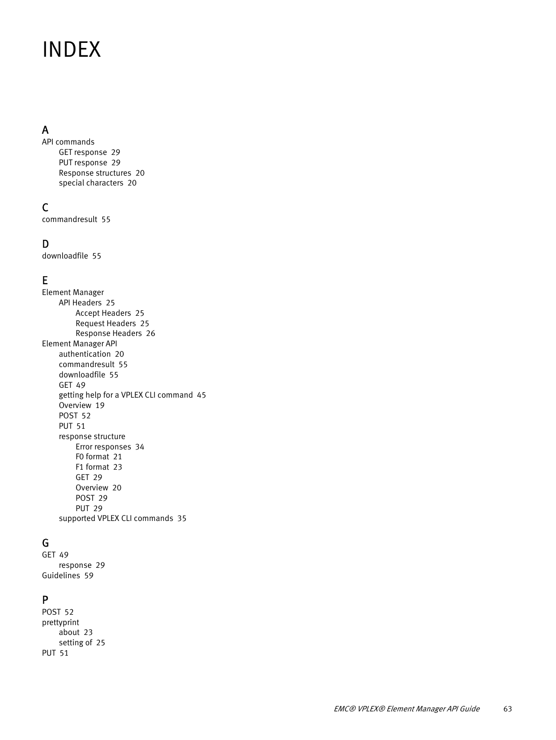# INDEX

## A

API commands
- GET response 29
- PUT response 29
- Response structures 20
- special characters 20

## C

commandresult 55

## D

downloadfile 55

## E

Element Manager
- API Headers 25
  - Accept Headers 25
  - Request Headers 25
  - Response Headers 26

Element Manager API
- authentication 20
- commandresult 55
- downloadfile 55
- GET 49
- getting help for a VPLEX CLI command 45
- Overview 19
- POST 52
- PUT 51
- response structure
  - Error responses 34
  - F0 format 21
  - F1 format 23
  - GET 29
  - Overview 20
  - POST 29
  - PUT 29
- supported VPLEX CLI commands 35

## G

GET 49
- response 29

Guidelines 59

## P

POST 52

prettyprint
- about 23
- setting of 25

PUT 51